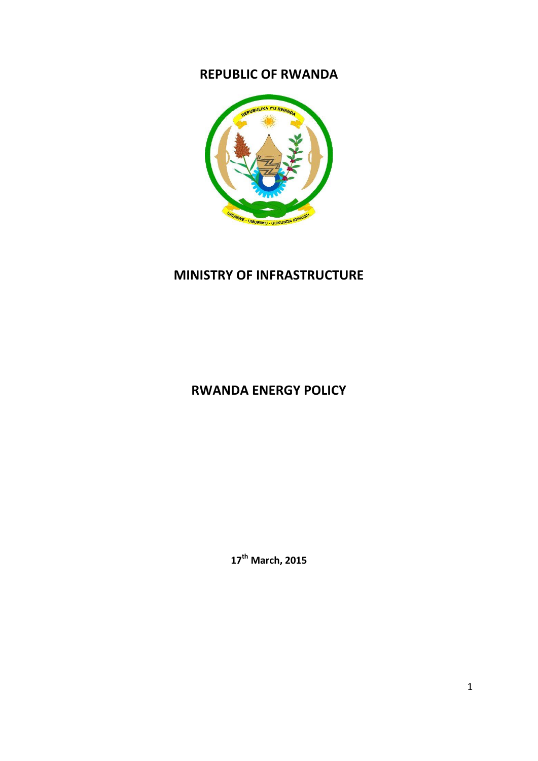# REPUBLIC OF RWANDA

# MINISTRY OF INFRASTRUCTURE

# RWANDA ENERGY POLICY

**17th March, 2015**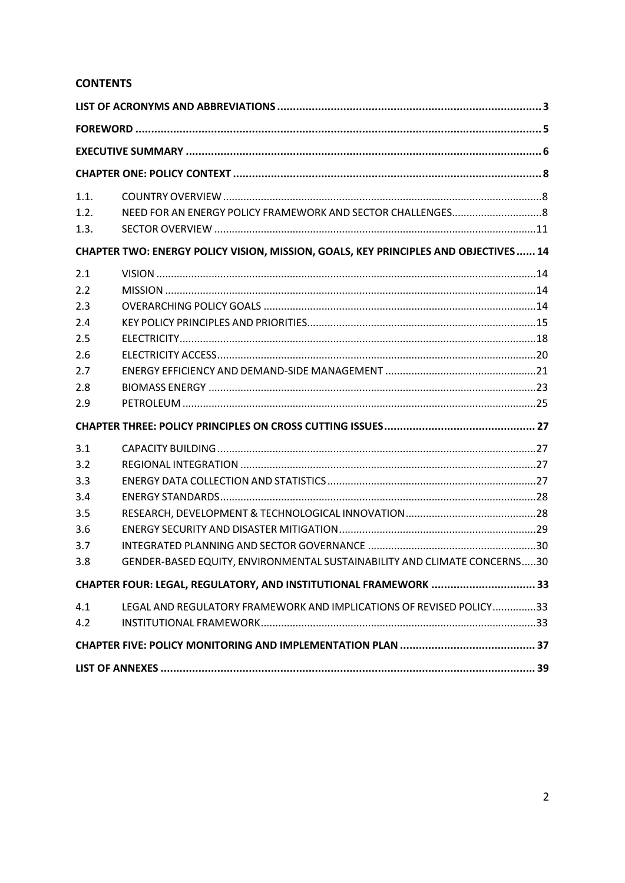## CONTENTS

| | | |
|---|---|---|
| **LIST OF ACRONYMS AND ABBREVIATIONS** | | **3** |
| **FOREWORD** | | **5** |
| **EXECUTIVE SUMMARY** | | **6** |
| **CHAPTER ONE: POLICY CONTEXT** | | **8** |
| 1.1. | COUNTRY OVERVIEW | 8 |
| 1.2. | NEED FOR AN ENERGY POLICY FRAMEWORK AND SECTOR CHALLENGES | 8 |
| 1.3. | SECTOR OVERVIEW | 11 |
| **CHAPTER TWO: ENERGY POLICY VISION, MISSION, GOALS, KEY PRINCIPLES AND OBJECTIVES** | | **14** |
| 2.1 | VISION | 14 |
| 2.2 | MISSION | 14 |
| 2.3 | OVERARCHING POLICY GOALS | 14 |
| 2.4 | KEY POLICY PRINCIPLES AND PRIORITIES | 15 |
| 2.5 | ELECTRICITY | 18 |
| 2.6 | ELECTRICITY ACCESS | 20 |
| 2.7 | ENERGY EFFICIENCY AND DEMAND-SIDE MANAGEMENT | 21 |
| 2.8 | BIOMASS ENERGY | 23 |
| 2.9 | PETROLEUM | 25 |
| **CHAPTER THREE: POLICY PRINCIPLES ON CROSS CUTTING ISSUES** | | **27** |
| 3.1 | CAPACITY BUILDING | 27 |
| 3.2 | REGIONAL INTEGRATION | 27 |
| 3.3 | ENERGY DATA COLLECTION AND STATISTICS | 27 |
| 3.4 | ENERGY STANDARDS | 28 |
| 3.5 | RESEARCH, DEVELOPMENT & TECHNOLOGICAL INNOVATION | 28 |
| 3.6 | ENERGY SECURITY AND DISASTER MITIGATION | 29 |
| 3.7 | INTEGRATED PLANNING AND SECTOR GOVERNANCE | 30 |
| 3.8 | GENDER-BASED EQUITY, ENVIRONMENTAL SUSTAINABILITY AND CLIMATE CONCERNS | 30 |
| **CHAPTER FOUR: LEGAL, REGULATORY, AND INSTITUTIONAL FRAMEWORK** | | **33** |
| 4.1 | LEGAL AND REGULATORY FRAMEWORK AND IMPLICATIONS OF REVISED POLICY | 33 |
| 4.2 | INSTITUTIONAL FRAMEWORK | 33 |
| **CHAPTER FIVE: POLICY MONITORING AND IMPLEMENTATION PLAN** | | **37** |
| **LIST OF ANNEXES** | | **39** |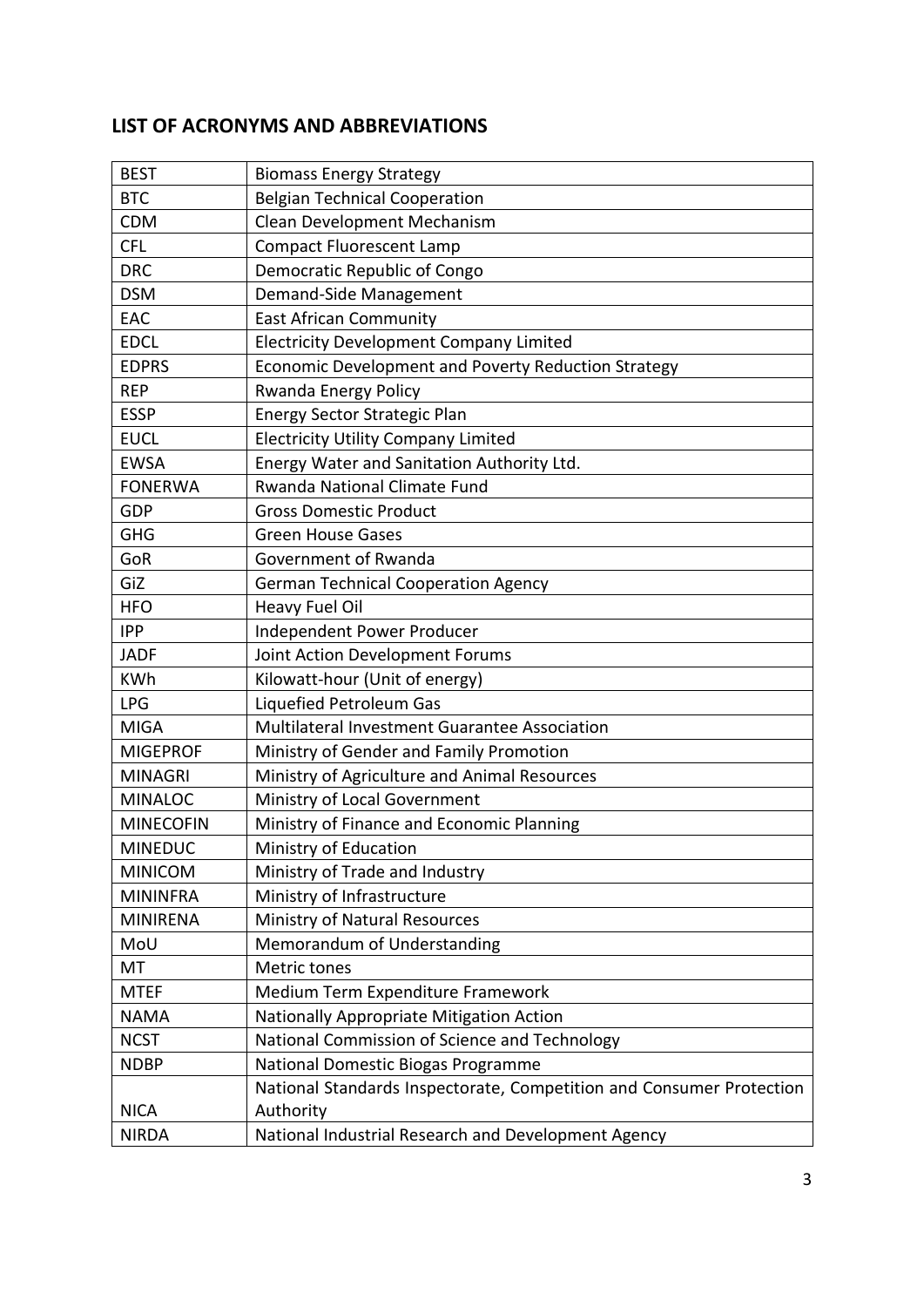## LIST OF ACRONYMS AND ABBREVIATIONS

| | |
|---|---|
| BEST | Biomass Energy Strategy |
| BTC | Belgian Technical Cooperation |
| CDM | Clean Development Mechanism |
| CFL | Compact Fluorescent Lamp |
| DRC | Democratic Republic of Congo |
| DSM | Demand-Side Management |
| EAC | East African Community |
| EDCL | Electricity Development Company Limited |
| EDPRS | Economic Development and Poverty Reduction Strategy |
| REP | Rwanda Energy Policy |
| ESSP | Energy Sector Strategic Plan |
| EUCL | Electricity Utility Company Limited |
| EWSA | Energy Water and Sanitation Authority Ltd. |
| FONERWA | Rwanda National Climate Fund |
| GDP | Gross Domestic Product |
| GHG | Green House Gases |
| GoR | Government of Rwanda |
| GiZ | German Technical Cooperation Agency |
| HFO | Heavy Fuel Oil |
| IPP | Independent Power Producer |
| JADF | Joint Action Development Forums |
| KWh | Kilowatt-hour (Unit of energy) |
| LPG | Liquefied Petroleum Gas |
| MIGA | Multilateral Investment Guarantee Association |
| MIGEPROF | Ministry of Gender and Family Promotion |
| MINAGRI | Ministry of Agriculture and Animal Resources |
| MINALOC | Ministry of Local Government |
| MINECOFIN | Ministry of Finance and Economic Planning |
| MINEDUC | Ministry of Education |
| MINICOM | Ministry of Trade and Industry |
| MININFRA | Ministry of Infrastructure |
| MINIRENA | Ministry of Natural Resources |
| MoU | Memorandum of Understanding |
| MT | Metric tones |
| MTEF | Medium Term Expenditure Framework |
| NAMA | Nationally Appropriate Mitigation Action |
| NCST | National Commission of Science and Technology |
| NDBP | National Domestic Biogas Programme |
| NICA | National Standards Inspectorate, Competition and Consumer Protection Authority |
| NIRDA | National Industrial Research and Development Agency |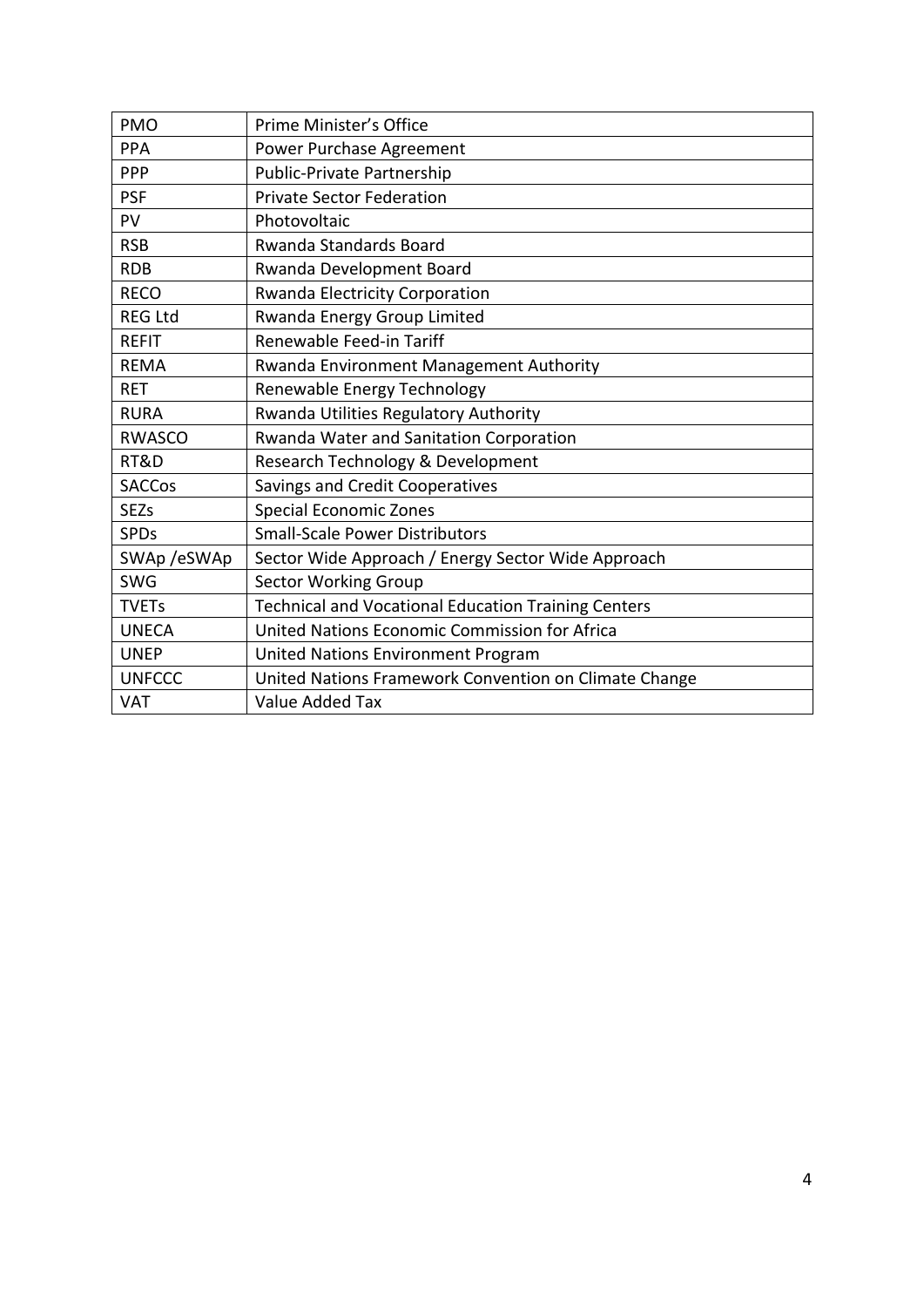| PMO | Prime Minister's Office |
|---|---|
| PPA | Power Purchase Agreement |
| PPP | Public-Private Partnership |
| PSF | Private Sector Federation |
| PV | Photovoltaic |
| RSB | Rwanda Standards Board |
| RDB | Rwanda Development Board |
| RECO | Rwanda Electricity Corporation |
| REG Ltd | Rwanda Energy Group Limited |
| REFIT | Renewable Feed-in Tariff |
| REMA | Rwanda Environment Management Authority |
| RET | Renewable Energy Technology |
| RURA | Rwanda Utilities Regulatory Authority |
| RWASCO | Rwanda Water and Sanitation Corporation |
| RT&D | Research Technology & Development |
| SACCos | Savings and Credit Cooperatives |
| SEZs | Special Economic Zones |
| SPDs | Small-Scale Power Distributors |
| SWAp /eSWAp | Sector Wide Approach / Energy Sector Wide Approach |
| SWG | Sector Working Group |
| TVETs | Technical and Vocational Education Training Centers |
| UNECA | United Nations Economic Commission for Africa |
| UNEP | United Nations Environment Program |
| UNFCCC | United Nations Framework Convention on Climate Change |
| VAT | Value Added Tax |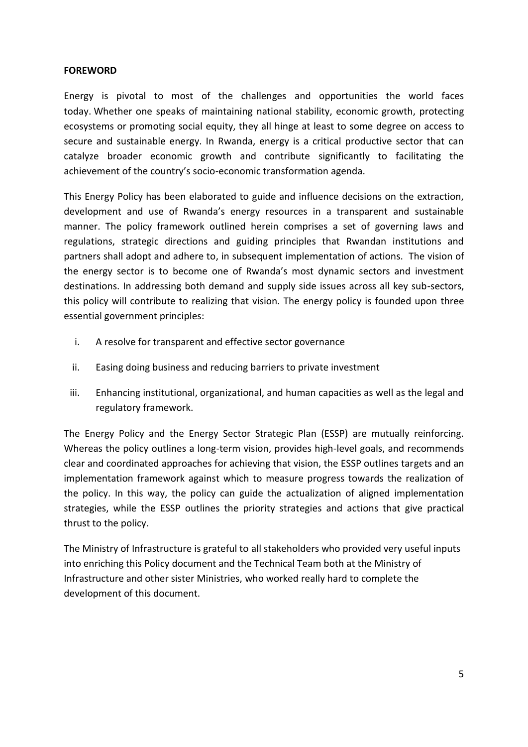## FOREWORD

Energy is pivotal to most of the challenges and opportunities the world faces today. Whether one speaks of maintaining national stability, economic growth, protecting ecosystems or promoting social equity, they all hinge at least to some degree on access to secure and sustainable energy. In Rwanda, energy is a critical productive sector that can catalyze broader economic growth and contribute significantly to facilitating the achievement of the country's socio-economic transformation agenda.

This Energy Policy has been elaborated to guide and influence decisions on the extraction, development and use of Rwanda's energy resources in a transparent and sustainable manner. The policy framework outlined herein comprises a set of governing laws and regulations, strategic directions and guiding principles that Rwandan institutions and partners shall adopt and adhere to, in subsequent implementation of actions. The vision of the energy sector is to become one of Rwanda's most dynamic sectors and investment destinations. In addressing both demand and supply side issues across all key sub-sectors, this policy will contribute to realizing that vision. The energy policy is founded upon three essential government principles:

i. A resolve for transparent and effective sector governance
ii. Easing doing business and reducing barriers to private investment
iii. Enhancing institutional, organizational, and human capacities as well as the legal and regulatory framework.

The Energy Policy and the Energy Sector Strategic Plan (ESSP) are mutually reinforcing. Whereas the policy outlines a long-term vision, provides high-level goals, and recommends clear and coordinated approaches for achieving that vision, the ESSP outlines targets and an implementation framework against which to measure progress towards the realization of the policy. In this way, the policy can guide the actualization of aligned implementation strategies, while the ESSP outlines the priority strategies and actions that give practical thrust to the policy.

The Ministry of Infrastructure is grateful to all stakeholders who provided very useful inputs into enriching this Policy document and the Technical Team both at the Ministry of Infrastructure and other sister Ministries, who worked really hard to complete the development of this document.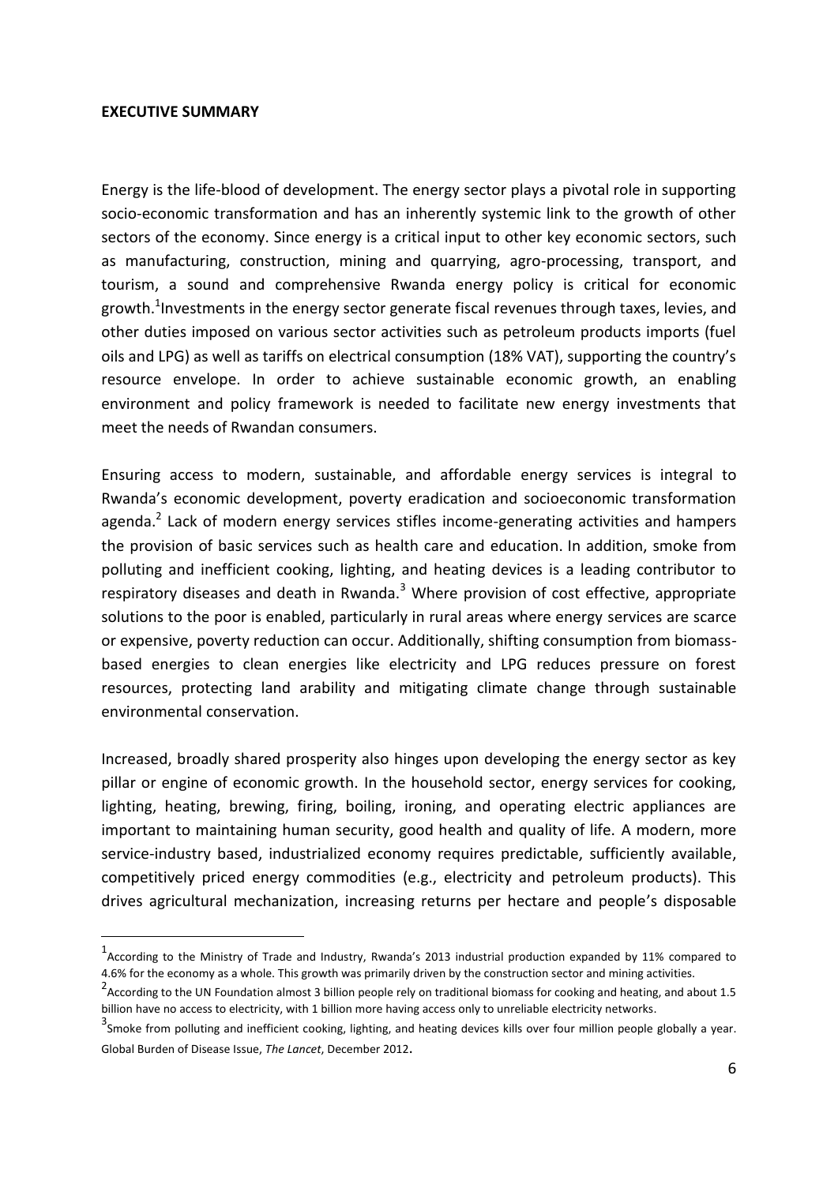**EXECUTIVE SUMMARY**

Energy is the life-blood of development. The energy sector plays a pivotal role in supporting socio-economic transformation and has an inherently systemic link to the growth of other sectors of the economy. Since energy is a critical input to other key economic sectors, such as manufacturing, construction, mining and quarrying, agro-processing, transport, and tourism, a sound and comprehensive Rwanda energy policy is critical for economic growth.[1]Investments in the energy sector generate fiscal revenues through taxes, levies, and other duties imposed on various sector activities such as petroleum products imports (fuel oils and LPG) as well as tariffs on electrical consumption (18% VAT), supporting the country's resource envelope. In order to achieve sustainable economic growth, an enabling environment and policy framework is needed to facilitate new energy investments that meet the needs of Rwandan consumers.

Ensuring access to modern, sustainable, and affordable energy services is integral to Rwanda's economic development, poverty eradication and socioeconomic transformation agenda.[2] Lack of modern energy services stifles income-generating activities and hampers the provision of basic services such as health care and education. In addition, smoke from polluting and inefficient cooking, lighting, and heating devices is a leading contributor to respiratory diseases and death in Rwanda.[3] Where provision of cost effective, appropriate solutions to the poor is enabled, particularly in rural areas where energy services are scarce or expensive, poverty reduction can occur. Additionally, shifting consumption from biomass-based energies to clean energies like electricity and LPG reduces pressure on forest resources, protecting land arability and mitigating climate change through sustainable environmental conservation.

Increased, broadly shared prosperity also hinges upon developing the energy sector as key pillar or engine of economic growth. In the household sector, energy services for cooking, lighting, heating, brewing, firing, boiling, ironing, and operating electric appliances are important to maintaining human security, good health and quality of life. A modern, more service-industry based, industrialized economy requires predictable, sufficiently available, competitively priced energy commodities (e.g., electricity and petroleum products). This drives agricultural mechanization, increasing returns per hectare and people's disposable

---

[1] According to the Ministry of Trade and Industry, Rwanda's 2013 industrial production expanded by 11% compared to 4.6% for the economy as a whole. This growth was primarily driven by the construction sector and mining activities.

[2] According to the UN Foundation almost 3 billion people rely on traditional biomass for cooking and heating, and about 1.5 billion have no access to electricity, with 1 billion more having access only to unreliable electricity networks.

[3] Smoke from polluting and inefficient cooking, lighting, and heating devices kills over four million people globally a year. Global Burden of Disease Issue, *The Lancet*, December 2012.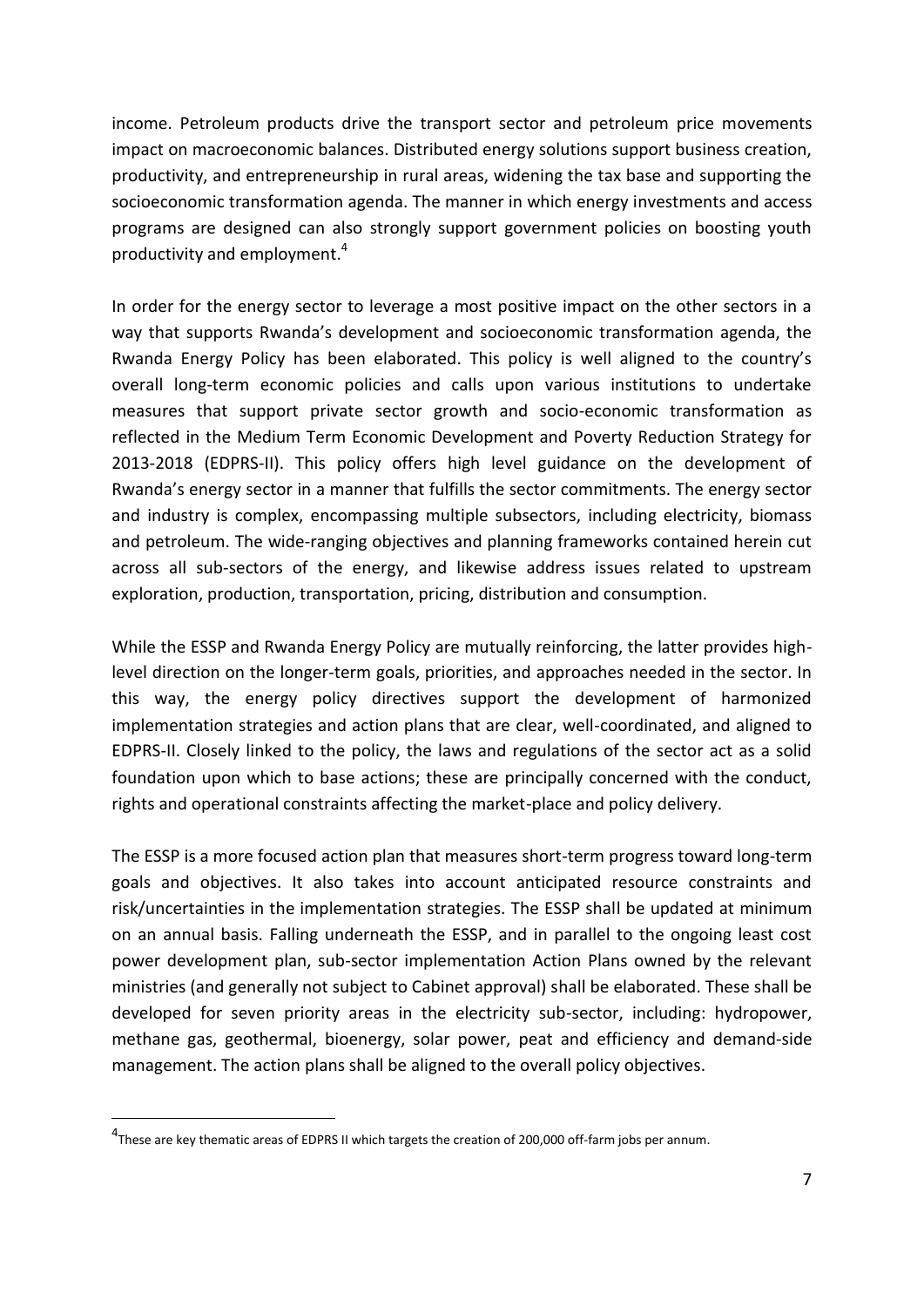income. Petroleum products drive the transport sector and petroleum price movements impact on macroeconomic balances. Distributed energy solutions support business creation, productivity, and entrepreneurship in rural areas, widening the tax base and supporting the socioeconomic transformation agenda. The manner in which energy investments and access programs are designed can also strongly support government policies on boosting youth productivity and employment.[4]

In order for the energy sector to leverage a most positive impact on the other sectors in a way that supports Rwanda's development and socioeconomic transformation agenda, the Rwanda Energy Policy has been elaborated. This policy is well aligned to the country's overall long-term economic policies and calls upon various institutions to undertake measures that support private sector growth and socio-economic transformation as reflected in the Medium Term Economic Development and Poverty Reduction Strategy for 2013-2018 (EDPRS-II). This policy offers high level guidance on the development of Rwanda's energy sector in a manner that fulfills the sector commitments. The energy sector and industry is complex, encompassing multiple subsectors, including electricity, biomass and petroleum. The wide-ranging objectives and planning frameworks contained herein cut across all sub-sectors of the energy, and likewise address issues related to upstream exploration, production, transportation, pricing, distribution and consumption.

While the ESSP and Rwanda Energy Policy are mutually reinforcing, the latter provides high-level direction on the longer-term goals, priorities, and approaches needed in the sector. In this way, the energy policy directives support the development of harmonized implementation strategies and action plans that are clear, well-coordinated, and aligned to EDPRS-II. Closely linked to the policy, the laws and regulations of the sector act as a solid foundation upon which to base actions; these are principally concerned with the conduct, rights and operational constraints affecting the market-place and policy delivery.

The ESSP is a more focused action plan that measures short-term progress toward long-term goals and objectives. It also takes into account anticipated resource constraints and risk/uncertainties in the implementation strategies. The ESSP shall be updated at minimum on an annual basis. Falling underneath the ESSP, and in parallel to the ongoing least cost power development plan, sub-sector implementation Action Plans owned by the relevant ministries (and generally not subject to Cabinet approval) shall be elaborated. These shall be developed for seven priority areas in the electricity sub-sector, including: hydropower, methane gas, geothermal, bioenergy, solar power, peat and efficiency and demand-side management. The action plans shall be aligned to the overall policy objectives.

---

[4] These are key thematic areas of EDPRS II which targets the creation of 200,000 off-farm jobs per annum.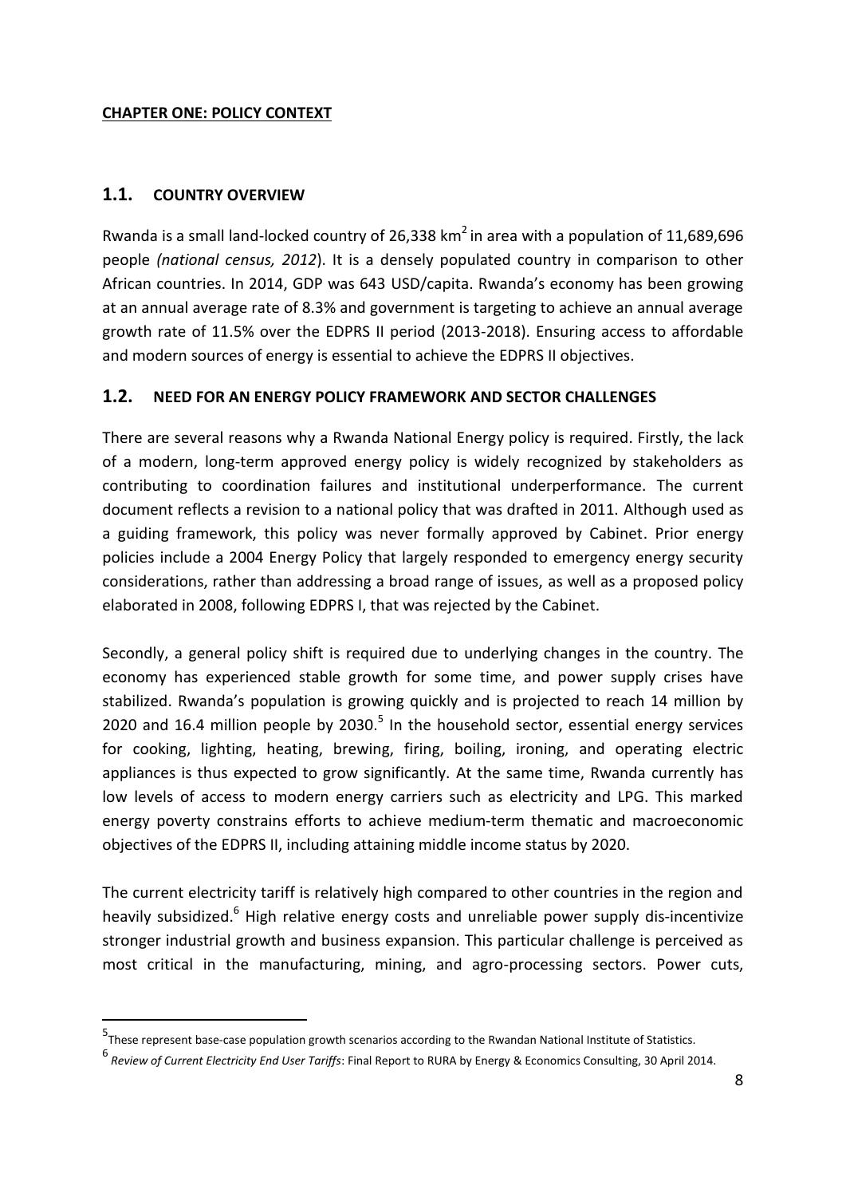**CHAPTER ONE: POLICY CONTEXT**

## 1.1. COUNTRY OVERVIEW

Rwanda is a small land-locked country of 26,338 km$^2$ in area with a population of 11,689,696 people *(national census, 2012)*. It is a densely populated country in comparison to other African countries. In 2014, GDP was 643 USD/capita. Rwanda's economy has been growing at an annual average rate of 8.3% and government is targeting to achieve an annual average growth rate of 11.5% over the EDPRS II period (2013-2018). Ensuring access to affordable and modern sources of energy is essential to achieve the EDPRS II objectives.

## 1.2. NEED FOR AN ENERGY POLICY FRAMEWORK AND SECTOR CHALLENGES

There are several reasons why a Rwanda National Energy policy is required. Firstly, the lack of a modern, long-term approved energy policy is widely recognized by stakeholders as contributing to coordination failures and institutional underperformance. The current document reflects a revision to a national policy that was drafted in 2011. Although used as a guiding framework, this policy was never formally approved by Cabinet. Prior energy policies include a 2004 Energy Policy that largely responded to emergency energy security considerations, rather than addressing a broad range of issues, as well as a proposed policy elaborated in 2008, following EDPRS I, that was rejected by the Cabinet.

Secondly, a general policy shift is required due to underlying changes in the country. The economy has experienced stable growth for some time, and power supply crises have stabilized. Rwanda's population is growing quickly and is projected to reach 14 million by 2020 and 16.4 million people by 2030.[5] In the household sector, essential energy services for cooking, lighting, heating, brewing, firing, boiling, ironing, and operating electric appliances is thus expected to grow significantly. At the same time, Rwanda currently has low levels of access to modern energy carriers such as electricity and LPG. This marked energy poverty constrains efforts to achieve medium-term thematic and macroeconomic objectives of the EDPRS II, including attaining middle income status by 2020.

The current electricity tariff is relatively high compared to other countries in the region and heavily subsidized.[6] High relative energy costs and unreliable power supply dis-incentivize stronger industrial growth and business expansion. This particular challenge is perceived as most critical in the manufacturing, mining, and agro-processing sectors. Power cuts,

---

[5] These represent base-case population growth scenarios according to the Rwandan National Institute of Statistics.

[6] *Review of Current Electricity End User Tariffs*: Final Report to RURA by Energy & Economics Consulting, 30 April 2014.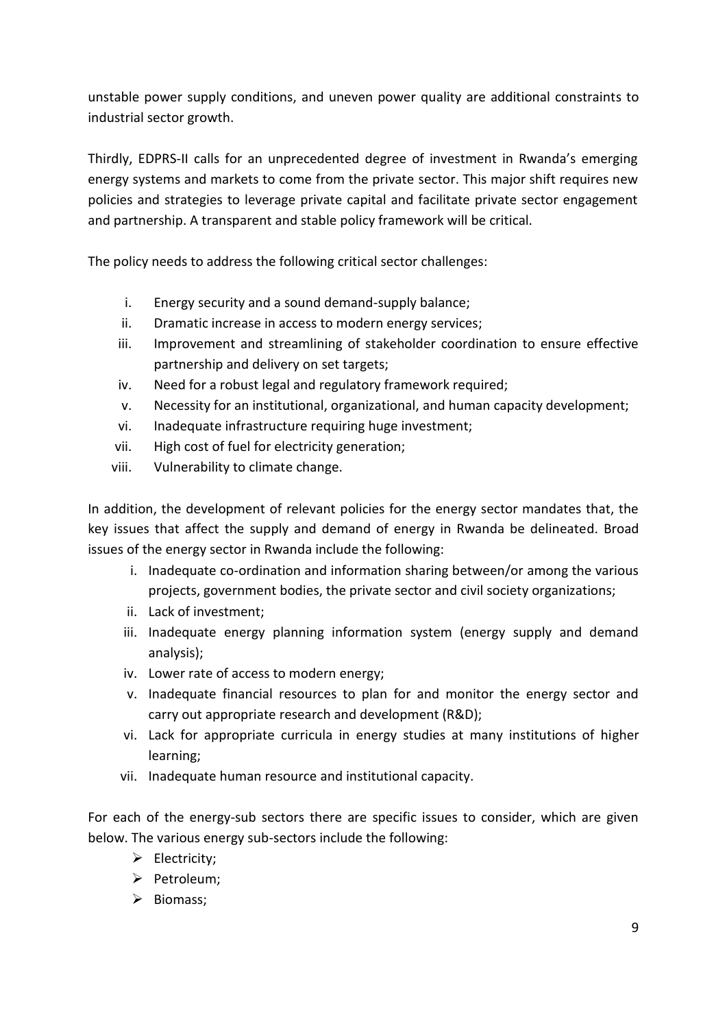unstable power supply conditions, and uneven power quality are additional constraints to industrial sector growth.

Thirdly, EDPRS-II calls for an unprecedented degree of investment in Rwanda's emerging energy systems and markets to come from the private sector. This major shift requires new policies and strategies to leverage private capital and facilitate private sector engagement and partnership. A transparent and stable policy framework will be critical.

The policy needs to address the following critical sector challenges:

i. Energy security and a sound demand-supply balance;
ii. Dramatic increase in access to modern energy services;
iii. Improvement and streamlining of stakeholder coordination to ensure effective partnership and delivery on set targets;
iv. Need for a robust legal and regulatory framework required;
v. Necessity for an institutional, organizational, and human capacity development;
vi. Inadequate infrastructure requiring huge investment;
vii. High cost of fuel for electricity generation;
viii. Vulnerability to climate change.

In addition, the development of relevant policies for the energy sector mandates that, the key issues that affect the supply and demand of energy in Rwanda be delineated. Broad issues of the energy sector in Rwanda include the following:

i. Inadequate co-ordination and information sharing between/or among the various projects, government bodies, the private sector and civil society organizations;
ii. Lack of investment;
iii. Inadequate energy planning information system (energy supply and demand analysis);
iv. Lower rate of access to modern energy;
v. Inadequate financial resources to plan for and monitor the energy sector and carry out appropriate research and development (R&D);
vi. Lack for appropriate curricula in energy studies at many institutions of higher learning;
vii. Inadequate human resource and institutional capacity.

For each of the energy-sub sectors there are specific issues to consider, which are given below. The various energy sub-sectors include the following:

- Electricity;
- Petroleum;
- Biomass;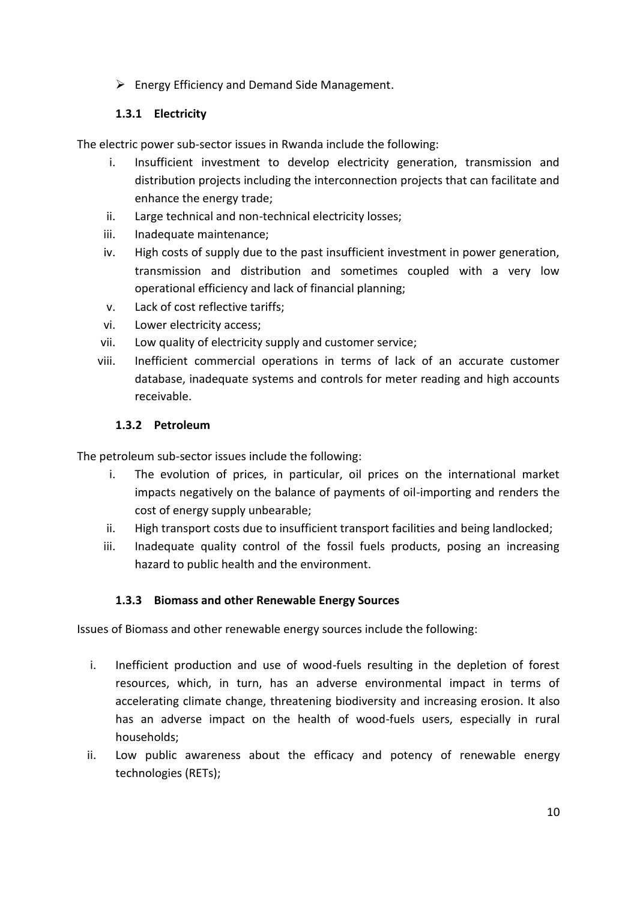- Energy Efficiency and Demand Side Management.

### 1.3.1 Electricity

The electric power sub-sector issues in Rwanda include the following:

i. Insufficient investment to develop electricity generation, transmission and distribution projects including the interconnection projects that can facilitate and enhance the energy trade;
ii. Large technical and non-technical electricity losses;
iii. Inadequate maintenance;
iv. High costs of supply due to the past insufficient investment in power generation, transmission and distribution and sometimes coupled with a very low operational efficiency and lack of financial planning;
v. Lack of cost reflective tariffs;
vi. Lower electricity access;
vii. Low quality of electricity supply and customer service;
viii. Inefficient commercial operations in terms of lack of an accurate customer database, inadequate systems and controls for meter reading and high accounts receivable.

### 1.3.2 Petroleum

The petroleum sub-sector issues include the following:

i. The evolution of prices, in particular, oil prices on the international market impacts negatively on the balance of payments of oil-importing and renders the cost of energy supply unbearable;
ii. High transport costs due to insufficient transport facilities and being landlocked;
iii. Inadequate quality control of the fossil fuels products, posing an increasing hazard to public health and the environment.

### 1.3.3 Biomass and other Renewable Energy Sources

Issues of Biomass and other renewable energy sources include the following:

i. Inefficient production and use of wood-fuels resulting in the depletion of forest resources, which, in turn, has an adverse environmental impact in terms of accelerating climate change, threatening biodiversity and increasing erosion. It also has an adverse impact on the health of wood-fuels users, especially in rural households;
ii. Low public awareness about the efficacy and potency of renewable energy technologies (RETs);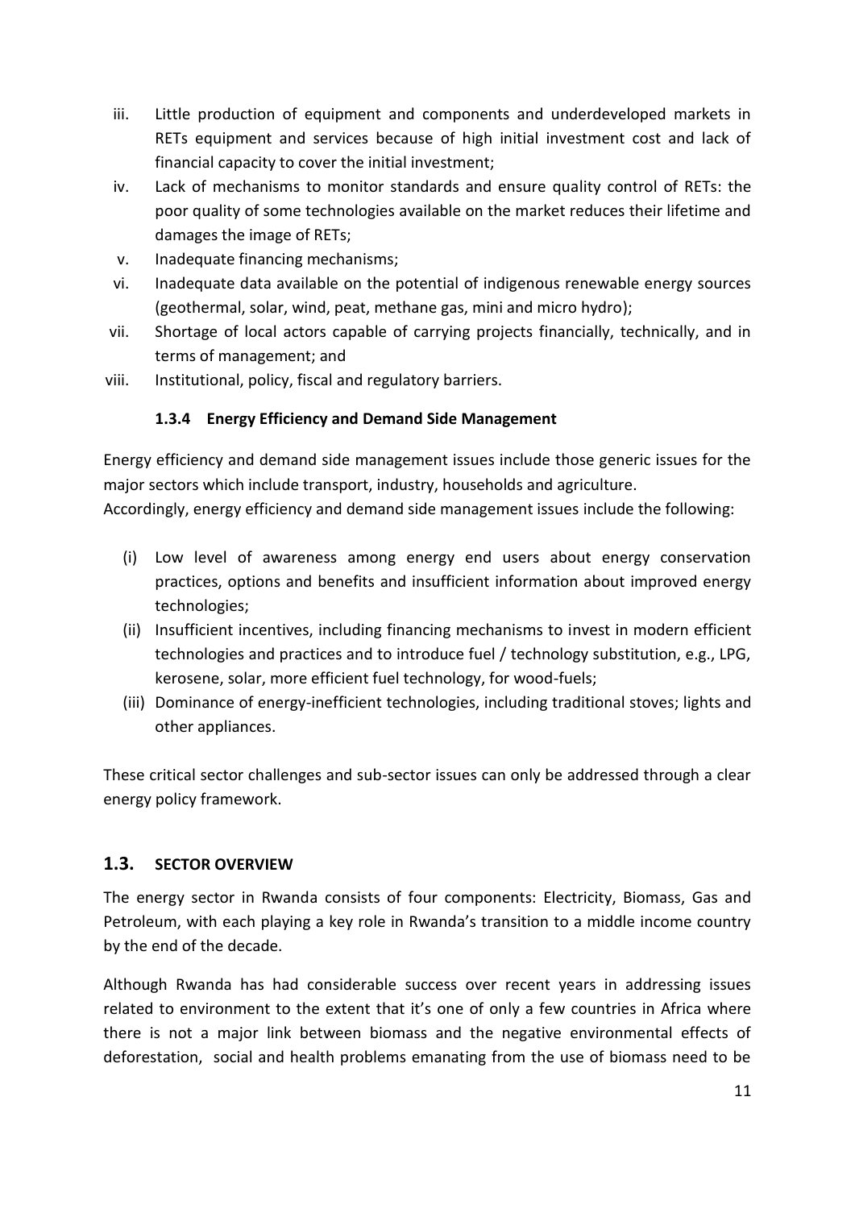iii. Little production of equipment and components and underdeveloped markets in RETs equipment and services because of high initial investment cost and lack of financial capacity to cover the initial investment;

iv. Lack of mechanisms to monitor standards and ensure quality control of RETs: the poor quality of some technologies available on the market reduces their lifetime and damages the image of RETs;

v. Inadequate financing mechanisms;

vi. Inadequate data available on the potential of indigenous renewable energy sources (geothermal, solar, wind, peat, methane gas, mini and micro hydro);

vii. Shortage of local actors capable of carrying projects financially, technically, and in terms of management; and

viii. Institutional, policy, fiscal and regulatory barriers.

### 1.3.4 Energy Efficiency and Demand Side Management

Energy efficiency and demand side management issues include those generic issues for the major sectors which include transport, industry, households and agriculture.
Accordingly, energy efficiency and demand side management issues include the following:

(i) Low level of awareness among energy end users about energy conservation practices, options and benefits and insufficient information about improved energy technologies;

(ii) Insufficient incentives, including financing mechanisms to invest in modern efficient technologies and practices and to introduce fuel / technology substitution, e.g., LPG, kerosene, solar, more efficient fuel technology, for wood-fuels;

(iii) Dominance of energy-inefficient technologies, including traditional stoves; lights and other appliances.

These critical sector challenges and sub-sector issues can only be addressed through a clear energy policy framework.

## 1.3. SECTOR OVERVIEW

The energy sector in Rwanda consists of four components: Electricity, Biomass, Gas and Petroleum, with each playing a key role in Rwanda's transition to a middle income country by the end of the decade.

Although Rwanda has had considerable success over recent years in addressing issues related to environment to the extent that it's one of only a few countries in Africa where there is not a major link between biomass and the negative environmental effects of deforestation, social and health problems emanating from the use of biomass need to be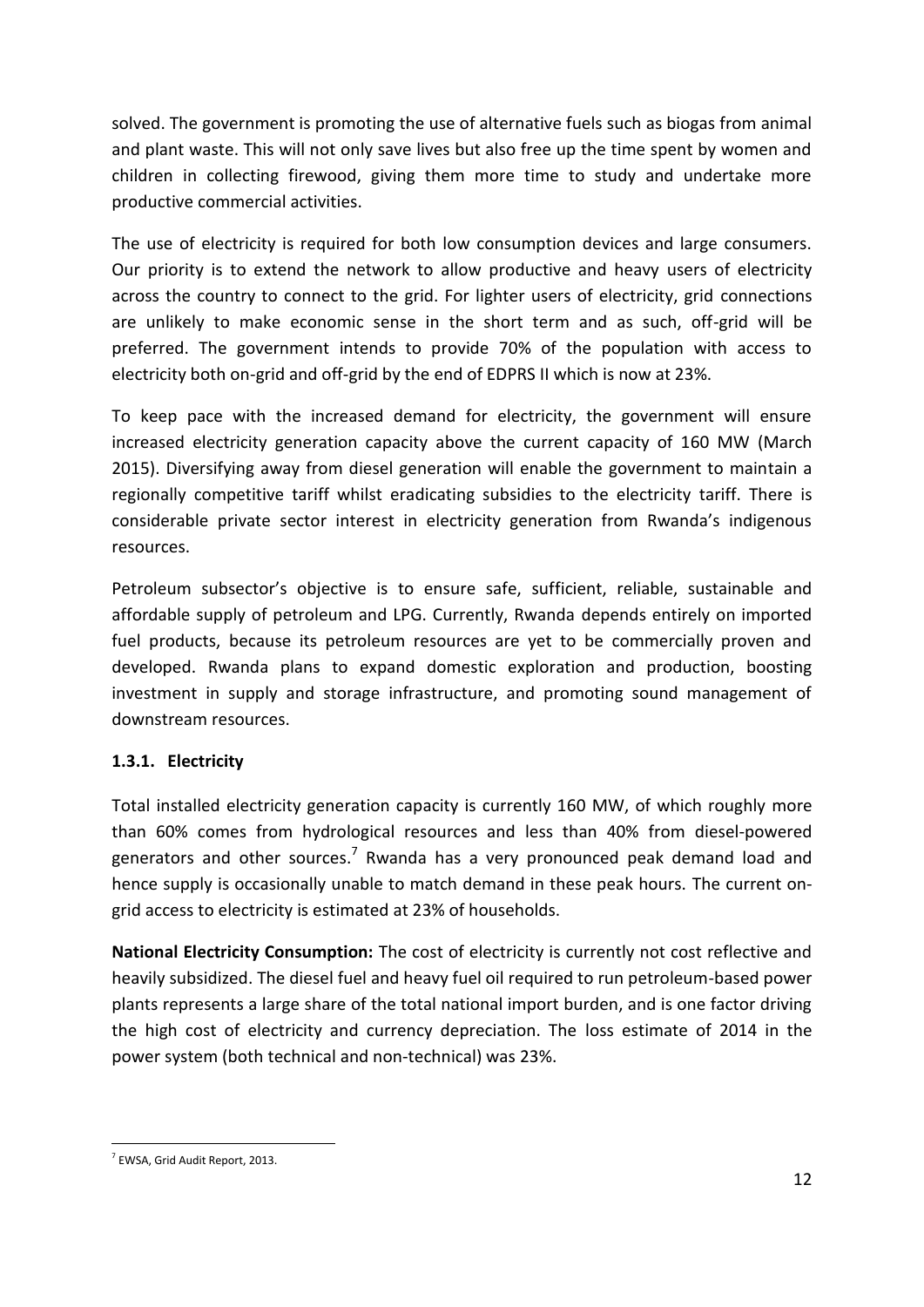solved. The government is promoting the use of alternative fuels such as biogas from animal and plant waste. This will not only save lives but also free up the time spent by women and children in collecting firewood, giving them more time to study and undertake more productive commercial activities.

The use of electricity is required for both low consumption devices and large consumers. Our priority is to extend the network to allow productive and heavy users of electricity across the country to connect to the grid. For lighter users of electricity, grid connections are unlikely to make economic sense in the short term and as such, off-grid will be preferred. The government intends to provide 70% of the population with access to electricity both on-grid and off-grid by the end of EDPRS II which is now at 23%.

To keep pace with the increased demand for electricity, the government will ensure increased electricity generation capacity above the current capacity of 160 MW (March 2015). Diversifying away from diesel generation will enable the government to maintain a regionally competitive tariff whilst eradicating subsidies to the electricity tariff. There is considerable private sector interest in electricity generation from Rwanda's indigenous resources.

Petroleum subsector's objective is to ensure safe, sufficient, reliable, sustainable and affordable supply of petroleum and LPG. Currently, Rwanda depends entirely on imported fuel products, because its petroleum resources are yet to be commercially proven and developed. Rwanda plans to expand domestic exploration and production, boosting investment in supply and storage infrastructure, and promoting sound management of downstream resources.

### 1.3.1. Electricity

Total installed electricity generation capacity is currently 160 MW, of which roughly more than 60% comes from hydrological resources and less than 40% from diesel-powered generators and other sources.[7] Rwanda has a very pronounced peak demand load and hence supply is occasionally unable to match demand in these peak hours. The current on-grid access to electricity is estimated at 23% of households.

**National Electricity Consumption:** The cost of electricity is currently not cost reflective and heavily subsidized. The diesel fuel and heavy fuel oil required to run petroleum-based power plants represents a large share of the total national import burden, and is one factor driving the high cost of electricity and currency depreciation. The loss estimate of 2014 in the power system (both technical and non-technical) was 23%.

[7] EWSA, Grid Audit Report, 2013.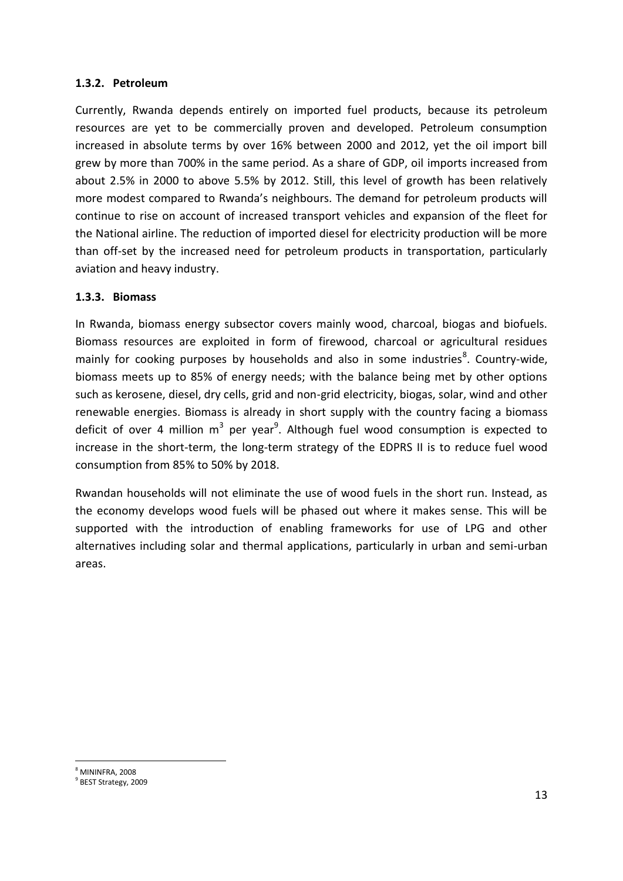### 1.3.2. Petroleum

Currently, Rwanda depends entirely on imported fuel products, because its petroleum resources are yet to be commercially proven and developed. Petroleum consumption increased in absolute terms by over 16% between 2000 and 2012, yet the oil import bill grew by more than 700% in the same period. As a share of GDP, oil imports increased from about 2.5% in 2000 to above 5.5% by 2012. Still, this level of growth has been relatively more modest compared to Rwanda's neighbours. The demand for petroleum products will continue to rise on account of increased transport vehicles and expansion of the fleet for the National airline. The reduction of imported diesel for electricity production will be more than off-set by the increased need for petroleum products in transportation, particularly aviation and heavy industry.

### 1.3.3. Biomass

In Rwanda, biomass energy subsector covers mainly wood, charcoal, biogas and biofuels. Biomass resources are exploited in form of firewood, charcoal or agricultural residues mainly for cooking purposes by households and also in some industries[8]. Country-wide, biomass meets up to 85% of energy needs; with the balance being met by other options such as kerosene, diesel, dry cells, grid and non-grid electricity, biogas, solar, wind and other renewable energies. Biomass is already in short supply with the country facing a biomass deficit of over 4 million $m^3$ per year[9]. Although fuel wood consumption is expected to increase in the short-term, the long-term strategy of the EDPRS II is to reduce fuel wood consumption from 85% to 50% by 2018.

Rwandan households will not eliminate the use of wood fuels in the short run. Instead, as the economy develops wood fuels will be phased out where it makes sense. This will be supported with the introduction of enabling frameworks for use of LPG and other alternatives including solar and thermal applications, particularly in urban and semi-urban areas.

[8] MININFRA, 2008

[9] BEST Strategy, 2009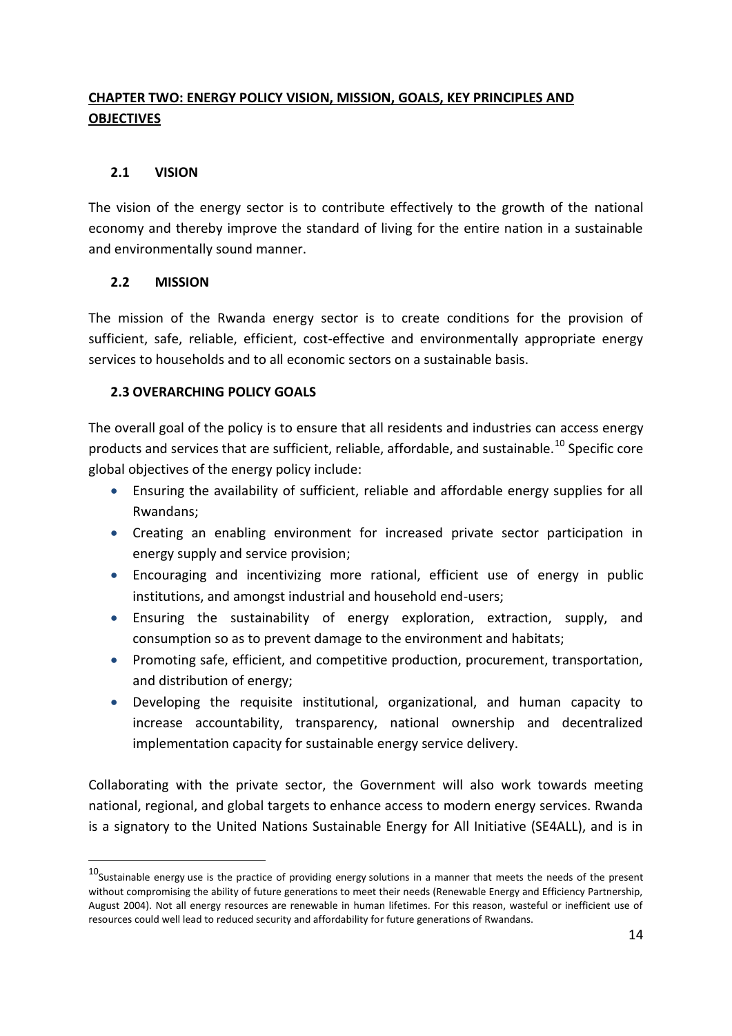## CHAPTER TWO: ENERGY POLICY VISION, MISSION, GOALS, KEY PRINCIPLES AND OBJECTIVES

### 2.1 VISION

The vision of the energy sector is to contribute effectively to the growth of the national economy and thereby improve the standard of living for the entire nation in a sustainable and environmentally sound manner.

### 2.2 MISSION

The mission of the Rwanda energy sector is to create conditions for the provision of sufficient, safe, reliable, efficient, cost-effective and environmentally appropriate energy services to households and to all economic sectors on a sustainable basis.

### 2.3 OVERARCHING POLICY GOALS

The overall goal of the policy is to ensure that all residents and industries can access energy products and services that are sufficient, reliable, affordable, and sustainable.[10] Specific core global objectives of the energy policy include:

- Ensuring the availability of sufficient, reliable and affordable energy supplies for all Rwandans;
- Creating an enabling environment for increased private sector participation in energy supply and service provision;
- Encouraging and incentivizing more rational, efficient use of energy in public institutions, and amongst industrial and household end-users;
- Ensuring the sustainability of energy exploration, extraction, supply, and consumption so as to prevent damage to the environment and habitats;
- Promoting safe, efficient, and competitive production, procurement, transportation, and distribution of energy;
- Developing the requisite institutional, organizational, and human capacity to increase accountability, transparency, national ownership and decentralized implementation capacity for sustainable energy service delivery.

Collaborating with the private sector, the Government will also work towards meeting national, regional, and global targets to enhance access to modern energy services. Rwanda is a signatory to the United Nations Sustainable Energy for All Initiative (SE4ALL), and is in

[10] Sustainable energy use is the practice of providing energy solutions in a manner that meets the needs of the present without compromising the ability of future generations to meet their needs (Renewable Energy and Efficiency Partnership, August 2004). Not all energy resources are renewable in human lifetimes. For this reason, wasteful or inefficient use of resources could well lead to reduced security and affordability for future generations of Rwandans.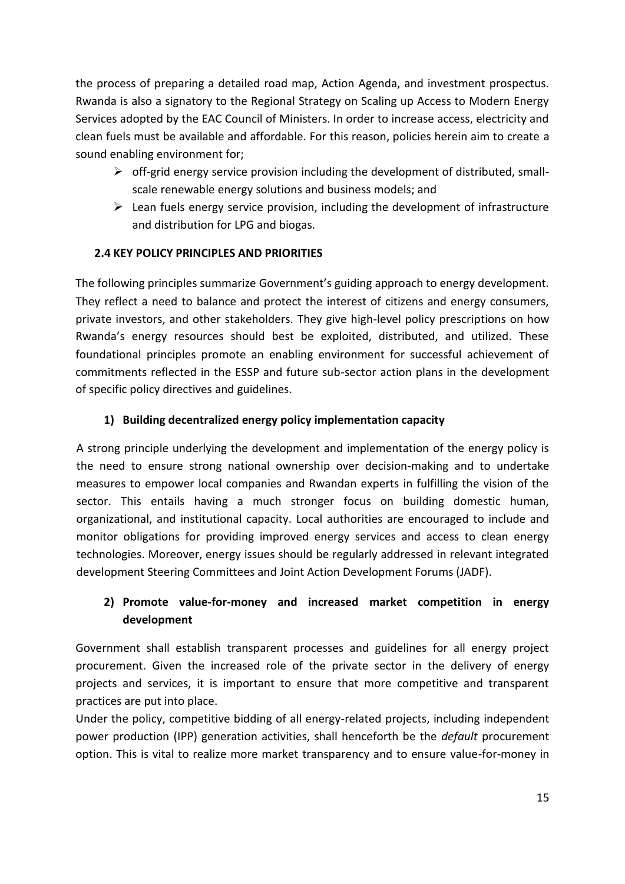the process of preparing a detailed road map, Action Agenda, and investment prospectus. Rwanda is also a signatory to the Regional Strategy on Scaling up Access to Modern Energy Services adopted by the EAC Council of Ministers. In order to increase access, electricity and clean fuels must be available and affordable. For this reason, policies herein aim to create a sound enabling environment for;

- off-grid energy service provision including the development of distributed, small-scale renewable energy solutions and business models; and
- Lean fuels energy service provision, including the development of infrastructure and distribution for LPG and biogas.

### 2.4 KEY POLICY PRINCIPLES AND PRIORITIES

The following principles summarize Government's guiding approach to energy development. They reflect a need to balance and protect the interest of citizens and energy consumers, private investors, and other stakeholders. They give high-level policy prescriptions on how Rwanda's energy resources should best be exploited, distributed, and utilized. These foundational principles promote an enabling environment for successful achievement of commitments reflected in the ESSP and future sub-sector action plans in the development of specific policy directives and guidelines.

#### 1) Building decentralized energy policy implementation capacity

A strong principle underlying the development and implementation of the energy policy is the need to ensure strong national ownership over decision-making and to undertake measures to empower local companies and Rwandan experts in fulfilling the vision of the sector. This entails having a much stronger focus on building domestic human, organizational, and institutional capacity. Local authorities are encouraged to include and monitor obligations for providing improved energy services and access to clean energy technologies. Moreover, energy issues should be regularly addressed in relevant integrated development Steering Committees and Joint Action Development Forums (JADF).

#### 2) Promote value-for-money and increased market competition in energy development

Government shall establish transparent processes and guidelines for all energy project procurement. Given the increased role of the private sector in the delivery of energy projects and services, it is important to ensure that more competitive and transparent practices are put into place.

Under the policy, competitive bidding of all energy-related projects, including independent power production (IPP) generation activities, shall henceforth be the *default* procurement option. This is vital to realize more market transparency and to ensure value-for-money in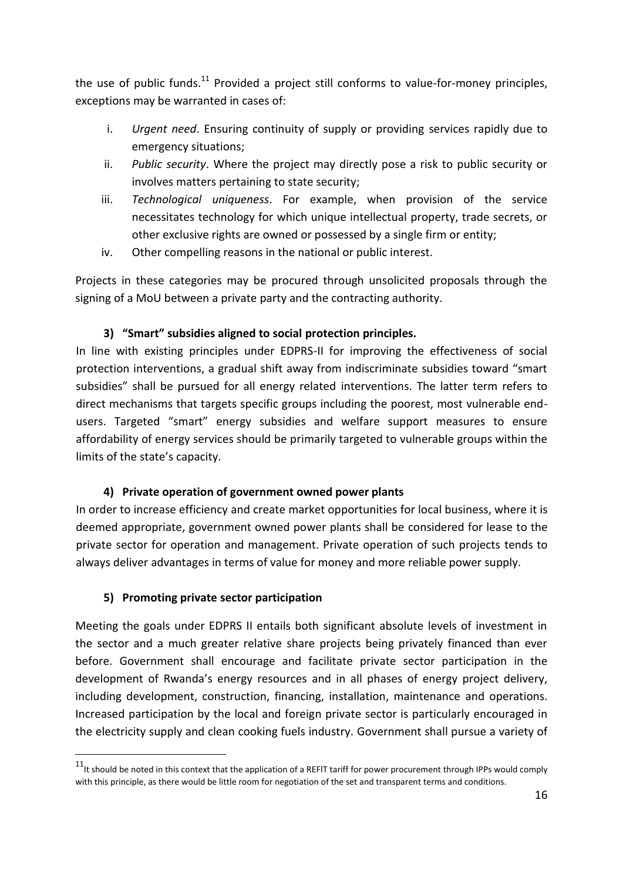the use of public funds.[11] Provided a project still conforms to value-for-money principles, exceptions may be warranted in cases of:

i. *Urgent need*. Ensuring continuity of supply or providing services rapidly due to emergency situations;
ii. *Public security*. Where the project may directly pose a risk to public security or involves matters pertaining to state security;
iii. *Technological uniqueness*. For example, when provision of the service necessitates technology for which unique intellectual property, trade secrets, or other exclusive rights are owned or possessed by a single firm or entity;
iv. Other compelling reasons in the national or public interest.

Projects in these categories may be procured through unsolicited proposals through the signing of a MoU between a private party and the contracting authority.

#### 3) "Smart" subsidies aligned to social protection principles.

In line with existing principles under EDPRS-II for improving the effectiveness of social protection interventions, a gradual shift away from indiscriminate subsidies toward "smart subsidies" shall be pursued for all energy related interventions. The latter term refers to direct mechanisms that targets specific groups including the poorest, most vulnerable end-users. Targeted "smart" energy subsidies and welfare support measures to ensure affordability of energy services should be primarily targeted to vulnerable groups within the limits of the state's capacity.

#### 4) Private operation of government owned power plants

In order to increase efficiency and create market opportunities for local business, where it is deemed appropriate, government owned power plants shall be considered for lease to the private sector for operation and management. Private operation of such projects tends to always deliver advantages in terms of value for money and more reliable power supply.

#### 5) Promoting private sector participation

Meeting the goals under EDPRS II entails both significant absolute levels of investment in the sector and a much greater relative share projects being privately financed than ever before. Government shall encourage and facilitate private sector participation in the development of Rwanda's energy resources and in all phases of energy project delivery, including development, construction, financing, installation, maintenance and operations. Increased participation by the local and foreign private sector is particularly encouraged in the electricity supply and clean cooking fuels industry. Government shall pursue a variety of

[11] It should be noted in this context that the application of a REFIT tariff for power procurement through IPPs would comply with this principle, as there would be little room for negotiation of the set and transparent terms and conditions.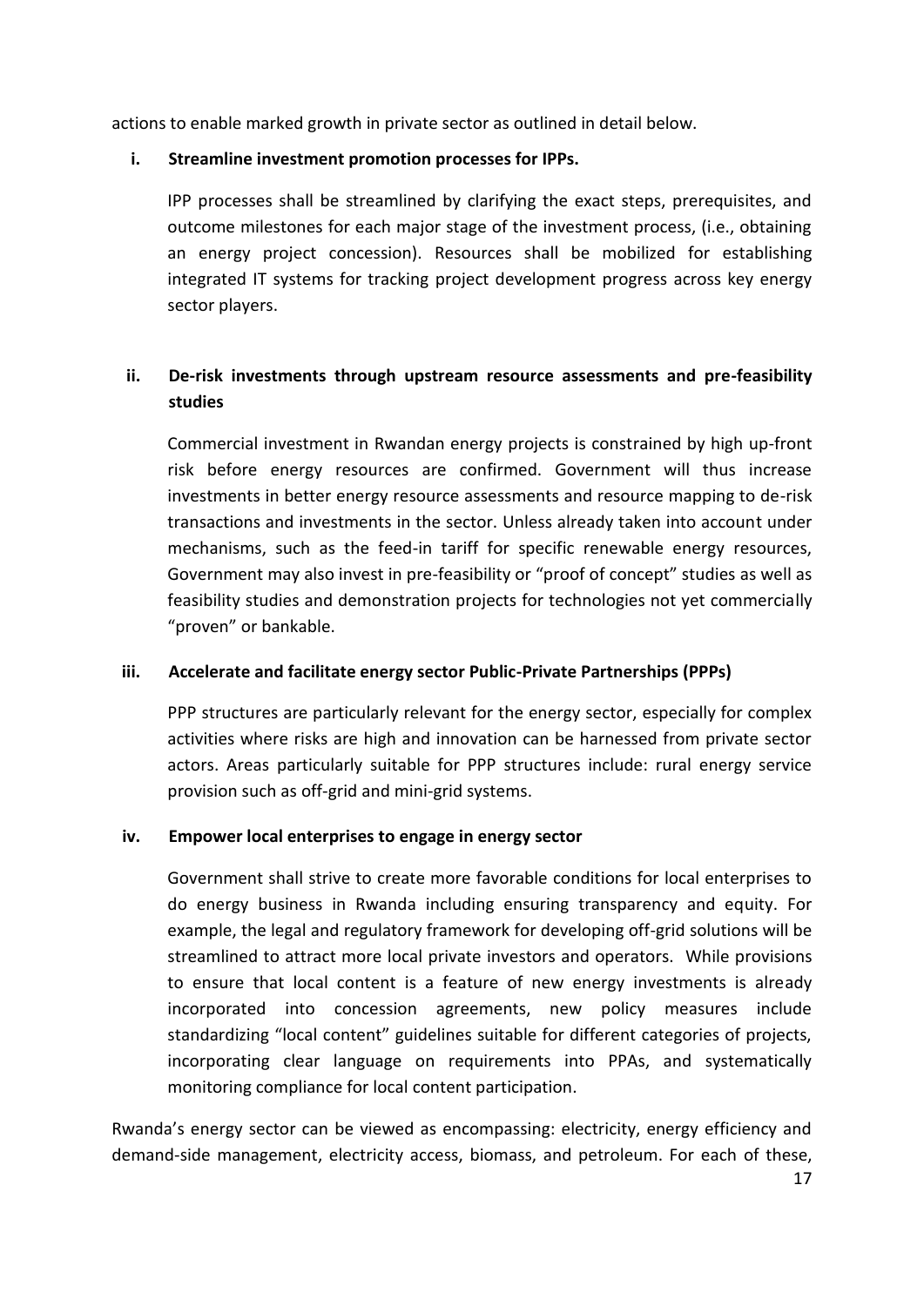actions to enable marked growth in private sector as outlined in detail below.

**i. Streamline investment promotion processes for IPPs.**

IPP processes shall be streamlined by clarifying the exact steps, prerequisites, and outcome milestones for each major stage of the investment process, (i.e., obtaining an energy project concession). Resources shall be mobilized for establishing integrated IT systems for tracking project development progress across key energy sector players.

**ii. De-risk investments through upstream resource assessments and pre-feasibility studies**

Commercial investment in Rwandan energy projects is constrained by high up-front risk before energy resources are confirmed. Government will thus increase investments in better energy resource assessments and resource mapping to de-risk transactions and investments in the sector. Unless already taken into account under mechanisms, such as the feed-in tariff for specific renewable energy resources, Government may also invest in pre-feasibility or "proof of concept" studies as well as feasibility studies and demonstration projects for technologies not yet commercially "proven" or bankable.

**iii. Accelerate and facilitate energy sector Public-Private Partnerships (PPPs)**

PPP structures are particularly relevant for the energy sector, especially for complex activities where risks are high and innovation can be harnessed from private sector actors. Areas particularly suitable for PPP structures include: rural energy service provision such as off-grid and mini-grid systems.

**iv. Empower local enterprises to engage in energy sector**

Government shall strive to create more favorable conditions for local enterprises to do energy business in Rwanda including ensuring transparency and equity. For example, the legal and regulatory framework for developing off-grid solutions will be streamlined to attract more local private investors and operators. While provisions to ensure that local content is a feature of new energy investments is already incorporated into concession agreements, new policy measures include standardizing "local content" guidelines suitable for different categories of projects, incorporating clear language on requirements into PPAs, and systematically monitoring compliance for local content participation.

Rwanda's energy sector can be viewed as encompassing: electricity, energy efficiency and demand-side management, electricity access, biomass, and petroleum. For each of these,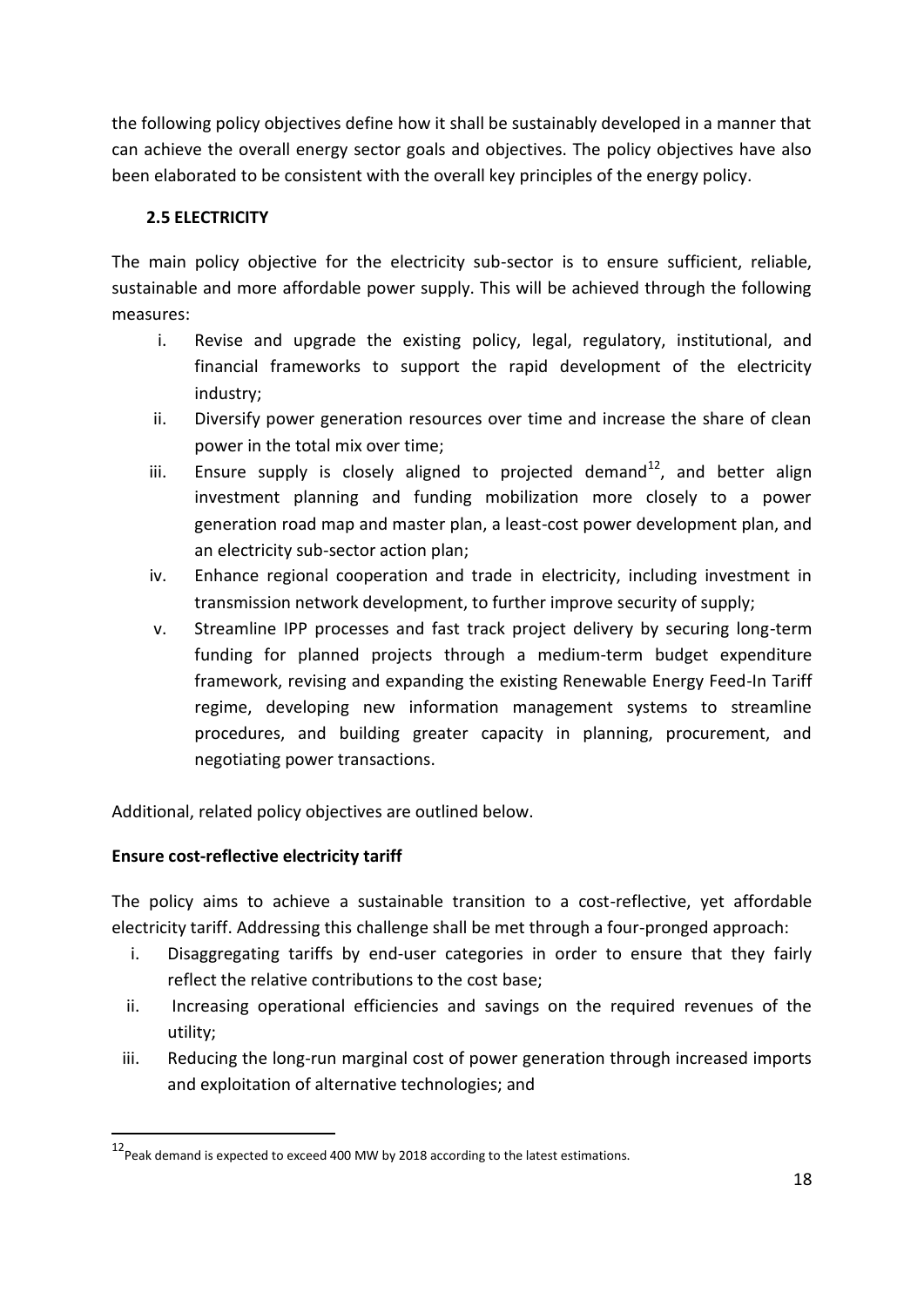the following policy objectives define how it shall be sustainably developed in a manner that can achieve the overall energy sector goals and objectives. The policy objectives have also been elaborated to be consistent with the overall key principles of the energy policy.

## 2.5 ELECTRICITY

The main policy objective for the electricity sub-sector is to ensure sufficient, reliable, sustainable and more affordable power supply. This will be achieved through the following measures:

i. Revise and upgrade the existing policy, legal, regulatory, institutional, and financial frameworks to support the rapid development of the electricity industry;
ii. Diversify power generation resources over time and increase the share of clean power in the total mix over time;
iii. Ensure supply is closely aligned to projected demand[12], and better align investment planning and funding mobilization more closely to a power generation road map and master plan, a least-cost power development plan, and an electricity sub-sector action plan;
iv. Enhance regional cooperation and trade in electricity, including investment in transmission network development, to further improve security of supply;
v. Streamline IPP processes and fast track project delivery by securing long-term funding for planned projects through a medium-term budget expenditure framework, revising and expanding the existing Renewable Energy Feed-In Tariff regime, developing new information management systems to streamline procedures, and building greater capacity in planning, procurement, and negotiating power transactions.

Additional, related policy objectives are outlined below.

**Ensure cost-reflective electricity tariff**

The policy aims to achieve a sustainable transition to a cost-reflective, yet affordable electricity tariff. Addressing this challenge shall be met through a four-pronged approach:

i. Disaggregating tariffs by end-user categories in order to ensure that they fairly reflect the relative contributions to the cost base;
ii. Increasing operational efficiencies and savings on the required revenues of the utility;
iii. Reducing the long-run marginal cost of power generation through increased imports and exploitation of alternative technologies; and

[12] Peak demand is expected to exceed 400 MW by 2018 according to the latest estimations.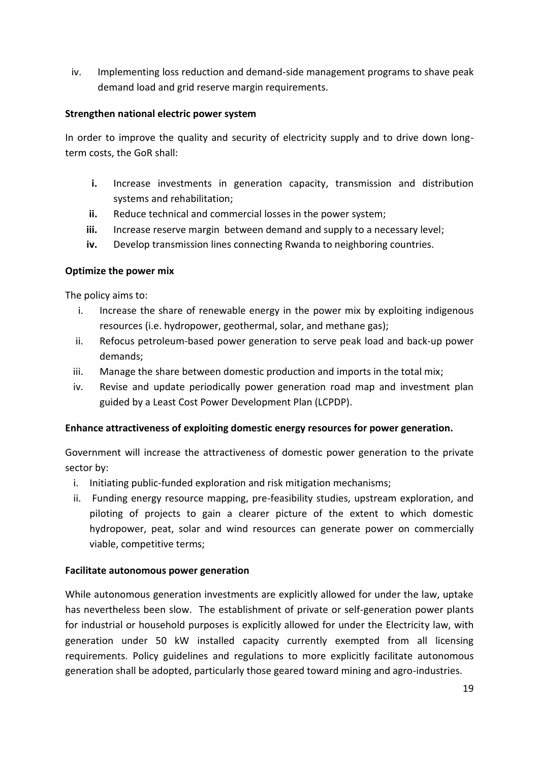iv. Implementing loss reduction and demand-side management programs to shave peak demand load and grid reserve margin requirements.

**Strengthen national electric power system**

In order to improve the quality and security of electricity supply and to drive down long-term costs, the GoR shall:

- **i.** Increase investments in generation capacity, transmission and distribution systems and rehabilitation;
- **ii.** Reduce technical and commercial losses in the power system;
- **iii.** Increase reserve margin between demand and supply to a necessary level;
- **iv.** Develop transmission lines connecting Rwanda to neighboring countries.

**Optimize the power mix**

The policy aims to:

- i. Increase the share of renewable energy in the power mix by exploiting indigenous resources (i.e. hydropower, geothermal, solar, and methane gas);
- ii. Refocus petroleum-based power generation to serve peak load and back-up power demands;
- iii. Manage the share between domestic production and imports in the total mix;
- iv. Revise and update periodically power generation road map and investment plan guided by a Least Cost Power Development Plan (LCPDP).

**Enhance attractiveness of exploiting domestic energy resources for power generation.**

Government will increase the attractiveness of domestic power generation to the private sector by:

- i. Initiating public-funded exploration and risk mitigation mechanisms;
- ii. Funding energy resource mapping, pre-feasibility studies, upstream exploration, and piloting of projects to gain a clearer picture of the extent to which domestic hydropower, peat, solar and wind resources can generate power on commercially viable, competitive terms;

**Facilitate autonomous power generation**

While autonomous generation investments are explicitly allowed for under the law, uptake has nevertheless been slow. The establishment of private or self-generation power plants for industrial or household purposes is explicitly allowed for under the Electricity law, with generation under 50 kW installed capacity currently exempted from all licensing requirements. Policy guidelines and regulations to more explicitly facilitate autonomous generation shall be adopted, particularly those geared toward mining and agro-industries.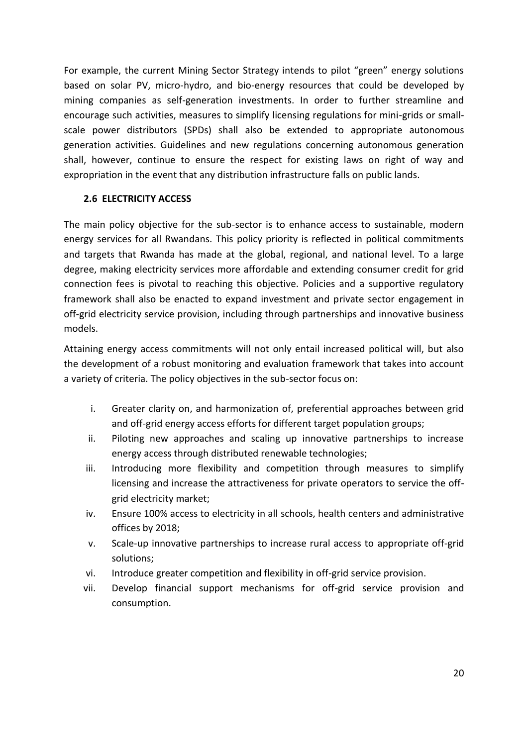For example, the current Mining Sector Strategy intends to pilot "green" energy solutions based on solar PV, micro-hydro, and bio-energy resources that could be developed by mining companies as self-generation investments. In order to further streamline and encourage such activities, measures to simplify licensing regulations for mini-grids or small-scale power distributors (SPDs) shall also be extended to appropriate autonomous generation activities. Guidelines and new regulations concerning autonomous generation shall, however, continue to ensure the respect for existing laws on right of way and expropriation in the event that any distribution infrastructure falls on public lands.

## 2.6 ELECTRICITY ACCESS

The main policy objective for the sub-sector is to enhance access to sustainable, modern energy services for all Rwandans. This policy priority is reflected in political commitments and targets that Rwanda has made at the global, regional, and national level. To a large degree, making electricity services more affordable and extending consumer credit for grid connection fees is pivotal to reaching this objective. Policies and a supportive regulatory framework shall also be enacted to expand investment and private sector engagement in off-grid electricity service provision, including through partnerships and innovative business models.

Attaining energy access commitments will not only entail increased political will, but also the development of a robust monitoring and evaluation framework that takes into account a variety of criteria. The policy objectives in the sub-sector focus on:

i. Greater clarity on, and harmonization of, preferential approaches between grid and off-grid energy access efforts for different target population groups;
ii. Piloting new approaches and scaling up innovative partnerships to increase energy access through distributed renewable technologies;
iii. Introducing more flexibility and competition through measures to simplify licensing and increase the attractiveness for private operators to service the off-grid electricity market;
iv. Ensure 100% access to electricity in all schools, health centers and administrative offices by 2018;
v. Scale-up innovative partnerships to increase rural access to appropriate off-grid solutions;
vi. Introduce greater competition and flexibility in off-grid service provision.
vii. Develop financial support mechanisms for off-grid service provision and consumption.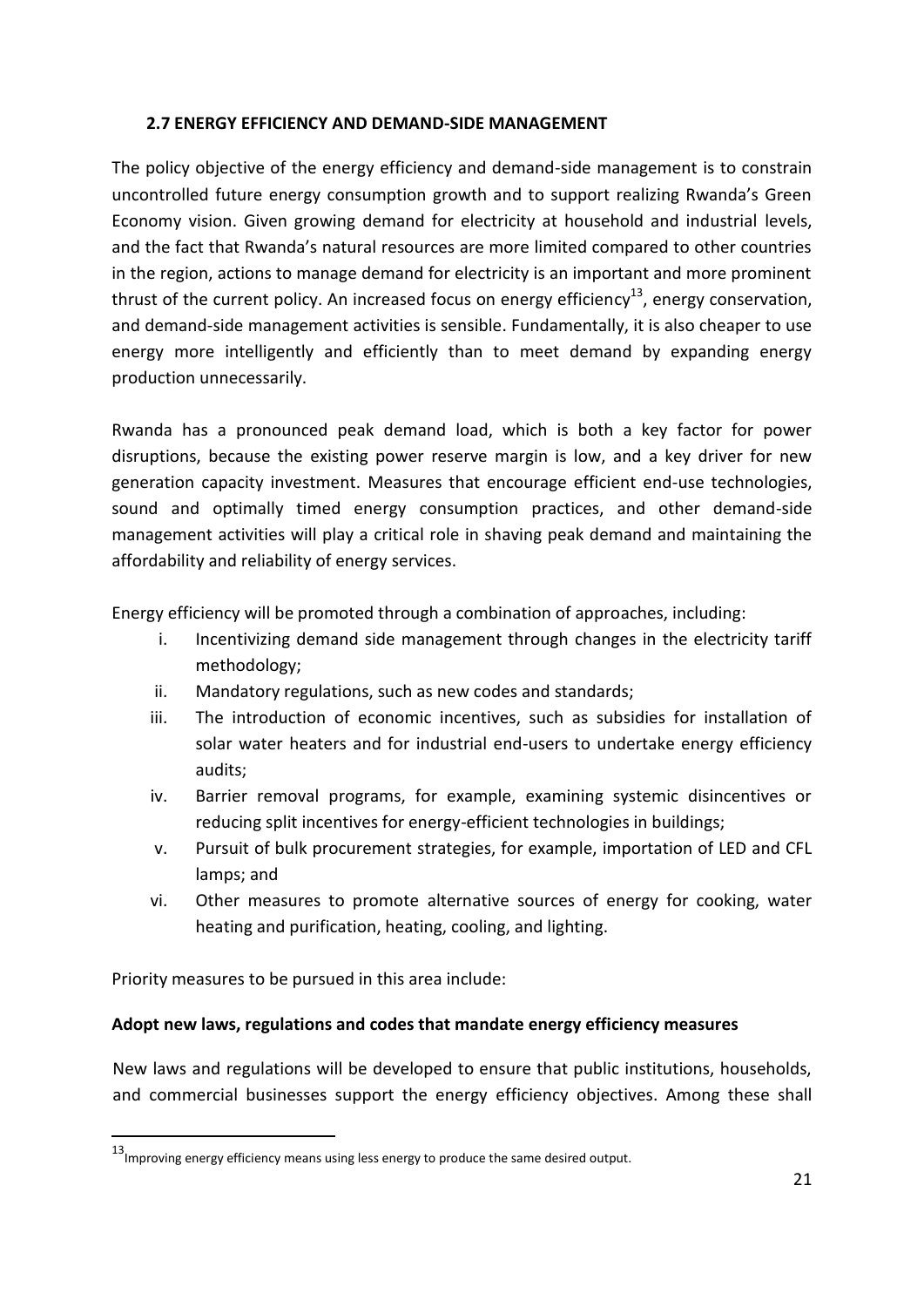## 2.7 ENERGY EFFICIENCY AND DEMAND-SIDE MANAGEMENT

The policy objective of the energy efficiency and demand-side management is to constrain uncontrolled future energy consumption growth and to support realizing Rwanda's Green Economy vision. Given growing demand for electricity at household and industrial levels, and the fact that Rwanda's natural resources are more limited compared to other countries in the region, actions to manage demand for electricity is an important and more prominent thrust of the current policy. An increased focus on energy efficiency[13], energy conservation, and demand-side management activities is sensible. Fundamentally, it is also cheaper to use energy more intelligently and efficiently than to meet demand by expanding energy production unnecessarily.

Rwanda has a pronounced peak demand load, which is both a key factor for power disruptions, because the existing power reserve margin is low, and a key driver for new generation capacity investment. Measures that encourage efficient end-use technologies, sound and optimally timed energy consumption practices, and other demand-side management activities will play a critical role in shaving peak demand and maintaining the affordability and reliability of energy services.

Energy efficiency will be promoted through a combination of approaches, including:

- i. Incentivizing demand side management through changes in the electricity tariff methodology;
- ii. Mandatory regulations, such as new codes and standards;
- iii. The introduction of economic incentives, such as subsidies for installation of solar water heaters and for industrial end-users to undertake energy efficiency audits;
- iv. Barrier removal programs, for example, examining systemic disincentives or reducing split incentives for energy-efficient technologies in buildings;
- v. Pursuit of bulk procurement strategies, for example, importation of LED and CFL lamps; and
- vi. Other measures to promote alternative sources of energy for cooking, water heating and purification, heating, cooling, and lighting.

Priority measures to be pursued in this area include:

**Adopt new laws, regulations and codes that mandate energy efficiency measures**

New laws and regulations will be developed to ensure that public institutions, households, and commercial businesses support the energy efficiency objectives. Among these shall

[13] Improving energy efficiency means using less energy to produce the same desired output.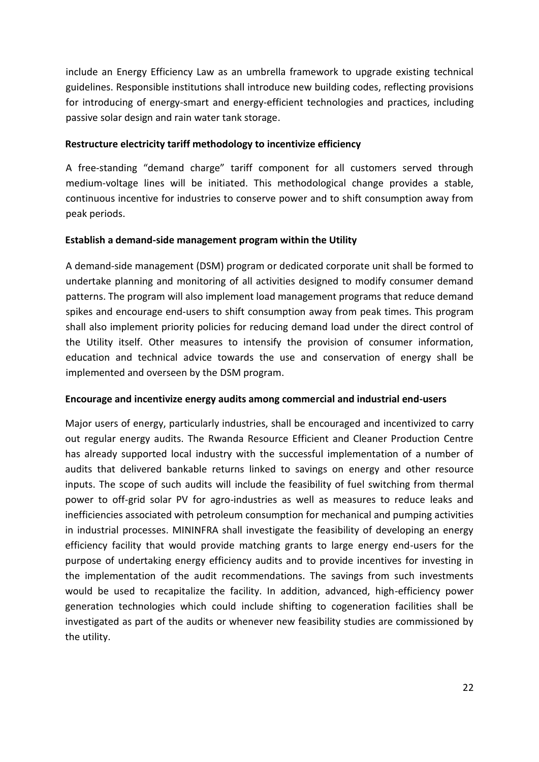include an Energy Efficiency Law as an umbrella framework to upgrade existing technical guidelines. Responsible institutions shall introduce new building codes, reflecting provisions for introducing of energy-smart and energy-efficient technologies and practices, including passive solar design and rain water tank storage.

**Restructure electricity tariff methodology to incentivize efficiency**

A free-standing "demand charge" tariff component for all customers served through medium-voltage lines will be initiated. This methodological change provides a stable, continuous incentive for industries to conserve power and to shift consumption away from peak periods.

**Establish a demand-side management program within the Utility**

A demand-side management (DSM) program or dedicated corporate unit shall be formed to undertake planning and monitoring of all activities designed to modify consumer demand patterns. The program will also implement load management programs that reduce demand spikes and encourage end-users to shift consumption away from peak times. This program shall also implement priority policies for reducing demand load under the direct control of the Utility itself. Other measures to intensify the provision of consumer information, education and technical advice towards the use and conservation of energy shall be implemented and overseen by the DSM program.

**Encourage and incentivize energy audits among commercial and industrial end-users**

Major users of energy, particularly industries, shall be encouraged and incentivized to carry out regular energy audits. The Rwanda Resource Efficient and Cleaner Production Centre has already supported local industry with the successful implementation of a number of audits that delivered bankable returns linked to savings on energy and other resource inputs. The scope of such audits will include the feasibility of fuel switching from thermal power to off-grid solar PV for agro-industries as well as measures to reduce leaks and inefficiencies associated with petroleum consumption for mechanical and pumping activities in industrial processes. MININFRA shall investigate the feasibility of developing an energy efficiency facility that would provide matching grants to large energy end-users for the purpose of undertaking energy efficiency audits and to provide incentives for investing in the implementation of the audit recommendations. The savings from such investments would be used to recapitalize the facility. In addition, advanced, high-efficiency power generation technologies which could include shifting to cogeneration facilities shall be investigated as part of the audits or whenever new feasibility studies are commissioned by the utility.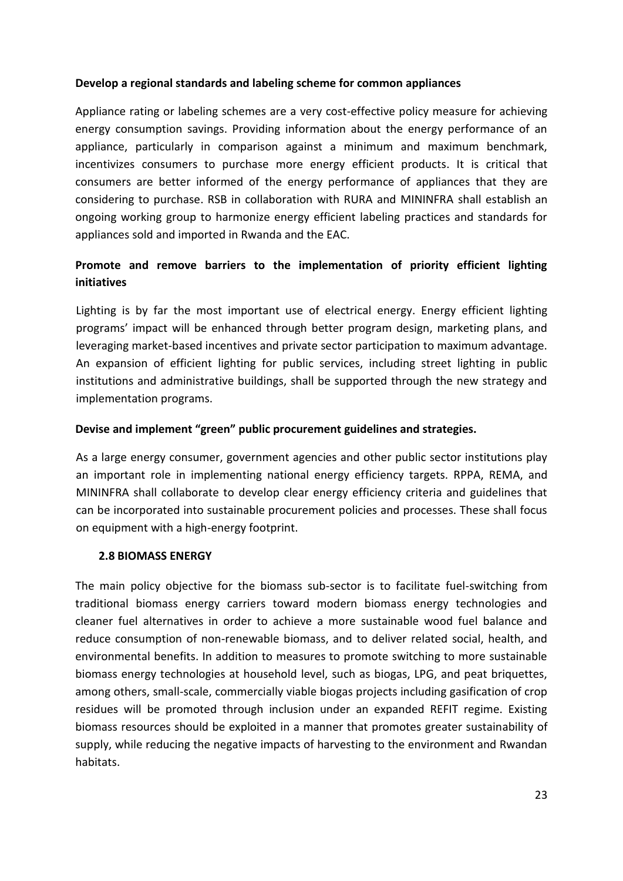**Develop a regional standards and labeling scheme for common appliances**

Appliance rating or labeling schemes are a very cost-effective policy measure for achieving energy consumption savings. Providing information about the energy performance of an appliance, particularly in comparison against a minimum and maximum benchmark, incentivizes consumers to purchase more energy efficient products. It is critical that consumers are better informed of the energy performance of appliances that they are considering to purchase. RSB in collaboration with RURA and MININFRA shall establish an ongoing working group to harmonize energy efficient labeling practices and standards for appliances sold and imported in Rwanda and the EAC.

**Promote and remove barriers to the implementation of priority efficient lighting initiatives**

Lighting is by far the most important use of electrical energy. Energy efficient lighting programs' impact will be enhanced through better program design, marketing plans, and leveraging market-based incentives and private sector participation to maximum advantage. An expansion of efficient lighting for public services, including street lighting in public institutions and administrative buildings, shall be supported through the new strategy and implementation programs.

**Devise and implement "green" public procurement guidelines and strategies.**

As a large energy consumer, government agencies and other public sector institutions play an important role in implementing national energy efficiency targets. RPPA, REMA, and MININFRA shall collaborate to develop clear energy efficiency criteria and guidelines that can be incorporated into sustainable procurement policies and processes. These shall focus on equipment with a high-energy footprint.

## 2.8 BIOMASS ENERGY

The main policy objective for the biomass sub-sector is to facilitate fuel-switching from traditional biomass energy carriers toward modern biomass energy technologies and cleaner fuel alternatives in order to achieve a more sustainable wood fuel balance and reduce consumption of non-renewable biomass, and to deliver related social, health, and environmental benefits. In addition to measures to promote switching to more sustainable biomass energy technologies at household level, such as biogas, LPG, and peat briquettes, among others, small-scale, commercially viable biogas projects including gasification of crop residues will be promoted through inclusion under an expanded REFIT regime. Existing biomass resources should be exploited in a manner that promotes greater sustainability of supply, while reducing the negative impacts of harvesting to the environment and Rwandan habitats.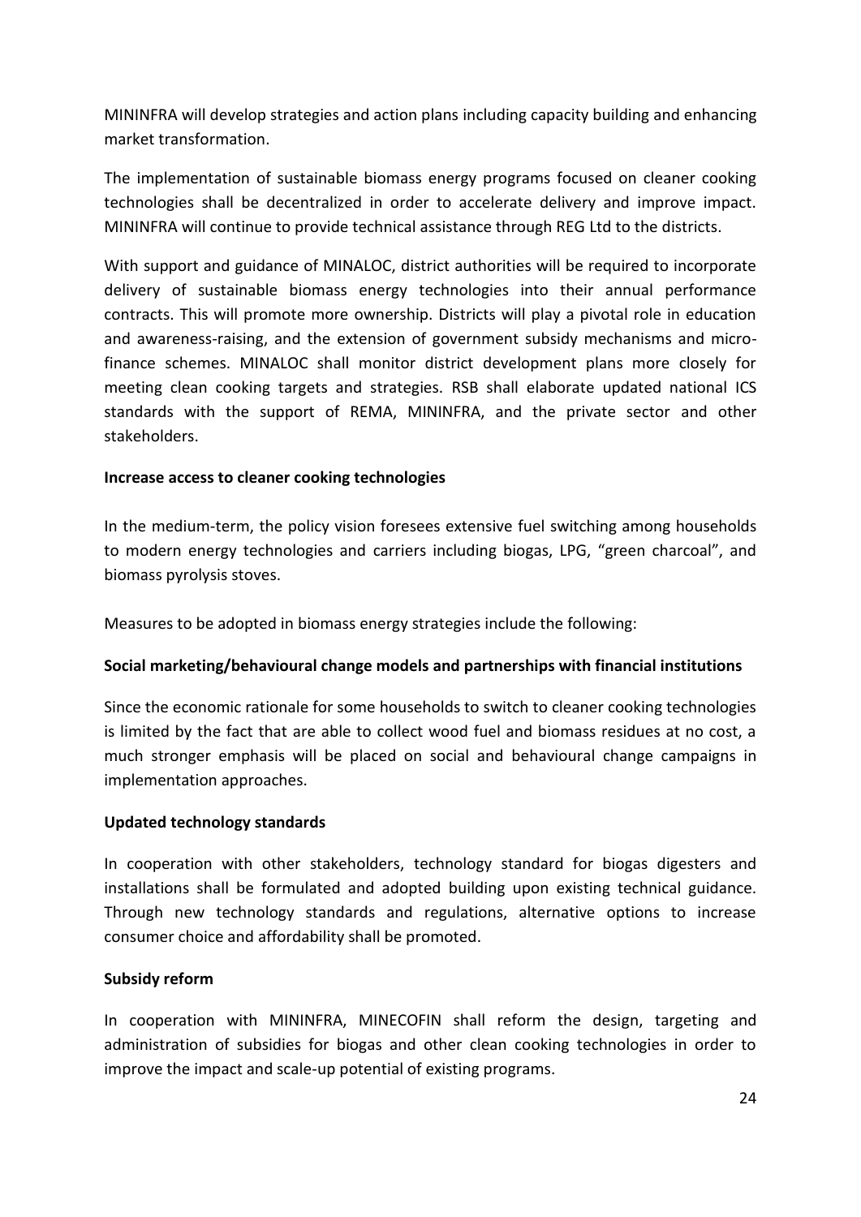MININFRA will develop strategies and action plans including capacity building and enhancing market transformation.

The implementation of sustainable biomass energy programs focused on cleaner cooking technologies shall be decentralized in order to accelerate delivery and improve impact. MININFRA will continue to provide technical assistance through REG Ltd to the districts.

With support and guidance of MINALOC, district authorities will be required to incorporate delivery of sustainable biomass energy technologies into their annual performance contracts. This will promote more ownership. Districts will play a pivotal role in education and awareness-raising, and the extension of government subsidy mechanisms and micro-finance schemes. MINALOC shall monitor district development plans more closely for meeting clean cooking targets and strategies. RSB shall elaborate updated national ICS standards with the support of REMA, MININFRA, and the private sector and other stakeholders.

**Increase access to cleaner cooking technologies**

In the medium-term, the policy vision foresees extensive fuel switching among households to modern energy technologies and carriers including biogas, LPG, "green charcoal", and biomass pyrolysis stoves.

Measures to be adopted in biomass energy strategies include the following:

**Social marketing/behavioural change models and partnerships with financial institutions**

Since the economic rationale for some households to switch to cleaner cooking technologies is limited by the fact that are able to collect wood fuel and biomass residues at no cost, a much stronger emphasis will be placed on social and behavioural change campaigns in implementation approaches.

**Updated technology standards**

In cooperation with other stakeholders, technology standard for biogas digesters and installations shall be formulated and adopted building upon existing technical guidance. Through new technology standards and regulations, alternative options to increase consumer choice and affordability shall be promoted.

**Subsidy reform**

In cooperation with MININFRA, MINECOFIN shall reform the design, targeting and administration of subsidies for biogas and other clean cooking technologies in order to improve the impact and scale-up potential of existing programs.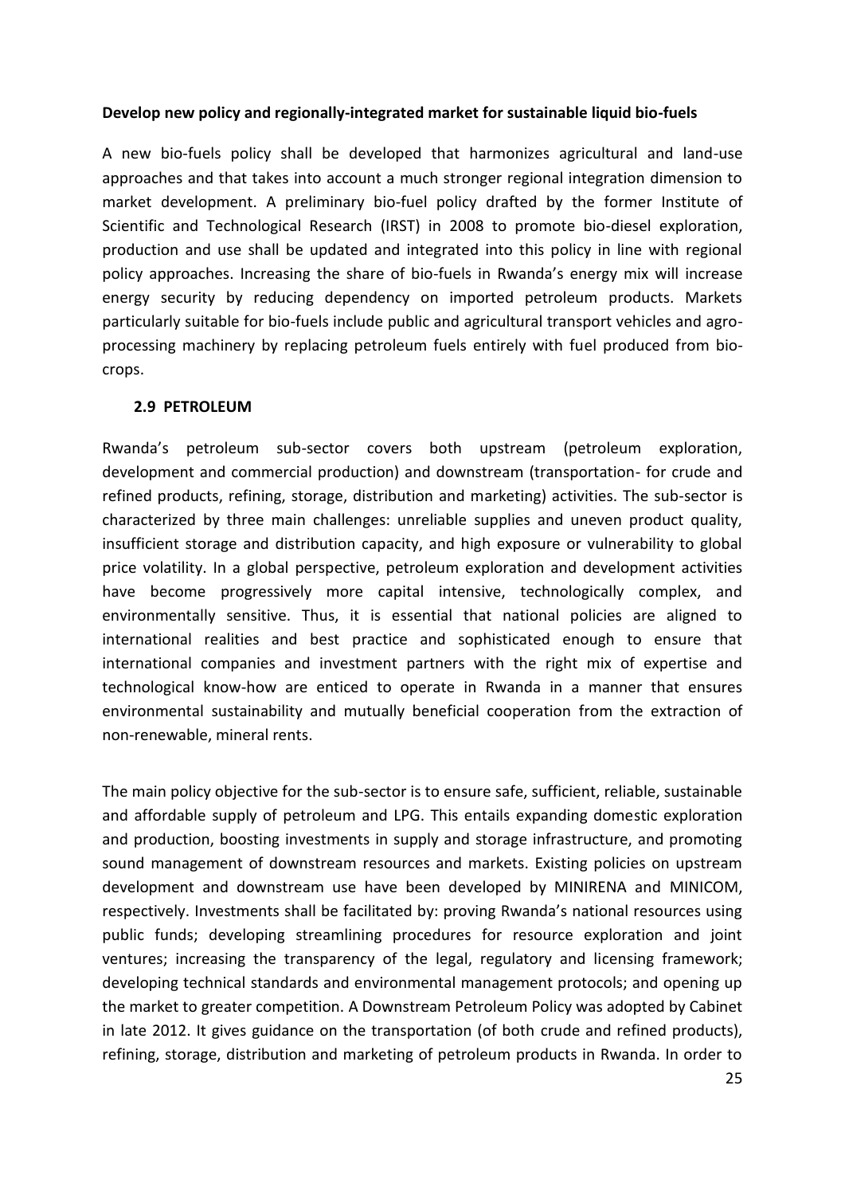**Develop new policy and regionally-integrated market for sustainable liquid bio-fuels**

A new bio-fuels policy shall be developed that harmonizes agricultural and land-use approaches and that takes into account a much stronger regional integration dimension to market development. A preliminary bio-fuel policy drafted by the former Institute of Scientific and Technological Research (IRST) in 2008 to promote bio-diesel exploration, production and use shall be updated and integrated into this policy in line with regional policy approaches. Increasing the share of bio-fuels in Rwanda's energy mix will increase energy security by reducing dependency on imported petroleum products. Markets particularly suitable for bio-fuels include public and agricultural transport vehicles and agro-processing machinery by replacing petroleum fuels entirely with fuel produced from bio-crops.

### 2.9 PETROLEUM

Rwanda's petroleum sub-sector covers both upstream (petroleum exploration, development and commercial production) and downstream (transportation- for crude and refined products, refining, storage, distribution and marketing) activities. The sub-sector is characterized by three main challenges: unreliable supplies and uneven product quality, insufficient storage and distribution capacity, and high exposure or vulnerability to global price volatility. In a global perspective, petroleum exploration and development activities have become progressively more capital intensive, technologically complex, and environmentally sensitive. Thus, it is essential that national policies are aligned to international realities and best practice and sophisticated enough to ensure that international companies and investment partners with the right mix of expertise and technological know-how are enticed to operate in Rwanda in a manner that ensures environmental sustainability and mutually beneficial cooperation from the extraction of non-renewable, mineral rents.

The main policy objective for the sub-sector is to ensure safe, sufficient, reliable, sustainable and affordable supply of petroleum and LPG. This entails expanding domestic exploration and production, boosting investments in supply and storage infrastructure, and promoting sound management of downstream resources and markets. Existing policies on upstream development and downstream use have been developed by MINIRENA and MINICOM, respectively. Investments shall be facilitated by: proving Rwanda's national resources using public funds; developing streamlining procedures for resource exploration and joint ventures; increasing the transparency of the legal, regulatory and licensing framework; developing technical standards and environmental management protocols; and opening up the market to greater competition. A Downstream Petroleum Policy was adopted by Cabinet in late 2012. It gives guidance on the transportation (of both crude and refined products), refining, storage, distribution and marketing of petroleum products in Rwanda. In order to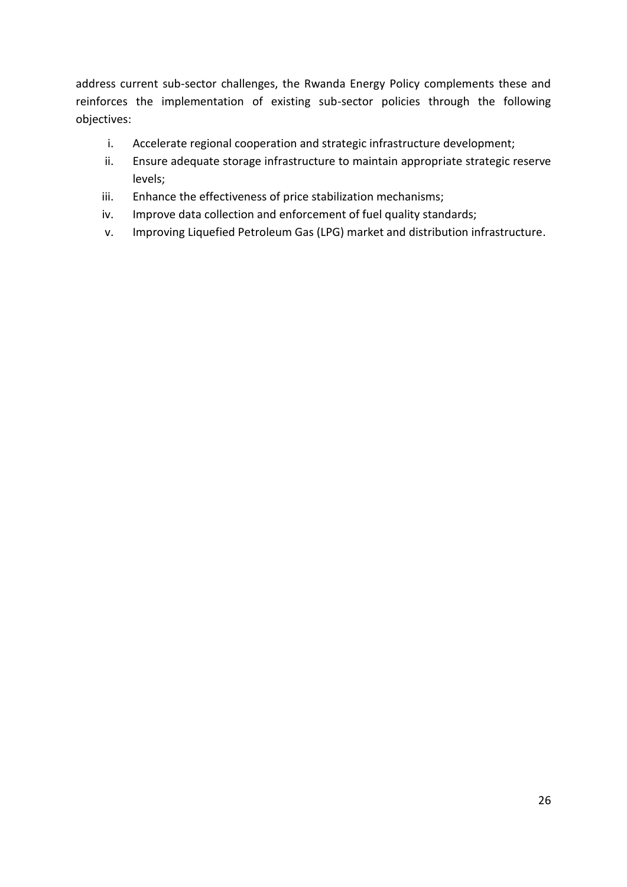address current sub-sector challenges, the Rwanda Energy Policy complements these and reinforces the implementation of existing sub-sector policies through the following objectives:

i. Accelerate regional cooperation and strategic infrastructure development;
ii. Ensure adequate storage infrastructure to maintain appropriate strategic reserve levels;
iii. Enhance the effectiveness of price stabilization mechanisms;
iv. Improve data collection and enforcement of fuel quality standards;
v. Improving Liquefied Petroleum Gas (LPG) market and distribution infrastructure.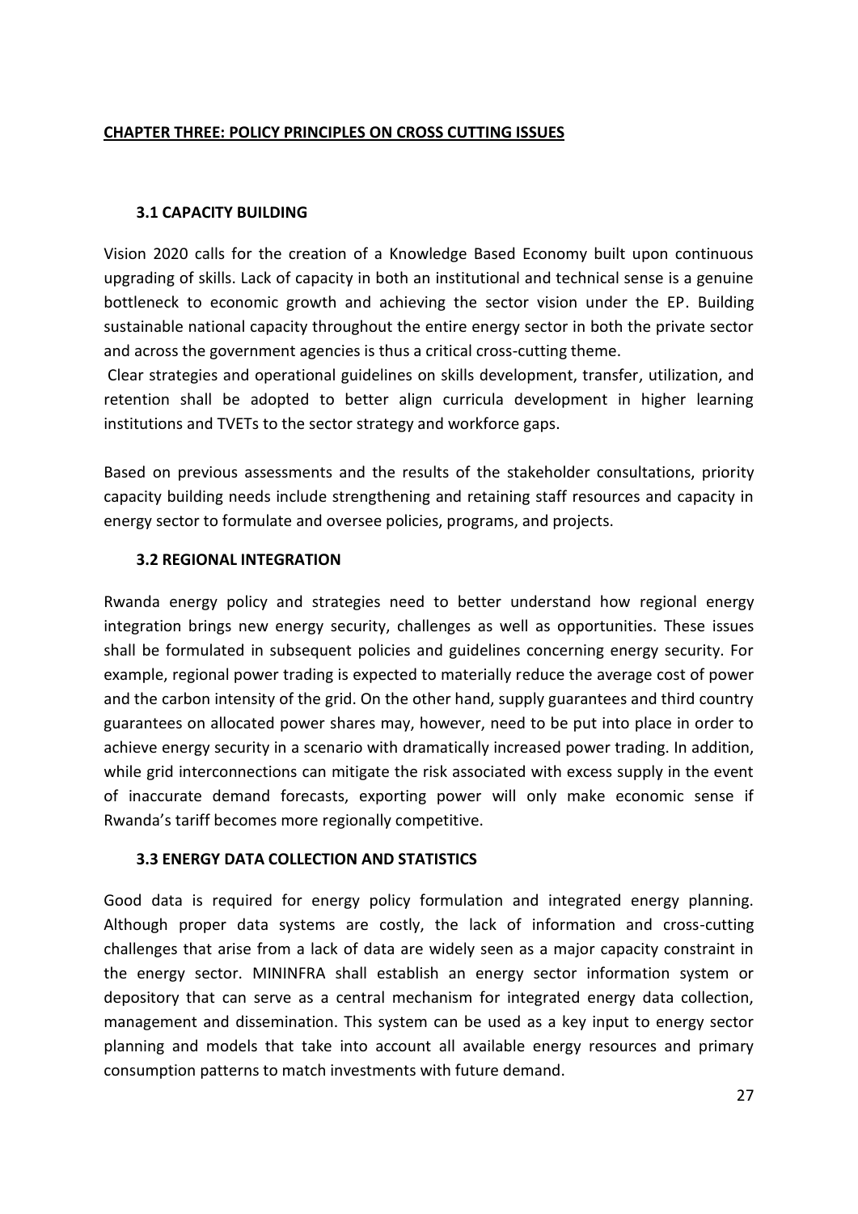## CHAPTER THREE: POLICY PRINCIPLES ON CROSS CUTTING ISSUES

### 3.1 CAPACITY BUILDING

Vision 2020 calls for the creation of a Knowledge Based Economy built upon continuous upgrading of skills. Lack of capacity in both an institutional and technical sense is a genuine bottleneck to economic growth and achieving the sector vision under the EP. Building sustainable national capacity throughout the entire energy sector in both the private sector and across the government agencies is thus a critical cross-cutting theme.

Clear strategies and operational guidelines on skills development, transfer, utilization, and retention shall be adopted to better align curricula development in higher learning institutions and TVETs to the sector strategy and workforce gaps.

Based on previous assessments and the results of the stakeholder consultations, priority capacity building needs include strengthening and retaining staff resources and capacity in energy sector to formulate and oversee policies, programs, and projects.

### 3.2 REGIONAL INTEGRATION

Rwanda energy policy and strategies need to better understand how regional energy integration brings new energy security, challenges as well as opportunities. These issues shall be formulated in subsequent policies and guidelines concerning energy security. For example, regional power trading is expected to materially reduce the average cost of power and the carbon intensity of the grid. On the other hand, supply guarantees and third country guarantees on allocated power shares may, however, need to be put into place in order to achieve energy security in a scenario with dramatically increased power trading. In addition, while grid interconnections can mitigate the risk associated with excess supply in the event of inaccurate demand forecasts, exporting power will only make economic sense if Rwanda's tariff becomes more regionally competitive.

### 3.3 ENERGY DATA COLLECTION AND STATISTICS

Good data is required for energy policy formulation and integrated energy planning. Although proper data systems are costly, the lack of information and cross-cutting challenges that arise from a lack of data are widely seen as a major capacity constraint in the energy sector. MININFRA shall establish an energy sector information system or depository that can serve as a central mechanism for integrated energy data collection, management and dissemination. This system can be used as a key input to energy sector planning and models that take into account all available energy resources and primary consumption patterns to match investments with future demand.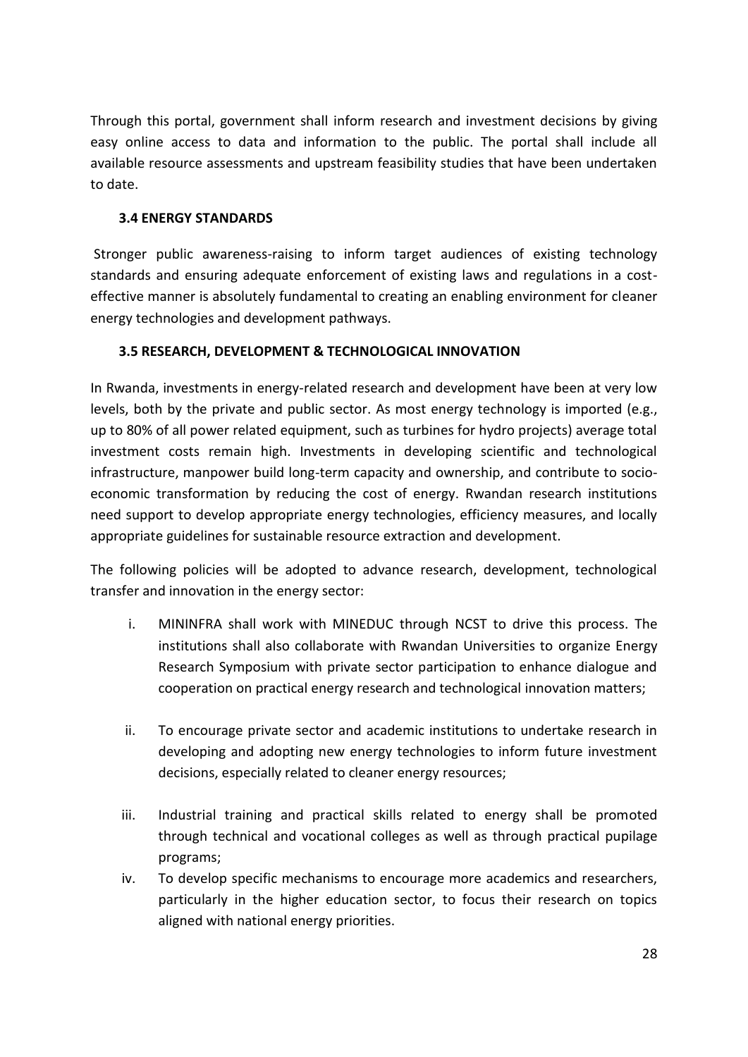Through this portal, government shall inform research and investment decisions by giving easy online access to data and information to the public. The portal shall include all available resource assessments and upstream feasibility studies that have been undertaken to date.

### 3.4 ENERGY STANDARDS

Stronger public awareness-raising to inform target audiences of existing technology standards and ensuring adequate enforcement of existing laws and regulations in a cost-effective manner is absolutely fundamental to creating an enabling environment for cleaner energy technologies and development pathways.

### 3.5 RESEARCH, DEVELOPMENT & TECHNOLOGICAL INNOVATION

In Rwanda, investments in energy-related research and development have been at very low levels, both by the private and public sector. As most energy technology is imported (e.g., up to 80% of all power related equipment, such as turbines for hydro projects) average total investment costs remain high. Investments in developing scientific and technological infrastructure, manpower build long-term capacity and ownership, and contribute to socio-economic transformation by reducing the cost of energy. Rwandan research institutions need support to develop appropriate energy technologies, efficiency measures, and locally appropriate guidelines for sustainable resource extraction and development.

The following policies will be adopted to advance research, development, technological transfer and innovation in the energy sector:

i. MININFRA shall work with MINEDUC through NCST to drive this process. The institutions shall also collaborate with Rwandan Universities to organize Energy Research Symposium with private sector participation to enhance dialogue and cooperation on practical energy research and technological innovation matters;

ii. To encourage private sector and academic institutions to undertake research in developing and adopting new energy technologies to inform future investment decisions, especially related to cleaner energy resources;

iii. Industrial training and practical skills related to energy shall be promoted through technical and vocational colleges as well as through practical pupilage programs;

iv. To develop specific mechanisms to encourage more academics and researchers, particularly in the higher education sector, to focus their research on topics aligned with national energy priorities.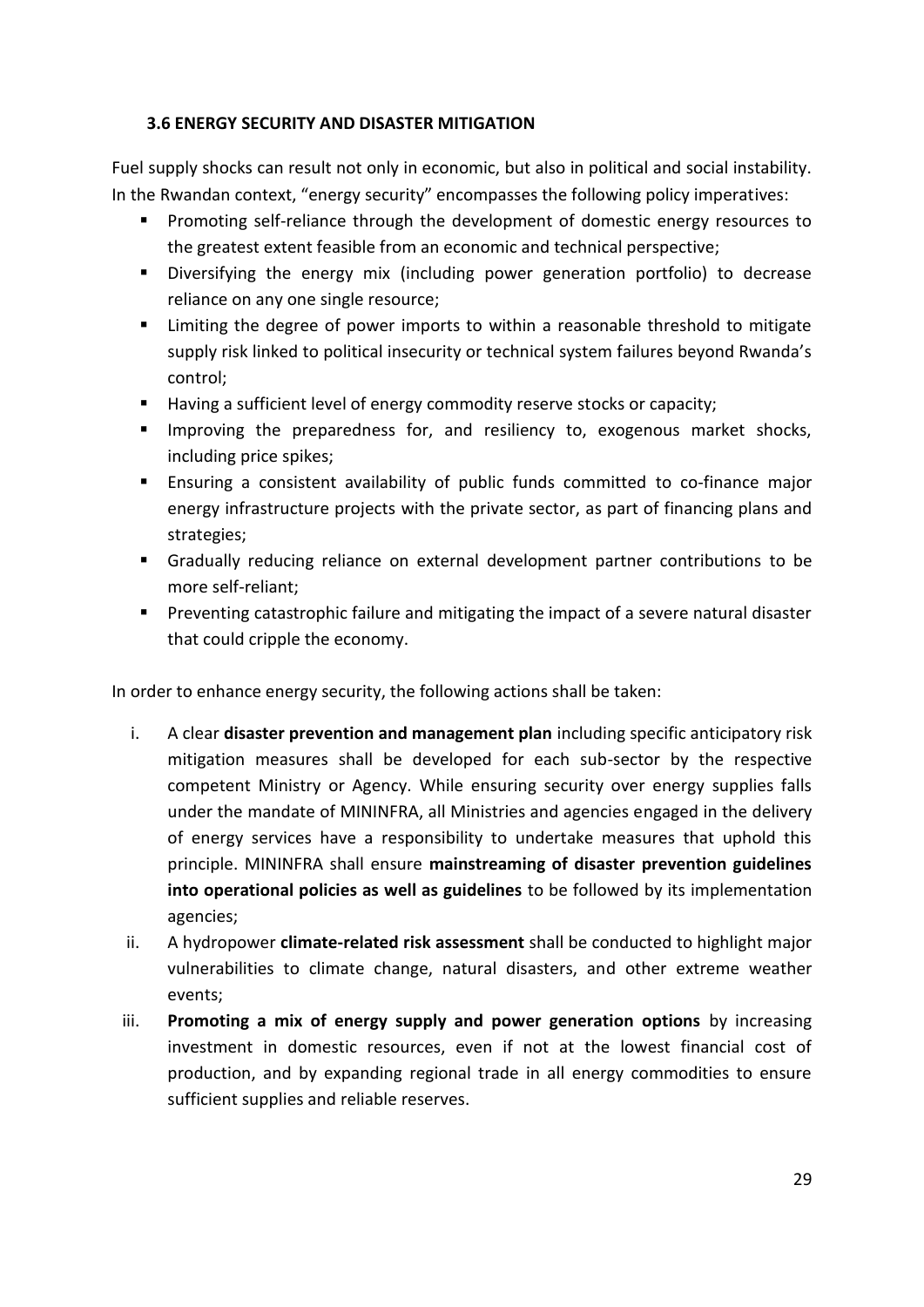### 3.6 ENERGY SECURITY AND DISASTER MITIGATION

Fuel supply shocks can result not only in economic, but also in political and social instability. In the Rwandan context, "energy security" encompasses the following policy imperatives:

- Promoting self-reliance through the development of domestic energy resources to the greatest extent feasible from an economic and technical perspective;
- Diversifying the energy mix (including power generation portfolio) to decrease reliance on any one single resource;
- Limiting the degree of power imports to within a reasonable threshold to mitigate supply risk linked to political insecurity or technical system failures beyond Rwanda's control;
- Having a sufficient level of energy commodity reserve stocks or capacity;
- Improving the preparedness for, and resiliency to, exogenous market shocks, including price spikes;
- Ensuring a consistent availability of public funds committed to co-finance major energy infrastructure projects with the private sector, as part of financing plans and strategies;
- Gradually reducing reliance on external development partner contributions to be more self-reliant;
- Preventing catastrophic failure and mitigating the impact of a severe natural disaster that could cripple the economy.

In order to enhance energy security, the following actions shall be taken:

i. A clear **disaster prevention and management plan** including specific anticipatory risk mitigation measures shall be developed for each sub-sector by the respective competent Ministry or Agency. While ensuring security over energy supplies falls under the mandate of MININFRA, all Ministries and agencies engaged in the delivery of energy services have a responsibility to undertake measures that uphold this principle. MININFRA shall ensure **mainstreaming of disaster prevention guidelines into operational policies as well as guidelines** to be followed by its implementation agencies;

ii. A hydropower **climate-related risk assessment** shall be conducted to highlight major vulnerabilities to climate change, natural disasters, and other extreme weather events;

iii. **Promoting a mix of energy supply and power generation options** by increasing investment in domestic resources, even if not at the lowest financial cost of production, and by expanding regional trade in all energy commodities to ensure sufficient supplies and reliable reserves.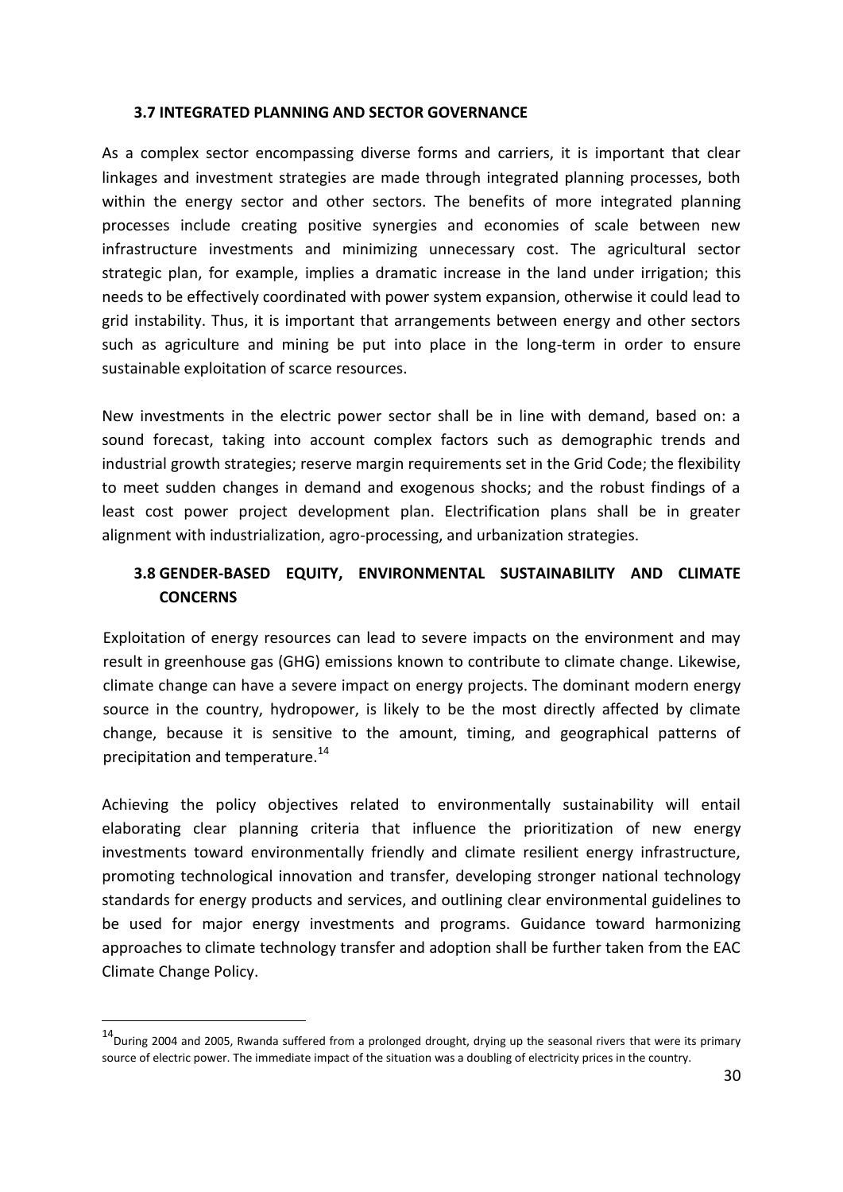### 3.7 INTEGRATED PLANNING AND SECTOR GOVERNANCE

As a complex sector encompassing diverse forms and carriers, it is important that clear linkages and investment strategies are made through integrated planning processes, both within the energy sector and other sectors. The benefits of more integrated planning processes include creating positive synergies and economies of scale between new infrastructure investments and minimizing unnecessary cost. The agricultural sector strategic plan, for example, implies a dramatic increase in the land under irrigation; this needs to be effectively coordinated with power system expansion, otherwise it could lead to grid instability. Thus, it is important that arrangements between energy and other sectors such as agriculture and mining be put into place in the long-term in order to ensure sustainable exploitation of scarce resources.

New investments in the electric power sector shall be in line with demand, based on: a sound forecast, taking into account complex factors such as demographic trends and industrial growth strategies; reserve margin requirements set in the Grid Code; the flexibility to meet sudden changes in demand and exogenous shocks; and the robust findings of a least cost power project development plan. Electrification plans shall be in greater alignment with industrialization, agro-processing, and urbanization strategies.

### 3.8 GENDER-BASED EQUITY, ENVIRONMENTAL SUSTAINABILITY AND CLIMATE CONCERNS

Exploitation of energy resources can lead to severe impacts on the environment and may result in greenhouse gas (GHG) emissions known to contribute to climate change. Likewise, climate change can have a severe impact on energy projects. The dominant modern energy source in the country, hydropower, is likely to be the most directly affected by climate change, because it is sensitive to the amount, timing, and geographical patterns of precipitation and temperature.[14]

Achieving the policy objectives related to environmentally sustainability will entail elaborating clear planning criteria that influence the prioritization of new energy investments toward environmentally friendly and climate resilient energy infrastructure, promoting technological innovation and transfer, developing stronger national technology standards for energy products and services, and outlining clear environmental guidelines to be used for major energy investments and programs. Guidance toward harmonizing approaches to climate technology transfer and adoption shall be further taken from the EAC Climate Change Policy.

---

[14] During 2004 and 2005, Rwanda suffered from a prolonged drought, drying up the seasonal rivers that were its primary source of electric power. The immediate impact of the situation was a doubling of electricity prices in the country.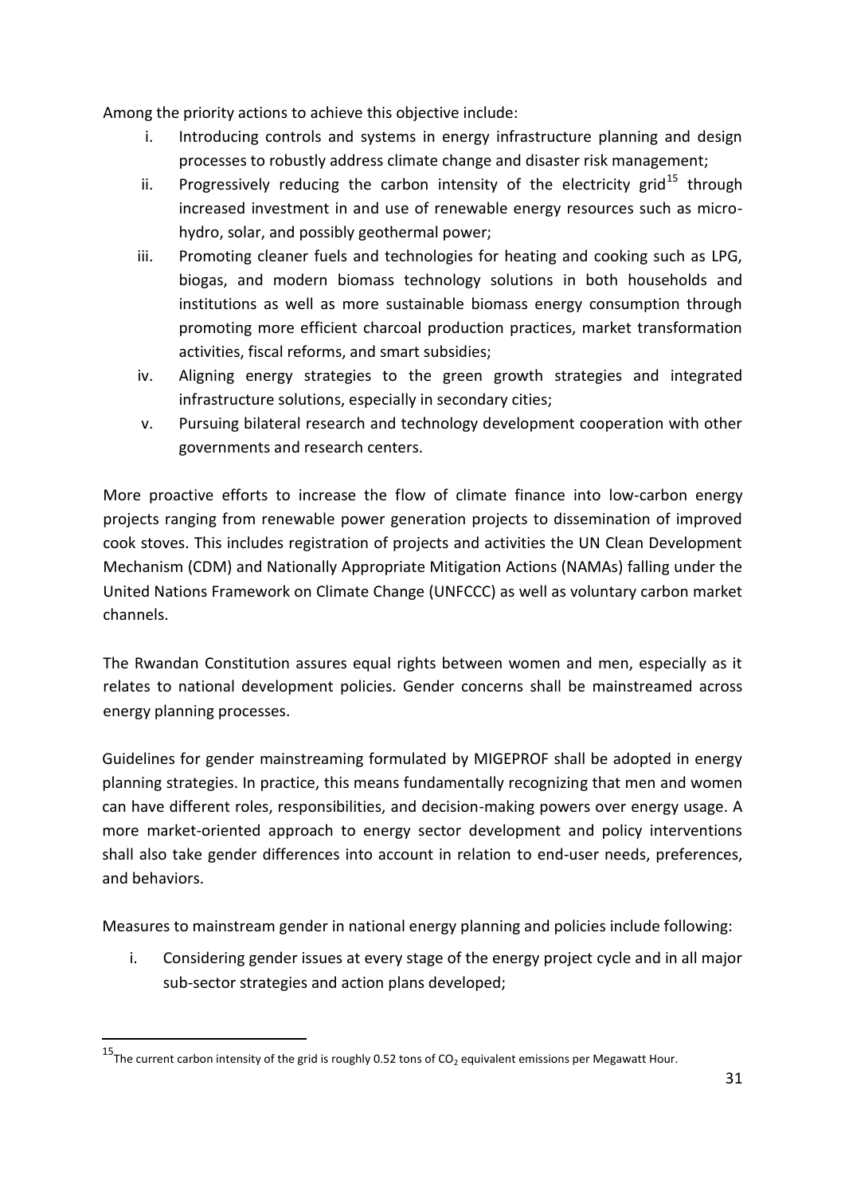Among the priority actions to achieve this objective include:

i. Introducing controls and systems in energy infrastructure planning and design processes to robustly address climate change and disaster risk management;
ii. Progressively reducing the carbon intensity of the electricity grid[15] through increased investment in and use of renewable energy resources such as micro-hydro, solar, and possibly geothermal power;
iii. Promoting cleaner fuels and technologies for heating and cooking such as LPG, biogas, and modern biomass technology solutions in both households and institutions as well as more sustainable biomass energy consumption through promoting more efficient charcoal production practices, market transformation activities, fiscal reforms, and smart subsidies;
iv. Aligning energy strategies to the green growth strategies and integrated infrastructure solutions, especially in secondary cities;
v. Pursuing bilateral research and technology development cooperation with other governments and research centers.

More proactive efforts to increase the flow of climate finance into low-carbon energy projects ranging from renewable power generation projects to dissemination of improved cook stoves. This includes registration of projects and activities the UN Clean Development Mechanism (CDM) and Nationally Appropriate Mitigation Actions (NAMAs) falling under the United Nations Framework on Climate Change (UNFCCC) as well as voluntary carbon market channels.

The Rwandan Constitution assures equal rights between women and men, especially as it relates to national development policies. Gender concerns shall be mainstreamed across energy planning processes.

Guidelines for gender mainstreaming formulated by MIGEPROF shall be adopted in energy planning strategies. In practice, this means fundamentally recognizing that men and women can have different roles, responsibilities, and decision-making powers over energy usage. A more market-oriented approach to energy sector development and policy interventions shall also take gender differences into account in relation to end-user needs, preferences, and behaviors.

Measures to mainstream gender in national energy planning and policies include following:

i. Considering gender issues at every stage of the energy project cycle and in all major sub-sector strategies and action plans developed;

---

[15] The current carbon intensity of the grid is roughly 0.52 tons of $CO_2$ equivalent emissions per Megawatt Hour.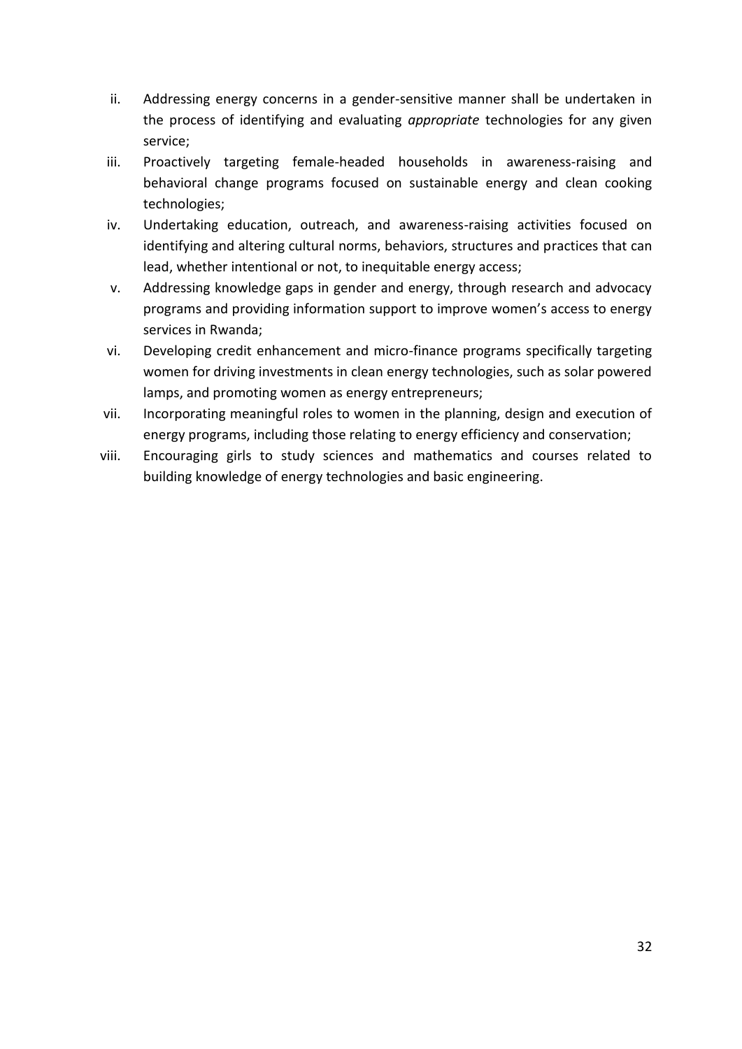ii. Addressing energy concerns in a gender-sensitive manner shall be undertaken in the process of identifying and evaluating *appropriate* technologies for any given service;

iii. Proactively targeting female-headed households in awareness-raising and behavioral change programs focused on sustainable energy and clean cooking technologies;

iv. Undertaking education, outreach, and awareness-raising activities focused on identifying and altering cultural norms, behaviors, structures and practices that can lead, whether intentional or not, to inequitable energy access;

v. Addressing knowledge gaps in gender and energy, through research and advocacy programs and providing information support to improve women's access to energy services in Rwanda;

vi. Developing credit enhancement and micro-finance programs specifically targeting women for driving investments in clean energy technologies, such as solar powered lamps, and promoting women as energy entrepreneurs;

vii. Incorporating meaningful roles to women in the planning, design and execution of energy programs, including those relating to energy efficiency and conservation;

viii. Encouraging girls to study sciences and mathematics and courses related to building knowledge of energy technologies and basic engineering.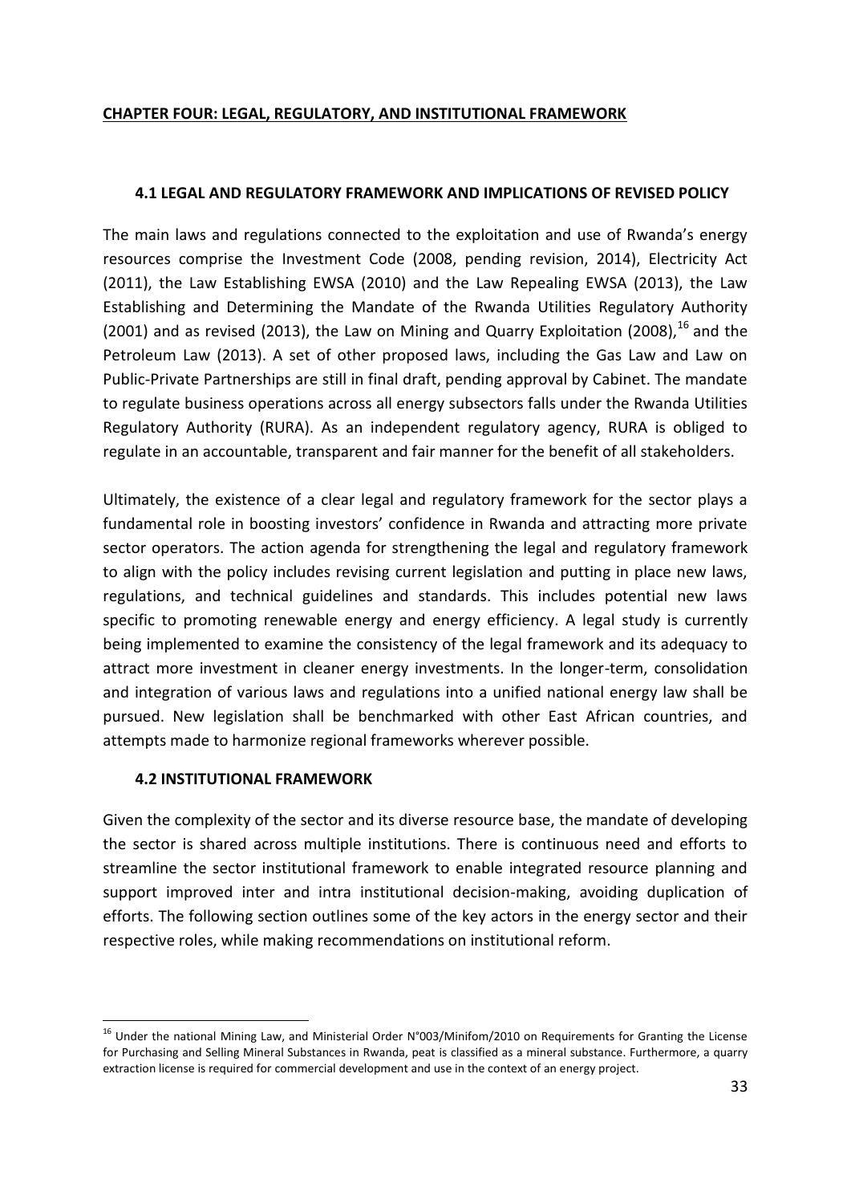## CHAPTER FOUR: LEGAL, REGULATORY, AND INSTITUTIONAL FRAMEWORK

### 4.1 LEGAL AND REGULATORY FRAMEWORK AND IMPLICATIONS OF REVISED POLICY

The main laws and regulations connected to the exploitation and use of Rwanda's energy resources comprise the Investment Code (2008, pending revision, 2014), Electricity Act (2011), the Law Establishing EWSA (2010) and the Law Repealing EWSA (2013), the Law Establishing and Determining the Mandate of the Rwanda Utilities Regulatory Authority (2001) and as revised (2013), the Law on Mining and Quarry Exploitation (2008),[16] and the Petroleum Law (2013). A set of other proposed laws, including the Gas Law and Law on Public-Private Partnerships are still in final draft, pending approval by Cabinet. The mandate to regulate business operations across all energy subsectors falls under the Rwanda Utilities Regulatory Authority (RURA). As an independent regulatory agency, RURA is obliged to regulate in an accountable, transparent and fair manner for the benefit of all stakeholders.

Ultimately, the existence of a clear legal and regulatory framework for the sector plays a fundamental role in boosting investors' confidence in Rwanda and attracting more private sector operators. The action agenda for strengthening the legal and regulatory framework to align with the policy includes revising current legislation and putting in place new laws, regulations, and technical guidelines and standards. This includes potential new laws specific to promoting renewable energy and energy efficiency. A legal study is currently being implemented to examine the consistency of the legal framework and its adequacy to attract more investment in cleaner energy investments. In the longer-term, consolidation and integration of various laws and regulations into a unified national energy law shall be pursued. New legislation shall be benchmarked with other East African countries, and attempts made to harmonize regional frameworks wherever possible.

### 4.2 INSTITUTIONAL FRAMEWORK

Given the complexity of the sector and its diverse resource base, the mandate of developing the sector is shared across multiple institutions. There is continuous need and efforts to streamline the sector institutional framework to enable integrated resource planning and support improved inter and intra institutional decision-making, avoiding duplication of efforts. The following section outlines some of the key actors in the energy sector and their respective roles, while making recommendations on institutional reform.

---

[16] Under the national Mining Law, and Ministerial Order N°003/Minifom/2010 on Requirements for Granting the License for Purchasing and Selling Mineral Substances in Rwanda, peat is classified as a mineral substance. Furthermore, a quarry extraction license is required for commercial development and use in the context of an energy project.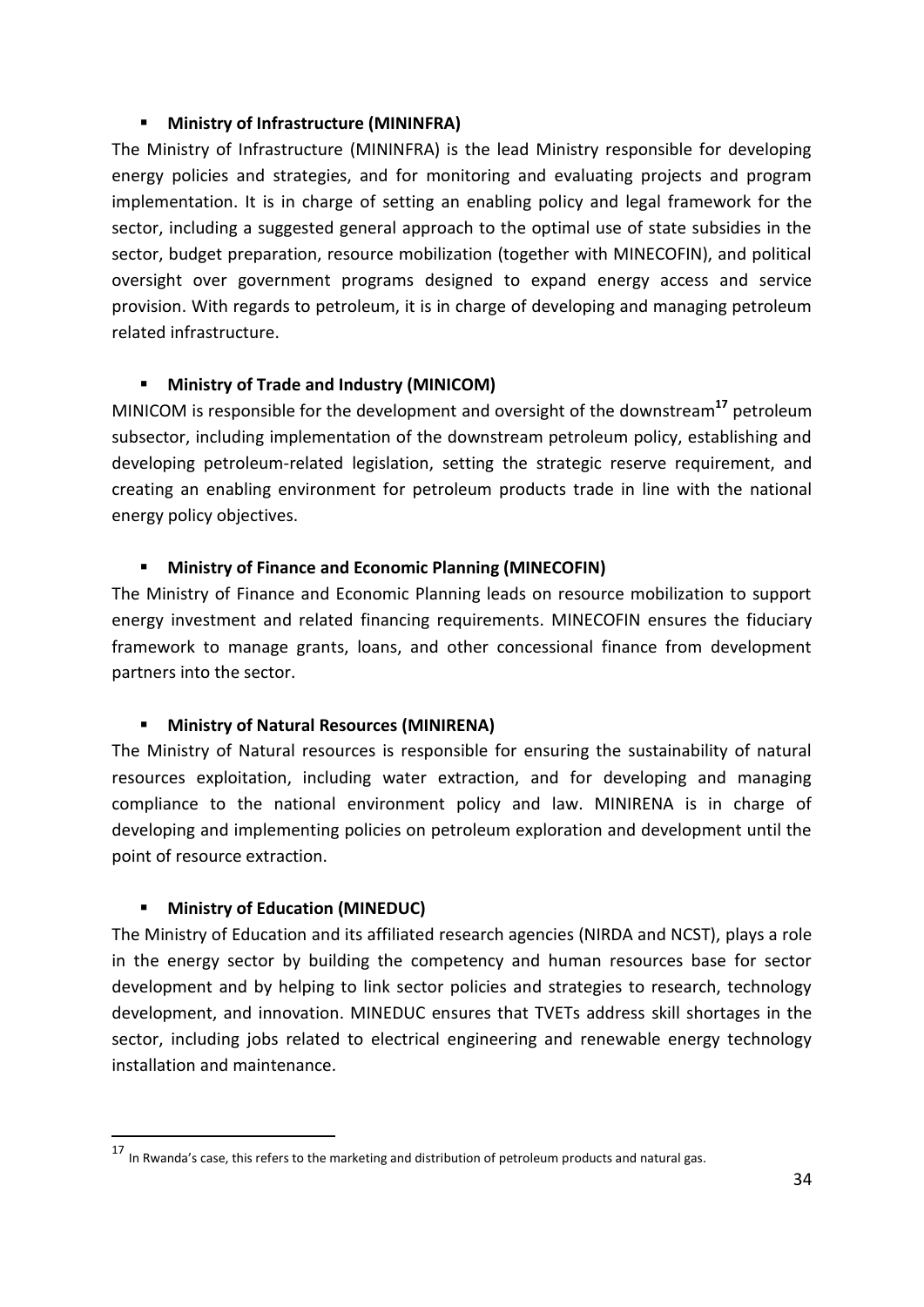- **Ministry of Infrastructure (MININFRA)**

The Ministry of Infrastructure (MININFRA) is the lead Ministry responsible for developing energy policies and strategies, and for monitoring and evaluating projects and program implementation. It is in charge of setting an enabling policy and legal framework for the sector, including a suggested general approach to the optimal use of state subsidies in the sector, budget preparation, resource mobilization (together with MINECOFIN), and political oversight over government programs designed to expand energy access and service provision. With regards to petroleum, it is in charge of developing and managing petroleum related infrastructure.

- **Ministry of Trade and Industry (MINICOM)**

MINICOM is responsible for the development and oversight of the downstream[17] petroleum subsector, including implementation of the downstream petroleum policy, establishing and developing petroleum-related legislation, setting the strategic reserve requirement, and creating an enabling environment for petroleum products trade in line with the national energy policy objectives.

- **Ministry of Finance and Economic Planning (MINECOFIN)**

The Ministry of Finance and Economic Planning leads on resource mobilization to support energy investment and related financing requirements. MINECOFIN ensures the fiduciary framework to manage grants, loans, and other concessional finance from development partners into the sector.

- **Ministry of Natural Resources (MINIRENA)**

The Ministry of Natural resources is responsible for ensuring the sustainability of natural resources exploitation, including water extraction, and for developing and managing compliance to the national environment policy and law. MINIRENA is in charge of developing and implementing policies on petroleum exploration and development until the point of resource extraction.

- **Ministry of Education (MINEDUC)**

The Ministry of Education and its affiliated research agencies (NIRDA and NCST), plays a role in the energy sector by building the competency and human resources base for sector development and by helping to link sector policies and strategies to research, technology development, and innovation. MINEDUC ensures that TVETs address skill shortages in the sector, including jobs related to electrical engineering and renewable energy technology installation and maintenance.

[17] In Rwanda's case, this refers to the marketing and distribution of petroleum products and natural gas.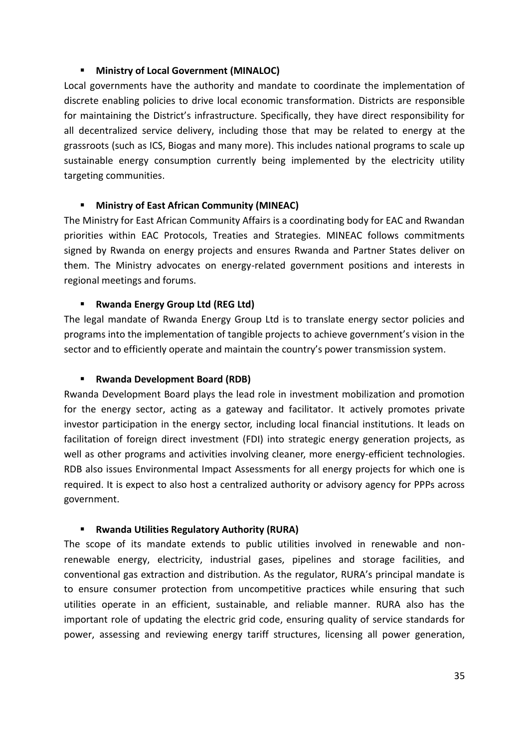- **Ministry of Local Government (MINALOC)**

Local governments have the authority and mandate to coordinate the implementation of discrete enabling policies to drive local economic transformation. Districts are responsible for maintaining the District's infrastructure. Specifically, they have direct responsibility for all decentralized service delivery, including those that may be related to energy at the grassroots (such as ICS, Biogas and many more). This includes national programs to scale up sustainable energy consumption currently being implemented by the electricity utility targeting communities.

- **Ministry of East African Community (MINEAC)**

The Ministry for East African Community Affairs is a coordinating body for EAC and Rwandan priorities within EAC Protocols, Treaties and Strategies. MINEAC follows commitments signed by Rwanda on energy projects and ensures Rwanda and Partner States deliver on them. The Ministry advocates on energy-related government positions and interests in regional meetings and forums.

- **Rwanda Energy Group Ltd (REG Ltd)**

The legal mandate of Rwanda Energy Group Ltd is to translate energy sector policies and programs into the implementation of tangible projects to achieve government's vision in the sector and to efficiently operate and maintain the country's power transmission system.

- **Rwanda Development Board (RDB)**

Rwanda Development Board plays the lead role in investment mobilization and promotion for the energy sector, acting as a gateway and facilitator. It actively promotes private investor participation in the energy sector, including local financial institutions. It leads on facilitation of foreign direct investment (FDI) into strategic energy generation projects, as well as other programs and activities involving cleaner, more energy-efficient technologies. RDB also issues Environmental Impact Assessments for all energy projects for which one is required. It is expect to also host a centralized authority or advisory agency for PPPs across government.

- **Rwanda Utilities Regulatory Authority (RURA)**

The scope of its mandate extends to public utilities involved in renewable and non-renewable energy, electricity, industrial gases, pipelines and storage facilities, and conventional gas extraction and distribution. As the regulator, RURA's principal mandate is to ensure consumer protection from uncompetitive practices while ensuring that such utilities operate in an efficient, sustainable, and reliable manner. RURA also has the important role of updating the electric grid code, ensuring quality of service standards for power, assessing and reviewing energy tariff structures, licensing all power generation,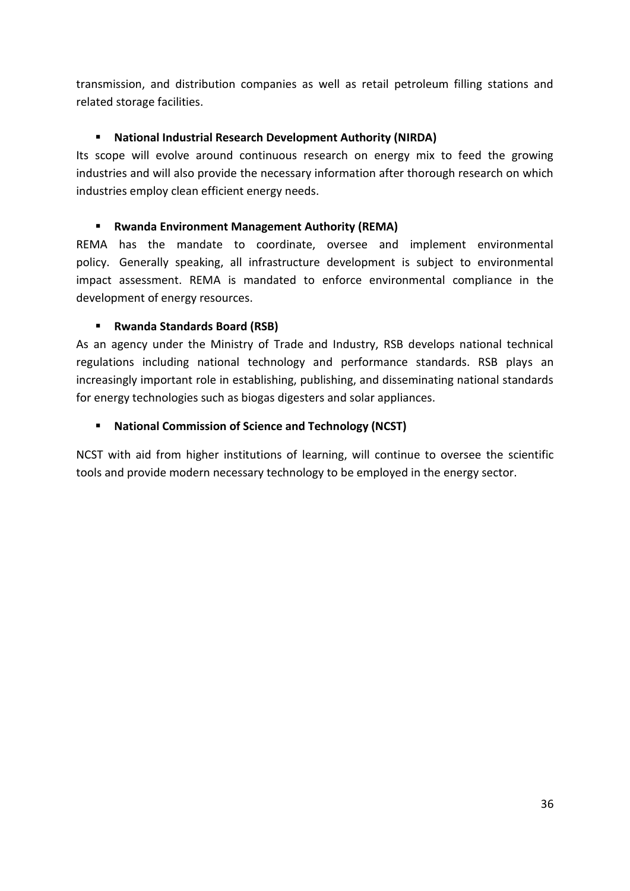transmission, and distribution companies as well as retail petroleum filling stations and related storage facilities.

- **National Industrial Research Development Authority (NIRDA)**

Its scope will evolve around continuous research on energy mix to feed the growing industries and will also provide the necessary information after thorough research on which industries employ clean efficient energy needs.

- **Rwanda Environment Management Authority (REMA)**

REMA has the mandate to coordinate, oversee and implement environmental policy. Generally speaking, all infrastructure development is subject to environmental impact assessment. REMA is mandated to enforce environmental compliance in the development of energy resources.

- **Rwanda Standards Board (RSB)**

As an agency under the Ministry of Trade and Industry, RSB develops national technical regulations including national technology and performance standards. RSB plays an increasingly important role in establishing, publishing, and disseminating national standards for energy technologies such as biogas digesters and solar appliances.

- **National Commission of Science and Technology (NCST)**

NCST with aid from higher institutions of learning, will continue to oversee the scientific tools and provide modern necessary technology to be employed in the energy sector.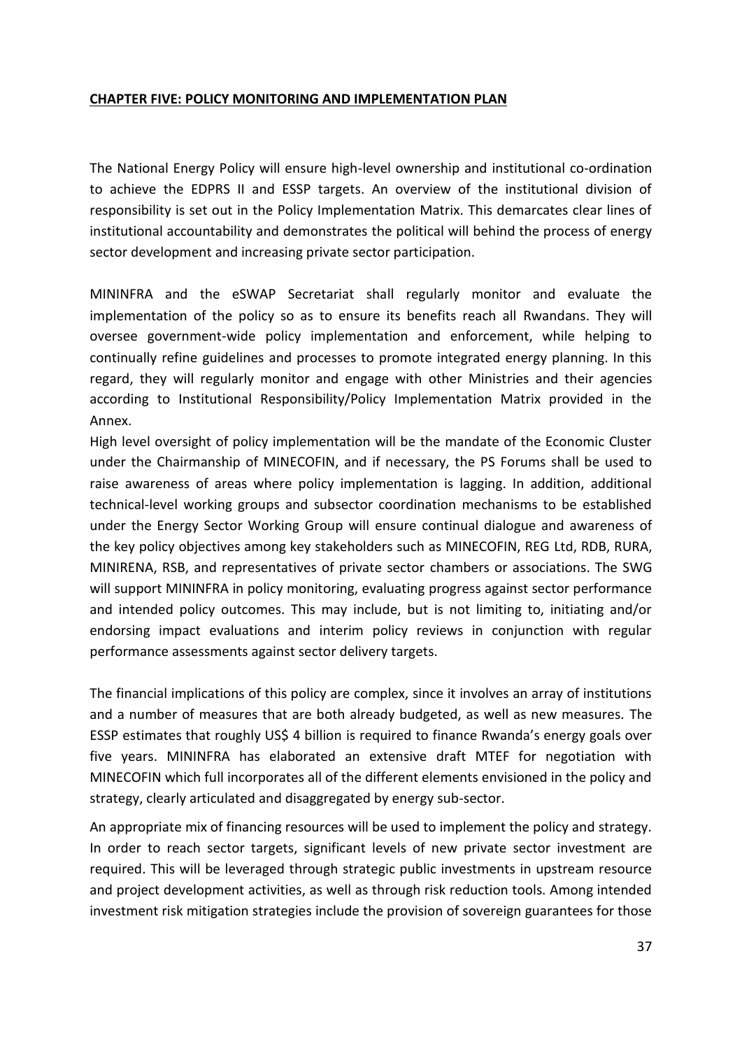## CHAPTER FIVE: POLICY MONITORING AND IMPLEMENTATION PLAN

The National Energy Policy will ensure high-level ownership and institutional co-ordination to achieve the EDPRS II and ESSP targets. An overview of the institutional division of responsibility is set out in the Policy Implementation Matrix. This demarcates clear lines of institutional accountability and demonstrates the political will behind the process of energy sector development and increasing private sector participation.

MININFRA and the eSWAP Secretariat shall regularly monitor and evaluate the implementation of the policy so as to ensure its benefits reach all Rwandans. They will oversee government-wide policy implementation and enforcement, while helping to continually refine guidelines and processes to promote integrated energy planning. In this regard, they will regularly monitor and engage with other Ministries and their agencies according to Institutional Responsibility/Policy Implementation Matrix provided in the Annex.

High level oversight of policy implementation will be the mandate of the Economic Cluster under the Chairmanship of MINECOFIN, and if necessary, the PS Forums shall be used to raise awareness of areas where policy implementation is lagging. In addition, additional technical-level working groups and subsector coordination mechanisms to be established under the Energy Sector Working Group will ensure continual dialogue and awareness of the key policy objectives among key stakeholders such as MINECOFIN, REG Ltd, RDB, RURA, MINIRENA, RSB, and representatives of private sector chambers or associations. The SWG will support MININFRA in policy monitoring, evaluating progress against sector performance and intended policy outcomes. This may include, but is not limiting to, initiating and/or endorsing impact evaluations and interim policy reviews in conjunction with regular performance assessments against sector delivery targets.

The financial implications of this policy are complex, since it involves an array of institutions and a number of measures that are both already budgeted, as well as new measures. The ESSP estimates that roughly US$ 4 billion is required to finance Rwanda's energy goals over five years. MININFRA has elaborated an extensive draft MTEF for negotiation with MINECOFIN which full incorporates all of the different elements envisioned in the policy and strategy, clearly articulated and disaggregated by energy sub-sector.

An appropriate mix of financing resources will be used to implement the policy and strategy. In order to reach sector targets, significant levels of new private sector investment are required. This will be leveraged through strategic public investments in upstream resource and project development activities, as well as through risk reduction tools. Among intended investment risk mitigation strategies include the provision of sovereign guarantees for those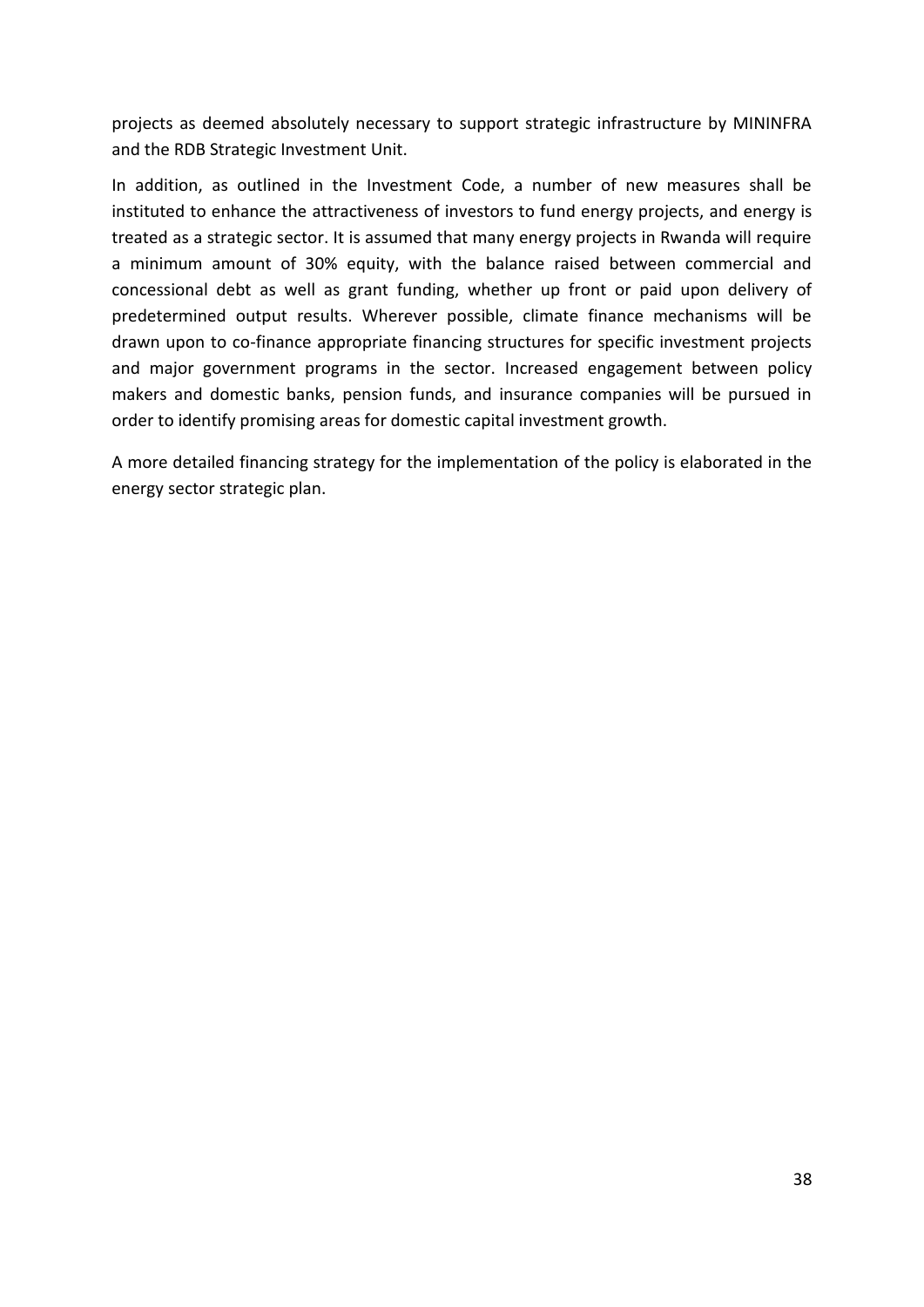projects as deemed absolutely necessary to support strategic infrastructure by MININFRA and the RDB Strategic Investment Unit.

In addition, as outlined in the Investment Code, a number of new measures shall be instituted to enhance the attractiveness of investors to fund energy projects, and energy is treated as a strategic sector. It is assumed that many energy projects in Rwanda will require a minimum amount of 30% equity, with the balance raised between commercial and concessional debt as well as grant funding, whether up front or paid upon delivery of predetermined output results. Wherever possible, climate finance mechanisms will be drawn upon to co-finance appropriate financing structures for specific investment projects and major government programs in the sector. Increased engagement between policy makers and domestic banks, pension funds, and insurance companies will be pursued in order to identify promising areas for domestic capital investment growth.

A more detailed financing strategy for the implementation of the policy is elaborated in the energy sector strategic plan.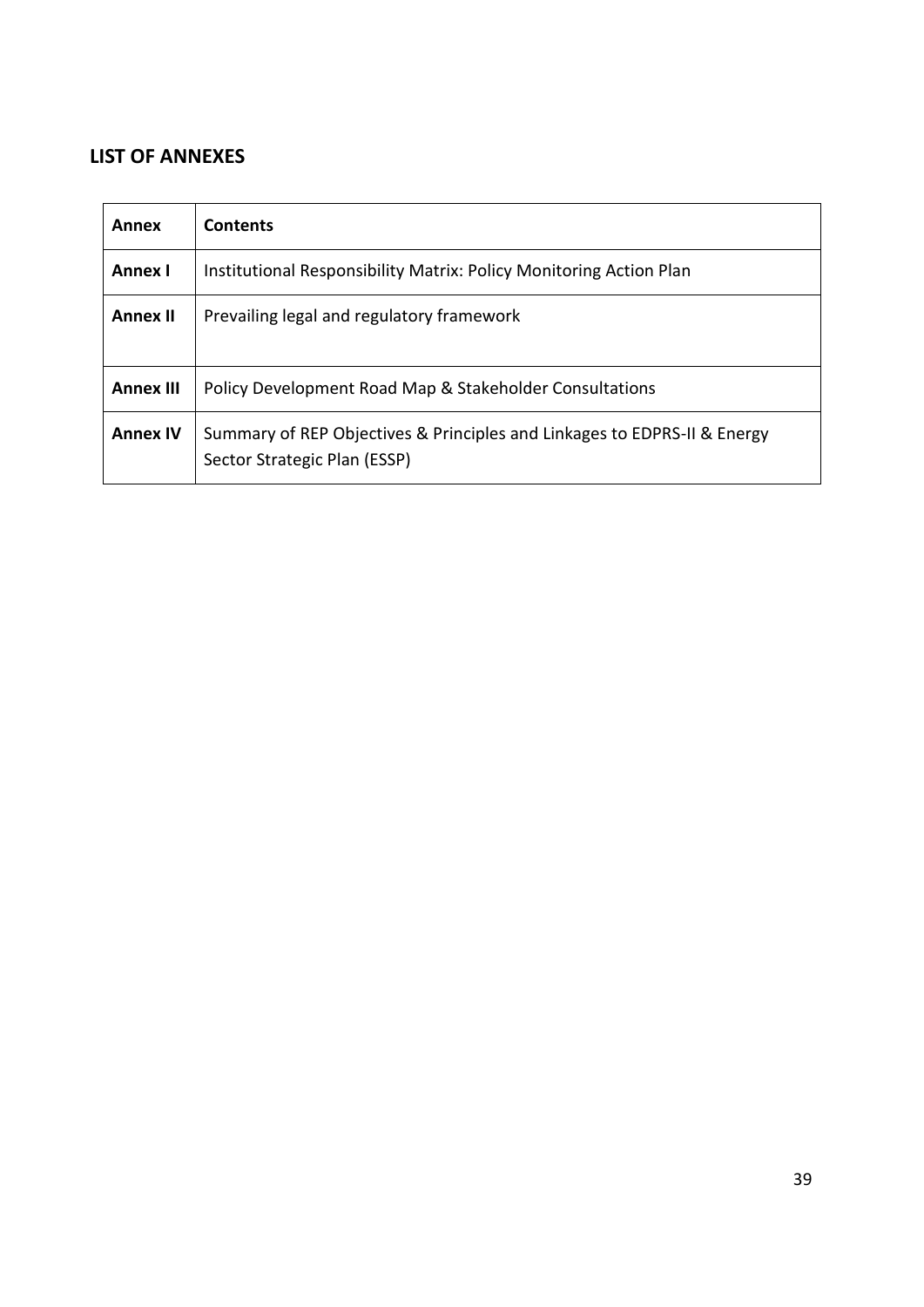## LIST OF ANNEXES

| Annex | Contents |
|---|---|
| **Annex I** | Institutional Responsibility Matrix: Policy Monitoring Action Plan |
| **Annex II** | Prevailing legal and regulatory framework |
| **Annex III** | Policy Development Road Map & Stakeholder Consultations |
| **Annex IV** | Summary of REP Objectives & Principles and Linkages to EDPRS-II & Energy Sector Strategic Plan (ESSP) |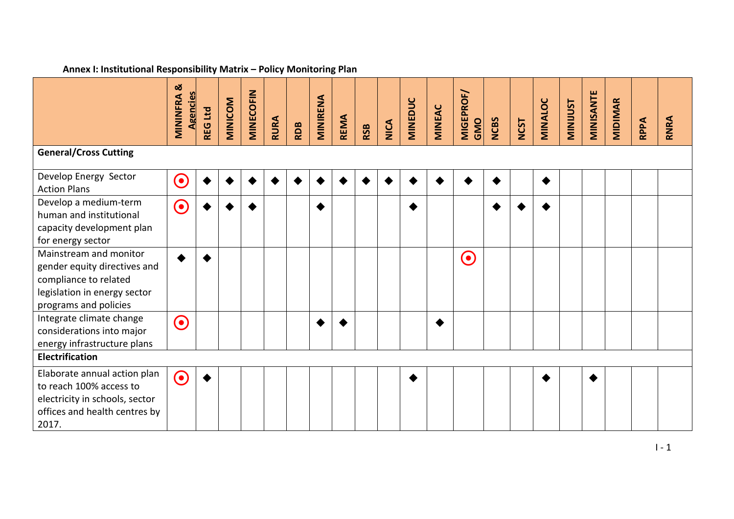**Annex I: Institutional Responsibility Matrix – Policy Monitoring Plan**

| | MININFRA & Agencies | REG Ltd | MINICOM | MINECOFIN | RURA | RDB | MINIRENA | REMA | RSB | NICA | MINEDUC | MINEAC | MIGEPROF/ GMO | NCBS | NCST | MINALOC | MINIJUST | MINISANTE | MIDIMAR | RPPA | RNRA |
|---|---|---|---|---|---|---|---|---|---|---|---|---|---|---|---|---|---|---|---|---|---|
| **General/Cross Cutting** | | | | | | | | | | | | | | | | | | | | | |
| Develop Energy Sector Action Plans | ⦿ | ◆ | ◆ | ◆ | ◆ | ◆ | ◆ | ◆ | ◆ | ◆ | ◆ | ◆ | ◆ | ◆ | | ◆ | | | | | |
| Develop a medium-term human and institutional capacity development plan for energy sector | ⦿ | ◆ | ◆ | ◆ | | | ◆ | | | | ◆ | | | ◆ | ◆ | ◆ | | | | | |
| Mainstream and monitor gender equity directives and compliance to related legislation in energy sector programs and policies | ◆ | ◆ | | | | | | | | | | | ⦿ | | | | | | | | |
| Integrate climate change considerations into major energy infrastructure plans | ⦿ | | | | | | ◆ | ◆ | | | | ◆ | | | | | | | | | |
| **Electrification** | | | | | | | | | | | | | | | | | | | | | |
| Elaborate annual action plan to reach 100% access to electricity in schools, sector offices and health centres by 2017. | ⦿ | ◆ | | | | | | | | | ◆ | | | | | ◆ | | ◆ | | | |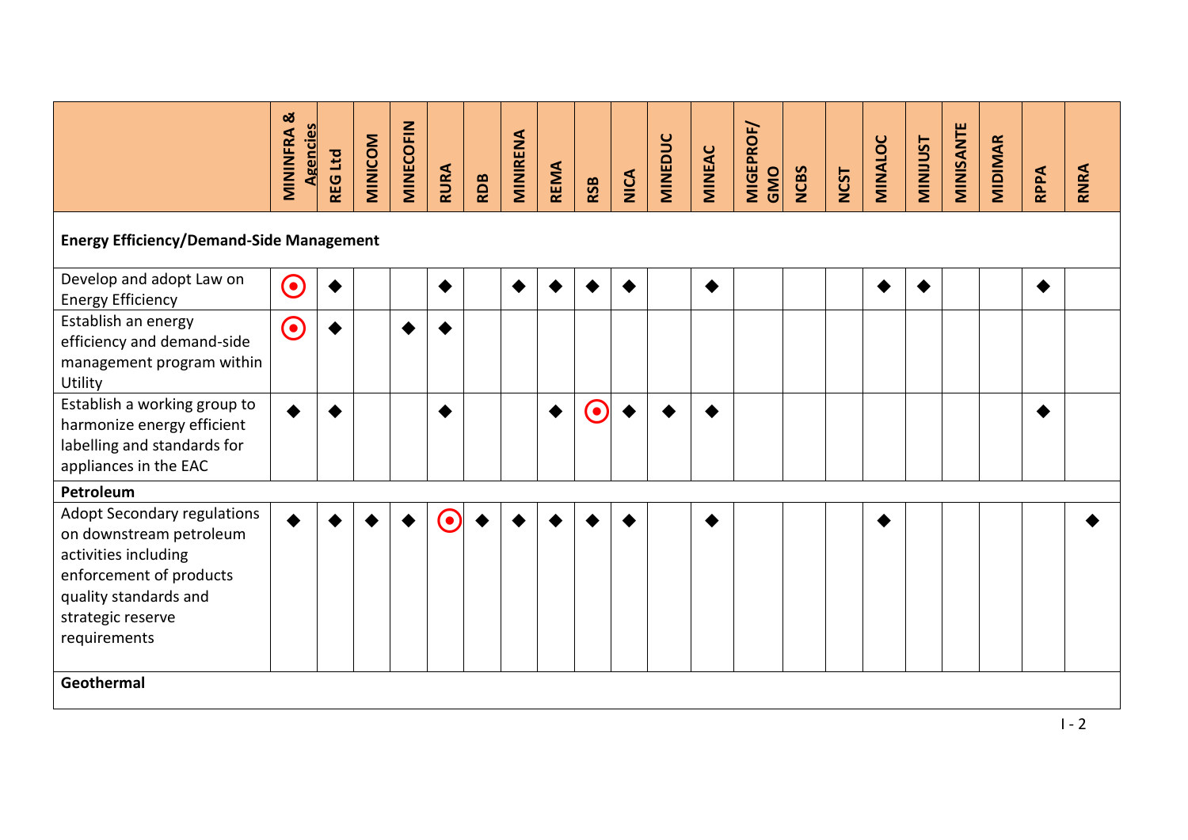| | MININFRA & Agencies | REG Ltd | MINICOM | MINECOFIN | RURA | RDB | MINIRENA | REMA | RSB | NICA | MINEDUC | MINEAC | MIGEPROF/ GMO | NCBS | NCST | MINALOC | MINIJUST | MINISANTE | MIDIMAR | RPPA | RNRA |
|---|---|---|---|---|---|---|---|---|---|---|---|---|---|---|---|---|---|---|---|---|---|
| **Energy Efficiency/Demand-Side Management** | | | | | | | | | | | | | | | | | | | | | |
| Develop and adopt Law on Energy Efficiency | ⦿ | ◆ | | | ◆ | | ◆ | ◆ | ◆ | ◆ | | ◆ | | | | ◆ | ◆ | | | ◆ | |
| Establish an energy efficiency and demand-side management program within Utility | ⦿ | ◆ | | ◆ | ◆ | | | | | | | | | | | | | | | | |
| Establish a working group to harmonize energy efficient labelling and standards for appliances in the EAC | ◆ | ◆ | | | ◆ | | | ◆ | ⦿ | ◆ | ◆ | ◆ | | | | | | | | ◆ | |
| **Petroleum** | | | | | | | | | | | | | | | | | | | | | |
| Adopt Secondary regulations on downstream petroleum activities including enforcement of products quality standards and strategic reserve requirements | ◆ | ◆ | ◆ | ◆ | ⦿ | ◆ | ◆ | ◆ | ◆ | ◆ | | ◆ | | | | ◆ | | | | | ◆ |
| **Geothermal** | | | | | | | | | | | | | | | | | | | | | |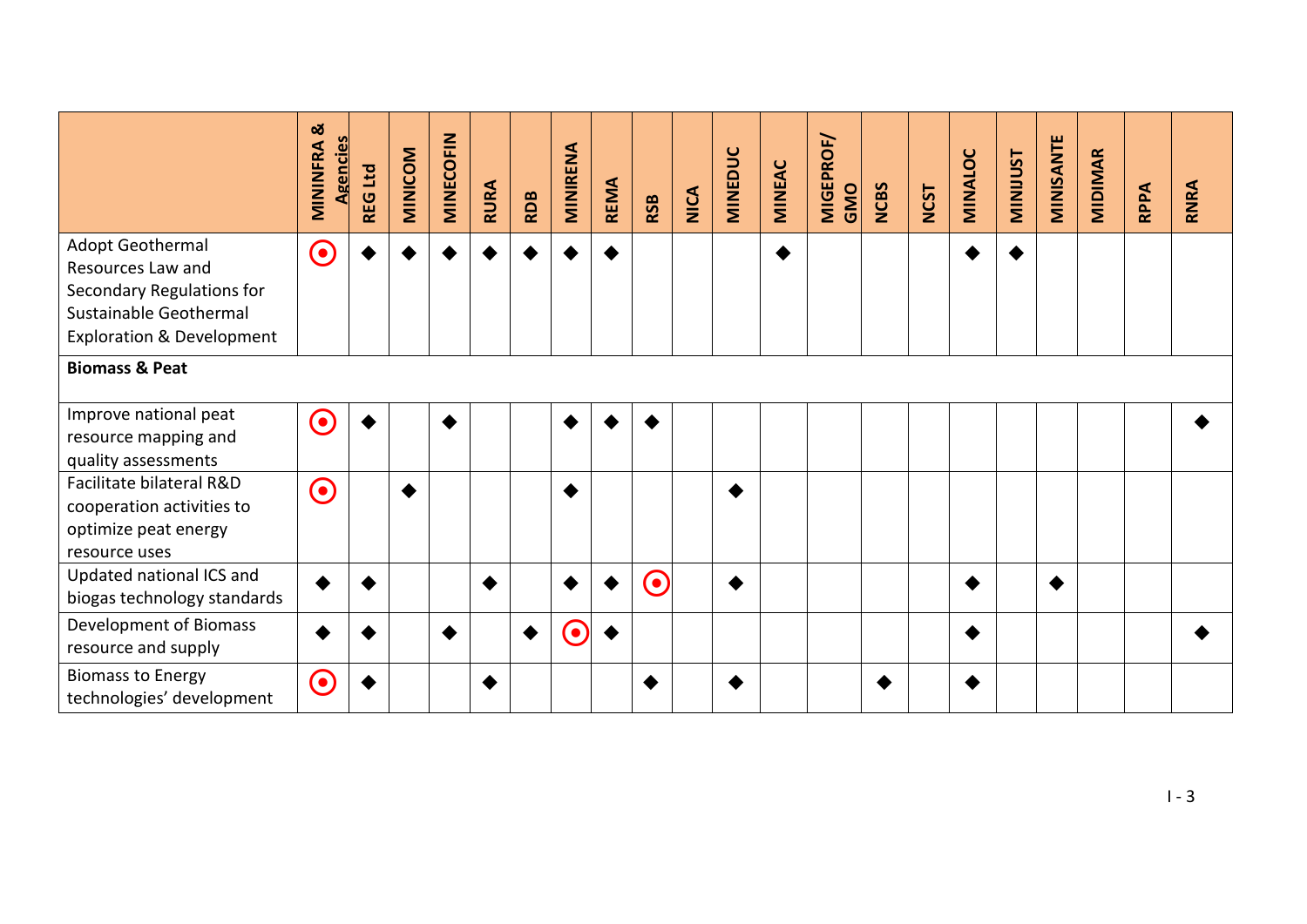| | MININFRA & Agencies | REG Ltd | MINICOM | MINECOFIN | RURA | RDB | MINIRENA | REMA | RSB | NICA | MINEDUC | MINEAC | MIGEPROF/ GMO | NCBS | NCST | MINALOC | MINIJUST | MINISANTE | MIDIMAR | RPPA | RNRA |
|---|---|---|---|---|---|---|---|---|---|---|---|---|---|---|---|---|---|---|---|---|---|
| Adopt Geothermal Resources Law and Secondary Regulations for Sustainable Geothermal Exploration & Development | ◉ | ◆ | ◆ | ◆ | ◆ | ◆ | ◆ | ◆ | | | | ◆ | | | | ◆ | ◆ | | | | |
| **Biomass & Peat** | | | | | | | | | | | | | | | | | | | | | |
| Improve national peat resource mapping and quality assessments | ◉ | ◆ | | ◆ | | | ◆ | ◆ | ◆ | | | | | | | | | | | | ◆ |
| Facilitate bilateral R&D cooperation activities to optimize peat energy resource uses | ◉ | | ◆ | | | | ◆ | | | | ◆ | | | | | | | | | | |
| Updated national ICS and biogas technology standards | ◆ | ◆ | | | ◆ | | ◆ | ◆ | ◉ | | ◆ | | | | | ◆ | | ◆ | | | |
| Development of Biomass resource and supply | ◆ | ◆ | | ◆ | | ◆ | ◉ | ◆ | | | | | | | | ◆ | | | | | ◆ |
| Biomass to Energy technologies' development | ◉ | ◆ | | | ◆ | | | | ◆ | | ◆ | | | ◆ | | ◆ | | | | | |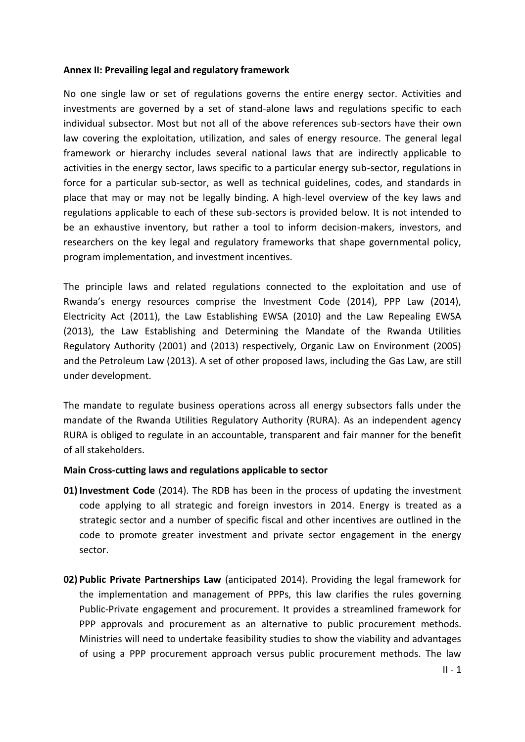**Annex II: Prevailing legal and regulatory framework**

No one single law or set of regulations governs the entire energy sector. Activities and investments are governed by a set of stand-alone laws and regulations specific to each individual subsector. Most but not all of the above references sub-sectors have their own law covering the exploitation, utilization, and sales of energy resource. The general legal framework or hierarchy includes several national laws that are indirectly applicable to activities in the energy sector, laws specific to a particular energy sub-sector, regulations in force for a particular sub-sector, as well as technical guidelines, codes, and standards in place that may or may not be legally binding. A high-level overview of the key laws and regulations applicable to each of these sub-sectors is provided below. It is not intended to be an exhaustive inventory, but rather a tool to inform decision-makers, investors, and researchers on the key legal and regulatory frameworks that shape governmental policy, program implementation, and investment incentives.

The principle laws and related regulations connected to the exploitation and use of Rwanda's energy resources comprise the Investment Code (2014), PPP Law (2014), Electricity Act (2011), the Law Establishing EWSA (2010) and the Law Repealing EWSA (2013), the Law Establishing and Determining the Mandate of the Rwanda Utilities Regulatory Authority (2001) and (2013) respectively, Organic Law on Environment (2005) and the Petroleum Law (2013). A set of other proposed laws, including the Gas Law, are still under development.

The mandate to regulate business operations across all energy subsectors falls under the mandate of the Rwanda Utilities Regulatory Authority (RURA). As an independent agency RURA is obliged to regulate in an accountable, transparent and fair manner for the benefit of all stakeholders.

**Main Cross-cutting laws and regulations applicable to sector**

**01) Investment Code** (2014). The RDB has been in the process of updating the investment code applying to all strategic and foreign investors in 2014. Energy is treated as a strategic sector and a number of specific fiscal and other incentives are outlined in the code to promote greater investment and private sector engagement in the energy sector.

**02) Public Private Partnerships Law** (anticipated 2014). Providing the legal framework for the implementation and management of PPPs, this law clarifies the rules governing Public-Private engagement and procurement. It provides a streamlined framework for PPP approvals and procurement as an alternative to public procurement methods. Ministries will need to undertake feasibility studies to show the viability and advantages of using a PPP procurement approach versus public procurement methods. The law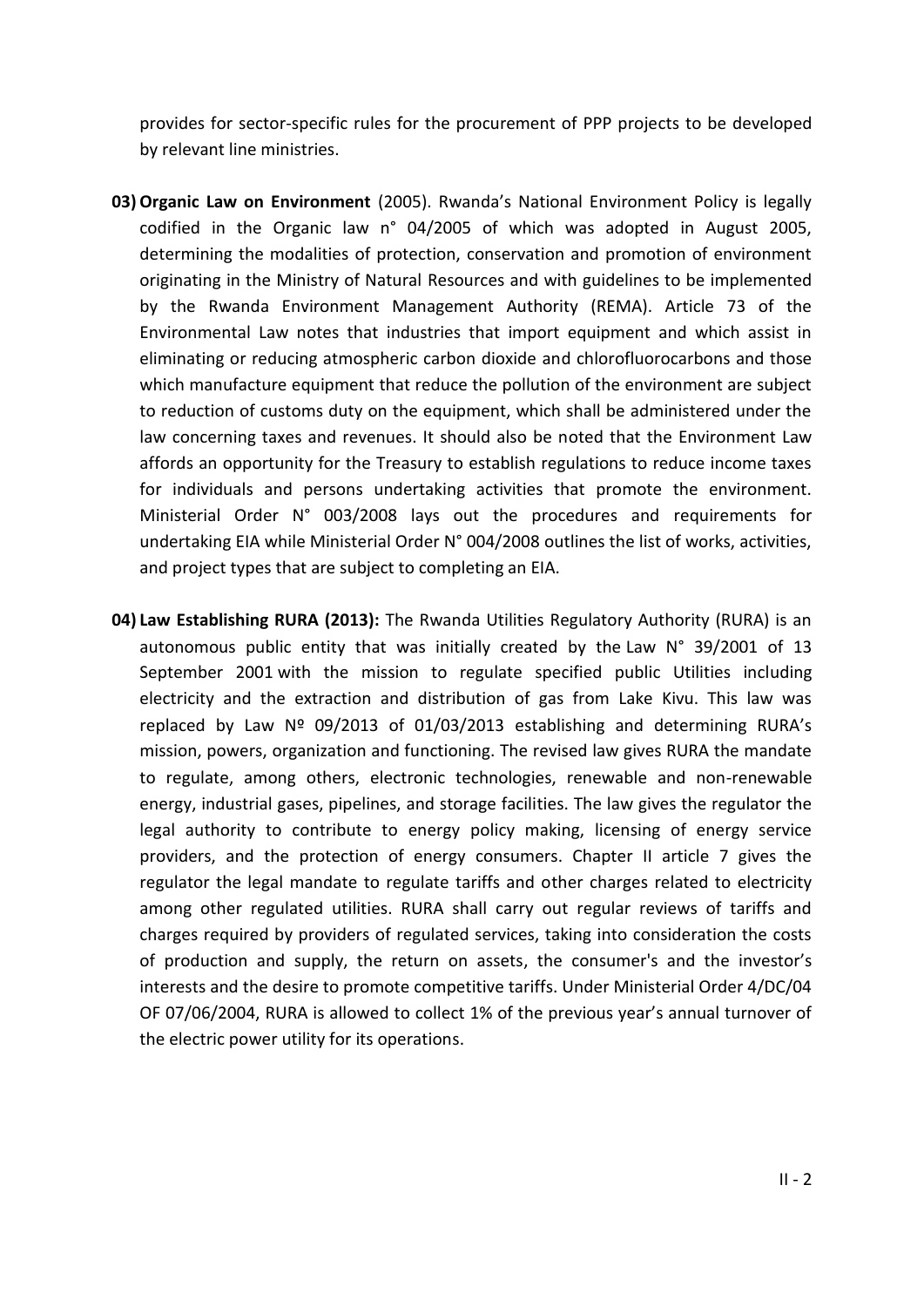provides for sector-specific rules for the procurement of PPP projects to be developed by relevant line ministries.

**03) Organic Law on Environment** (2005). Rwanda's National Environment Policy is legally codified in the Organic law n° 04/2005 of which was adopted in August 2005, determining the modalities of protection, conservation and promotion of environment originating in the Ministry of Natural Resources and with guidelines to be implemented by the Rwanda Environment Management Authority (REMA). Article 73 of the Environmental Law notes that industries that import equipment and which assist in eliminating or reducing atmospheric carbon dioxide and chlorofluorocarbons and those which manufacture equipment that reduce the pollution of the environment are subject to reduction of customs duty on the equipment, which shall be administered under the law concerning taxes and revenues. It should also be noted that the Environment Law affords an opportunity for the Treasury to establish regulations to reduce income taxes for individuals and persons undertaking activities that promote the environment. Ministerial Order N° 003/2008 lays out the procedures and requirements for undertaking EIA while Ministerial Order N° 004/2008 outlines the list of works, activities, and project types that are subject to completing an EIA.

**04) Law Establishing RURA (2013):** The Rwanda Utilities Regulatory Authority (RURA) is an autonomous public entity that was initially created by the Law N° 39/2001 of 13 September 2001 with the mission to regulate specified public Utilities including electricity and the extraction and distribution of gas from Lake Kivu. This law was replaced by Law Nº 09/2013 of 01/03/2013 establishing and determining RURA's mission, powers, organization and functioning. The revised law gives RURA the mandate to regulate, among others, electronic technologies, renewable and non-renewable energy, industrial gases, pipelines, and storage facilities. The law gives the regulator the legal authority to contribute to energy policy making, licensing of energy service providers, and the protection of energy consumers. Chapter II article 7 gives the regulator the legal mandate to regulate tariffs and other charges related to electricity among other regulated utilities. RURA shall carry out regular reviews of tariffs and charges required by providers of regulated services, taking into consideration the costs of production and supply, the return on assets, the consumer's and the investor's interests and the desire to promote competitive tariffs. Under Ministerial Order 4/DC/04 OF 07/06/2004, RURA is allowed to collect 1% of the previous year's annual turnover of the electric power utility for its operations.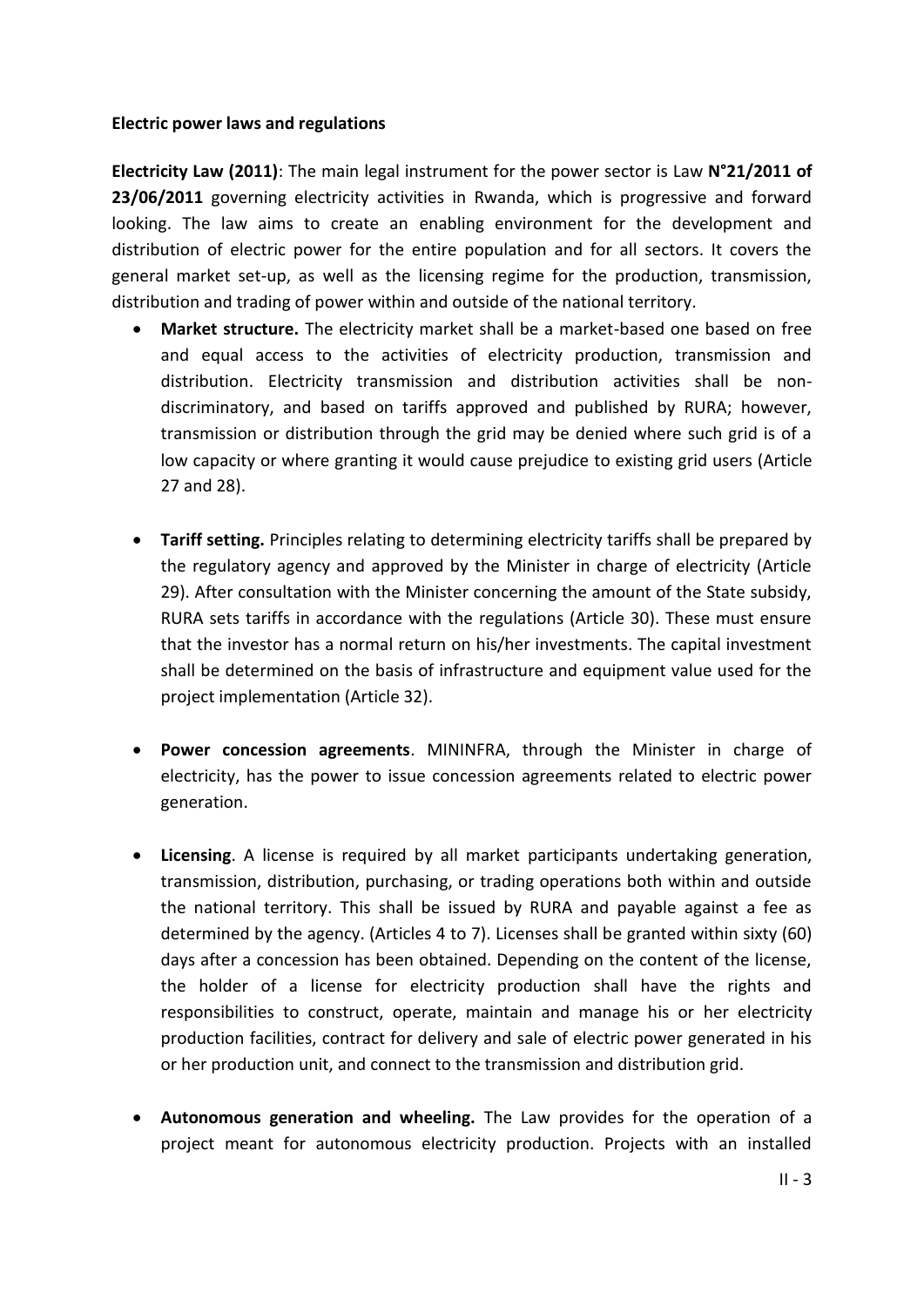**Electric power laws and regulations**

**Electricity Law (2011)**: The main legal instrument for the power sector is Law **N°21/2011 of 23/06/2011** governing electricity activities in Rwanda, which is progressive and forward looking. The law aims to create an enabling environment for the development and distribution of electric power for the entire population and for all sectors. It covers the general market set-up, as well as the licensing regime for the production, transmission, distribution and trading of power within and outside of the national territory.

- **Market structure.** The electricity market shall be a market-based one based on free and equal access to the activities of electricity production, transmission and distribution. Electricity transmission and distribution activities shall be non-discriminatory, and based on tariffs approved and published by RURA; however, transmission or distribution through the grid may be denied where such grid is of a low capacity or where granting it would cause prejudice to existing grid users (Article 27 and 28).

- **Tariff setting.** Principles relating to determining electricity tariffs shall be prepared by the regulatory agency and approved by the Minister in charge of electricity (Article 29). After consultation with the Minister concerning the amount of the State subsidy, RURA sets tariffs in accordance with the regulations (Article 30). These must ensure that the investor has a normal return on his/her investments. The capital investment shall be determined on the basis of infrastructure and equipment value used for the project implementation (Article 32).

- **Power concession agreements**. MININFRA, through the Minister in charge of electricity, has the power to issue concession agreements related to electric power generation.

- **Licensing**. A license is required by all market participants undertaking generation, transmission, distribution, purchasing, or trading operations both within and outside the national territory. This shall be issued by RURA and payable against a fee as determined by the agency. (Articles 4 to 7). Licenses shall be granted within sixty (60) days after a concession has been obtained. Depending on the content of the license, the holder of a license for electricity production shall have the rights and responsibilities to construct, operate, maintain and manage his or her electricity production facilities, contract for delivery and sale of electric power generated in his or her production unit, and connect to the transmission and distribution grid.

- **Autonomous generation and wheeling.** The Law provides for the operation of a project meant for autonomous electricity production. Projects with an installed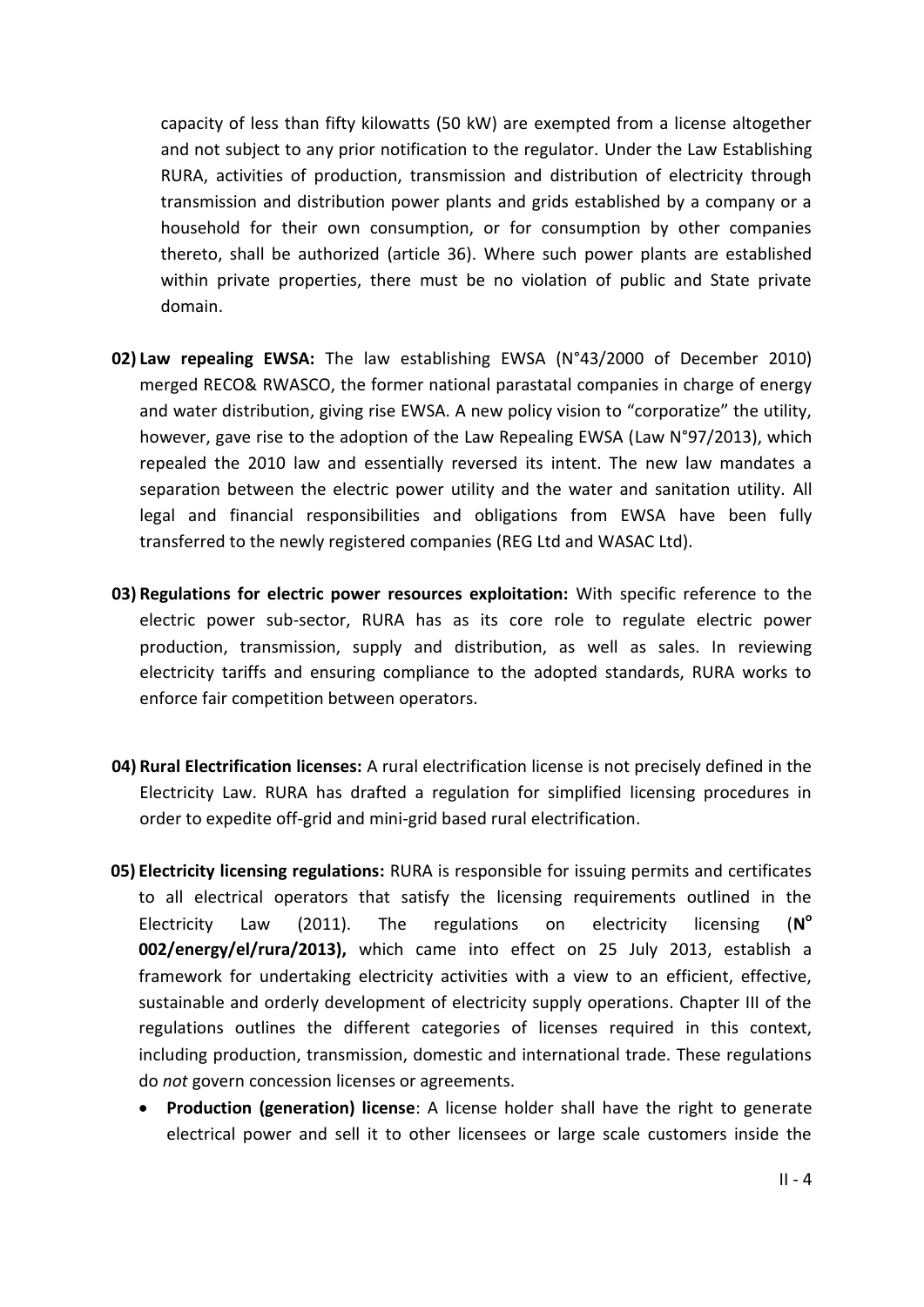capacity of less than fifty kilowatts (50 kW) are exempted from a license altogether and not subject to any prior notification to the regulator. Under the Law Establishing RURA, activities of production, transmission and distribution of electricity through transmission and distribution power plants and grids established by a company or a household for their own consumption, or for consumption by other companies thereto, shall be authorized (article 36). Where such power plants are established within private properties, there must be no violation of public and State private domain.

02) **Law repealing EWSA:** The law establishing EWSA (N°43/2000 of December 2010) merged RECO& RWASCO, the former national parastatal companies in charge of energy and water distribution, giving rise EWSA. A new policy vision to "corporatize" the utility, however, gave rise to the adoption of the Law Repealing EWSA (Law N°97/2013), which repealed the 2010 law and essentially reversed its intent. The new law mandates a separation between the electric power utility and the water and sanitation utility. All legal and financial responsibilities and obligations from EWSA have been fully transferred to the newly registered companies (REG Ltd and WASAC Ltd).

03) **Regulations for electric power resources exploitation:** With specific reference to the electric power sub-sector, RURA has as its core role to regulate electric power production, transmission, supply and distribution, as well as sales. In reviewing electricity tariffs and ensuring compliance to the adopted standards, RURA works to enforce fair competition between operators.

04) **Rural Electrification licenses:** A rural electrification license is not precisely defined in the Electricity Law. RURA has drafted a regulation for simplified licensing procedures in order to expedite off-grid and mini-grid based rural electrification.

05) **Electricity licensing regulations:** RURA is responsible for issuing permits and certificates to all electrical operators that satisfy the licensing requirements outlined in the Electricity Law (2011). The regulations on electricity licensing (**N° 002/energy/el/rura/2013),** which came into effect on 25 July 2013, establish a framework for undertaking electricity activities with a view to an efficient, effective, sustainable and orderly development of electricity supply operations. Chapter III of the regulations outlines the different categories of licenses required in this context, including production, transmission, domestic and international trade. These regulations do *not* govern concession licenses or agreements.

- **Production (generation) license**: A license holder shall have the right to generate electrical power and sell it to other licensees or large scale customers inside the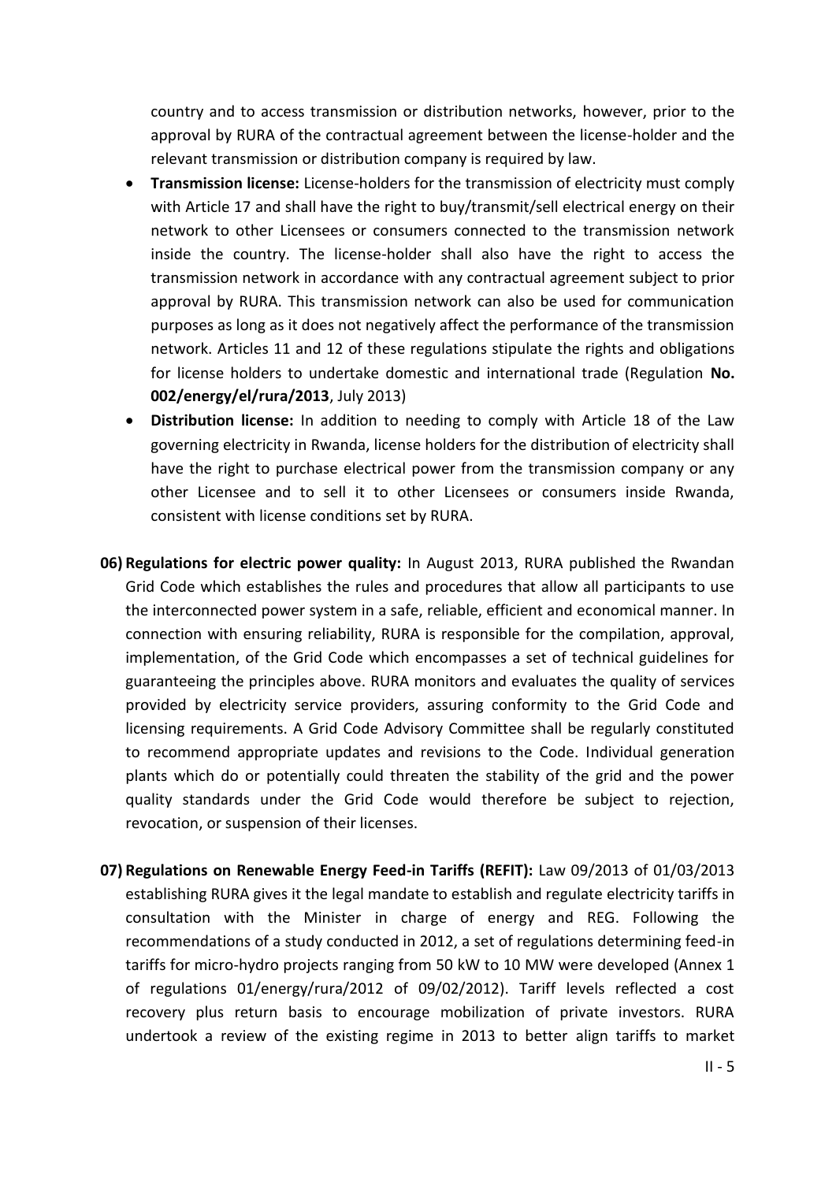country and to access transmission or distribution networks, however, prior to the approval by RURA of the contractual agreement between the license-holder and the relevant transmission or distribution company is required by law.

- **Transmission license:** License-holders for the transmission of electricity must comply with Article 17 and shall have the right to buy/transmit/sell electrical energy on their network to other Licensees or consumers connected to the transmission network inside the country. The license-holder shall also have the right to access the transmission network in accordance with any contractual agreement subject to prior approval by RURA. This transmission network can also be used for communication purposes as long as it does not negatively affect the performance of the transmission network. Articles 11 and 12 of these regulations stipulate the rights and obligations for license holders to undertake domestic and international trade (Regulation **No. 002/energy/el/rura/2013**, July 2013)
- **Distribution license:** In addition to needing to comply with Article 18 of the Law governing electricity in Rwanda, license holders for the distribution of electricity shall have the right to purchase electrical power from the transmission company or any other Licensee and to sell it to other Licensees or consumers inside Rwanda, consistent with license conditions set by RURA.

**06) Regulations for electric power quality:** In August 2013, RURA published the Rwandan Grid Code which establishes the rules and procedures that allow all participants to use the interconnected power system in a safe, reliable, efficient and economical manner. In connection with ensuring reliability, RURA is responsible for the compilation, approval, implementation, of the Grid Code which encompasses a set of technical guidelines for guaranteeing the principles above. RURA monitors and evaluates the quality of services provided by electricity service providers, assuring conformity to the Grid Code and licensing requirements. A Grid Code Advisory Committee shall be regularly constituted to recommend appropriate updates and revisions to the Code. Individual generation plants which do or potentially could threaten the stability of the grid and the power quality standards under the Grid Code would therefore be subject to rejection, revocation, or suspension of their licenses.

**07) Regulations on Renewable Energy Feed-in Tariffs (REFIT):** Law 09/2013 of 01/03/2013 establishing RURA gives it the legal mandate to establish and regulate electricity tariffs in consultation with the Minister in charge of energy and REG. Following the recommendations of a study conducted in 2012, a set of regulations determining feed-in tariffs for micro-hydro projects ranging from 50 kW to 10 MW were developed (Annex 1 of regulations 01/energy/rura/2012 of 09/02/2012). Tariff levels reflected a cost recovery plus return basis to encourage mobilization of private investors. RURA undertook a review of the existing regime in 2013 to better align tariffs to market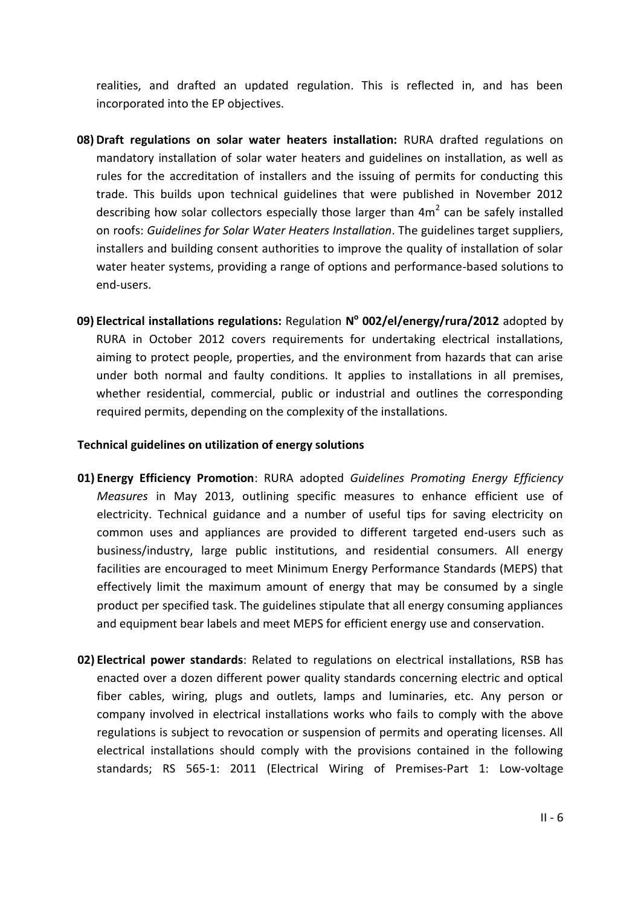realities, and drafted an updated regulation. This is reflected in, and has been incorporated into the EP objectives.

**08) Draft regulations on solar water heaters installation:** RURA drafted regulations on mandatory installation of solar water heaters and guidelines on installation, as well as rules for the accreditation of installers and the issuing of permits for conducting this trade. This builds upon technical guidelines that were published in November 2012 describing how solar collectors especially those larger than $4m^2$ can be safely installed on roofs: *Guidelines for Solar Water Heaters Installation*. The guidelines target suppliers, installers and building consent authorities to improve the quality of installation of solar water heater systems, providing a range of options and performance-based solutions to end-users.

**09) Electrical installations regulations:** Regulation **N° 002/el/energy/rura/2012** adopted by RURA in October 2012 covers requirements for undertaking electrical installations, aiming to protect people, properties, and the environment from hazards that can arise under both normal and faulty conditions. It applies to installations in all premises, whether residential, commercial, public or industrial and outlines the corresponding required permits, depending on the complexity of the installations.

**Technical guidelines on utilization of energy solutions**

**01) Energy Efficiency Promotion**: RURA adopted *Guidelines Promoting Energy Efficiency Measures* in May 2013, outlining specific measures to enhance efficient use of electricity. Technical guidance and a number of useful tips for saving electricity on common uses and appliances are provided to different targeted end-users such as business/industry, large public institutions, and residential consumers. All energy facilities are encouraged to meet Minimum Energy Performance Standards (MEPS) that effectively limit the maximum amount of energy that may be consumed by a single product per specified task. The guidelines stipulate that all energy consuming appliances and equipment bear labels and meet MEPS for efficient energy use and conservation.

**02) Electrical power standards**: Related to regulations on electrical installations, RSB has enacted over a dozen different power quality standards concerning electric and optical fiber cables, wiring, plugs and outlets, lamps and luminaries, etc. Any person or company involved in electrical installations works who fails to comply with the above regulations is subject to revocation or suspension of permits and operating licenses. All electrical installations should comply with the provisions contained in the following standards; RS 565-1: 2011 (Electrical Wiring of Premises-Part 1: Low-voltage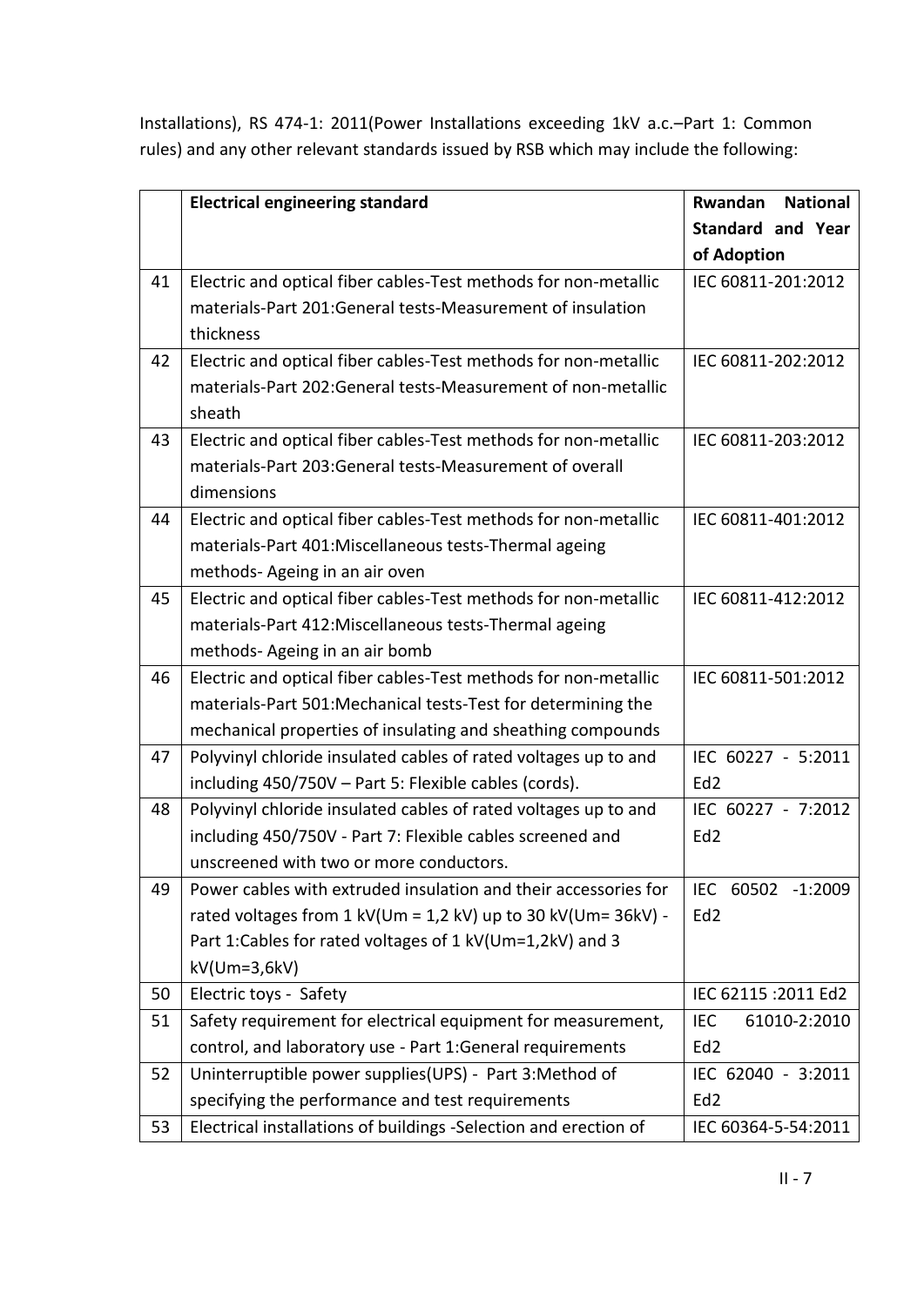Installations), RS 474-1: 2011(Power Installations exceeding 1kV a.c.–Part 1: Common rules) and any other relevant standards issued by RSB which may include the following:

| | **Electrical engineering standard** | **Rwandan National Standard and Year of Adoption** |
|---|---|---|
| 41 | Electric and optical fiber cables-Test methods for non-metallic materials-Part 201:General tests-Measurement of insulation thickness | IEC 60811-201:2012 |
| 42 | Electric and optical fiber cables-Test methods for non-metallic materials-Part 202:General tests-Measurement of non-metallic sheath | IEC 60811-202:2012 |
| 43 | Electric and optical fiber cables-Test methods for non-metallic materials-Part 203:General tests-Measurement of overall dimensions | IEC 60811-203:2012 |
| 44 | Electric and optical fiber cables-Test methods for non-metallic materials-Part 401:Miscellaneous tests-Thermal ageing methods- Ageing in an air oven | IEC 60811-401:2012 |
| 45 | Electric and optical fiber cables-Test methods for non-metallic materials-Part 412:Miscellaneous tests-Thermal ageing methods- Ageing in an air bomb | IEC 60811-412:2012 |
| 46 | Electric and optical fiber cables-Test methods for non-metallic materials-Part 501:Mechanical tests-Test for determining the mechanical properties of insulating and sheathing compounds | IEC 60811-501:2012 |
| 47 | Polyvinyl chloride insulated cables of rated voltages up to and including 450/750V – Part 5: Flexible cables (cords). | IEC 60227 - 5:2011 Ed2 |
| 48 | Polyvinyl chloride insulated cables of rated voltages up to and including 450/750V - Part 7: Flexible cables screened and unscreened with two or more conductors. | IEC 60227 - 7:2012 Ed2 |
| 49 | Power cables with extruded insulation and their accessories for rated voltages from 1 kV(Um = 1,2 kV) up to 30 kV(Um= 36kV) - Part 1:Cables for rated voltages of 1 kV(Um=1,2kV) and 3 kV(Um=3,6kV) | IEC 60502 -1:2009 Ed2 |
| 50 | Electric toys - Safety | IEC 62115 :2011 Ed2 |
| 51 | Safety requirement for electrical equipment for measurement, control, and laboratory use - Part 1:General requirements | IEC 61010-2:2010 Ed2 |
| 52 | Uninterruptible power supplies(UPS) - Part 3:Method of specifying the performance and test requirements | IEC 62040 - 3:2011 Ed2 |
| 53 | Electrical installations of buildings -Selection and erection of | IEC 60364-5-54:2011 |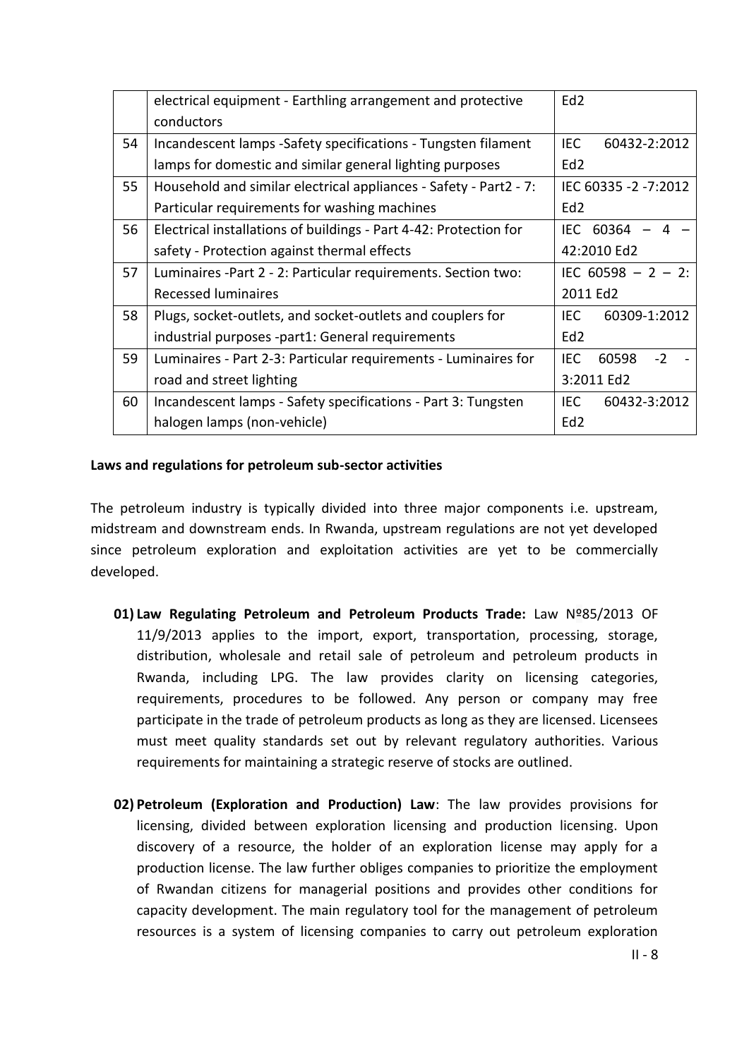|  | electrical equipment - Earthling arrangement and protective conductors | Ed2 |
|---|---|---|
| 54 | Incandescent lamps -Safety specifications - Tungsten filament lamps for domestic and similar general lighting purposes | IEC 60432-2:2012 Ed2 |
| 55 | Household and similar electrical appliances - Safety - Part2 - 7: Particular requirements for washing machines | IEC 60335 -2 -7:2012 Ed2 |
| 56 | Electrical installations of buildings - Part 4-42: Protection for safety - Protection against thermal effects | IEC 60364 – 4 – 42:2010 Ed2 |
| 57 | Luminaires -Part 2 - 2: Particular requirements. Section two: Recessed luminaires | IEC 60598 – 2 – 2: 2011 Ed2 |
| 58 | Plugs, socket-outlets, and socket-outlets and couplers for industrial purposes -part1: General requirements | IEC 60309-1:2012 Ed2 |
| 59 | Luminaires - Part 2-3: Particular requirements - Luminaires for road and street lighting | IEC 60598 -2 - 3:2011 Ed2 |
| 60 | Incandescent lamps - Safety specifications - Part 3: Tungsten halogen lamps (non-vehicle) | IEC 60432-3:2012 Ed2 |

**Laws and regulations for petroleum sub-sector activities**

The petroleum industry is typically divided into three major components i.e. upstream, midstream and downstream ends. In Rwanda, upstream regulations are not yet developed since petroleum exploration and exploitation activities are yet to be commercially developed.

**01) Law Regulating Petroleum and Petroleum Products Trade:** Law Nº85/2013 OF 11/9/2013 applies to the import, export, transportation, processing, storage, distribution, wholesale and retail sale of petroleum and petroleum products in Rwanda, including LPG. The law provides clarity on licensing categories, requirements, procedures to be followed. Any person or company may free participate in the trade of petroleum products as long as they are licensed. Licensees must meet quality standards set out by relevant regulatory authorities. Various requirements for maintaining a strategic reserve of stocks are outlined.

**02) Petroleum (Exploration and Production) Law**: The law provides provisions for licensing, divided between exploration licensing and production licensing. Upon discovery of a resource, the holder of an exploration license may apply for a production license. The law further obliges companies to prioritize the employment of Rwandan citizens for managerial positions and provides other conditions for capacity development. The main regulatory tool for the management of petroleum resources is a system of licensing companies to carry out petroleum exploration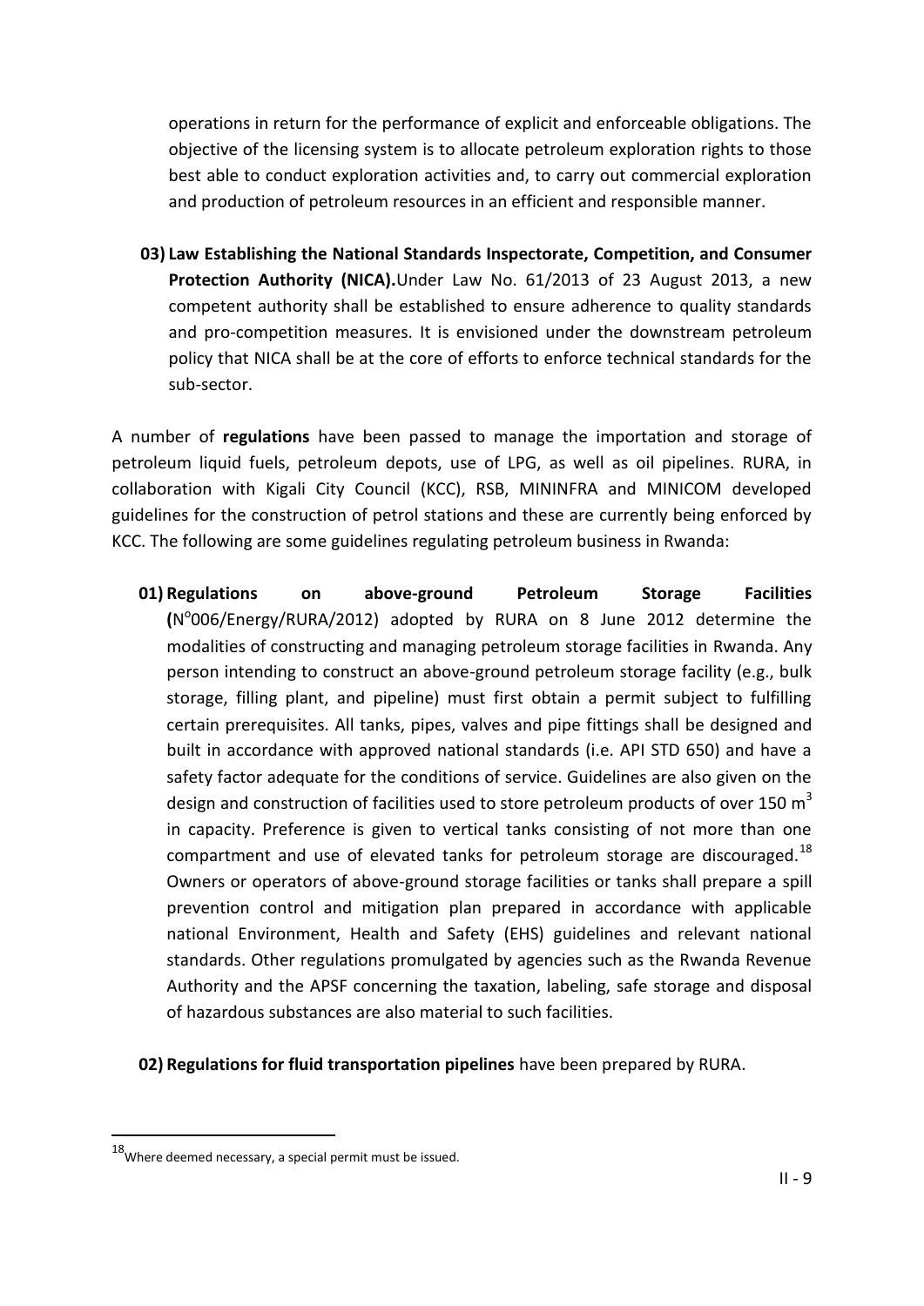operations in return for the performance of explicit and enforceable obligations. The objective of the licensing system is to allocate petroleum exploration rights to those best able to conduct exploration activities and, to carry out commercial exploration and production of petroleum resources in an efficient and responsible manner.

03) **Law Establishing the National Standards Inspectorate, Competition, and Consumer Protection Authority (NICA).**Under Law No. 61/2013 of 23 August 2013, a new competent authority shall be established to ensure adherence to quality standards and pro-competition measures. It is envisioned under the downstream petroleum policy that NICA shall be at the core of efforts to enforce technical standards for the sub-sector.

A number of **regulations** have been passed to manage the importation and storage of petroleum liquid fuels, petroleum depots, use of LPG, as well as oil pipelines. RURA, in collaboration with Kigali City Council (KCC), RSB, MININFRA and MINICOM developed guidelines for the construction of petrol stations and these are currently being enforced by KCC. The following are some guidelines regulating petroleum business in Rwanda:

01) **Regulations on above-ground Petroleum Storage Facilities (**N°006/Energy/RURA/2012) adopted by RURA on 8 June 2012 determine the modalities of constructing and managing petroleum storage facilities in Rwanda. Any person intending to construct an above-ground petroleum storage facility (e.g., bulk storage, filling plant, and pipeline) must first obtain a permit subject to fulfilling certain prerequisites. All tanks, pipes, valves and pipe fittings shall be designed and built in accordance with approved national standards (i.e. API STD 650) and have a safety factor adequate for the conditions of service. Guidelines are also given on the design and construction of facilities used to store petroleum products of over 150 $m^3$ in capacity. Preference is given to vertical tanks consisting of not more than one compartment and use of elevated tanks for petroleum storage are discouraged.[18] Owners or operators of above-ground storage facilities or tanks shall prepare a spill prevention control and mitigation plan prepared in accordance with applicable national Environment, Health and Safety (EHS) guidelines and relevant national standards. Other regulations promulgated by agencies such as the Rwanda Revenue Authority and the APSF concerning the taxation, labeling, safe storage and disposal of hazardous substances are also material to such facilities.

02) **Regulations for fluid transportation pipelines** have been prepared by RURA.

[18] Where deemed necessary, a special permit must be issued.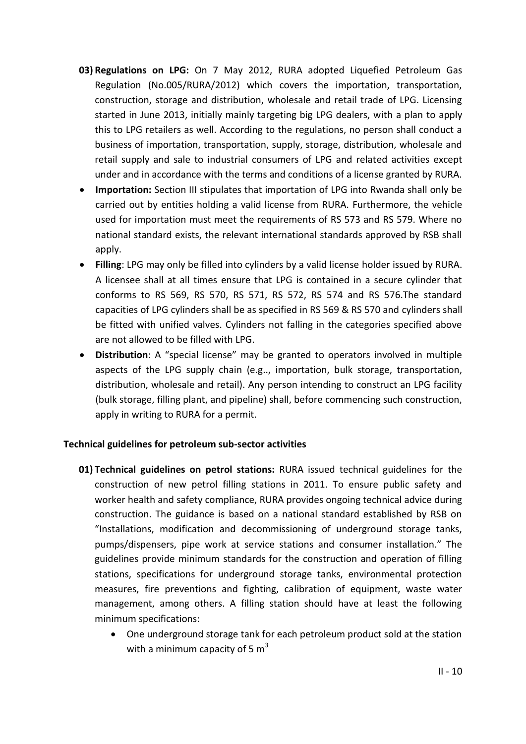03) **Regulations on LPG:** On 7 May 2012, RURA adopted Liquefied Petroleum Gas Regulation (No.005/RURA/2012) which covers the importation, transportation, construction, storage and distribution, wholesale and retail trade of LPG. Licensing started in June 2013, initially mainly targeting big LPG dealers, with a plan to apply this to LPG retailers as well. According to the regulations, no person shall conduct a business of importation, transportation, supply, storage, distribution, wholesale and retail supply and sale to industrial consumers of LPG and related activities except under and in accordance with the terms and conditions of a license granted by RURA.

- **Importation:** Section III stipulates that importation of LPG into Rwanda shall only be carried out by entities holding a valid license from RURA. Furthermore, the vehicle used for importation must meet the requirements of RS 573 and RS 579. Where no national standard exists, the relevant international standards approved by RSB shall apply.
- **Filling**: LPG may only be filled into cylinders by a valid license holder issued by RURA. A licensee shall at all times ensure that LPG is contained in a secure cylinder that conforms to RS 569, RS 570, RS 571, RS 572, RS 574 and RS 576.The standard capacities of LPG cylinders shall be as specified in RS 569 & RS 570 and cylinders shall be fitted with unified valves. Cylinders not falling in the categories specified above are not allowed to be filled with LPG.
- **Distribution**: A "special license" may be granted to operators involved in multiple aspects of the LPG supply chain (e.g.., importation, bulk storage, transportation, distribution, wholesale and retail). Any person intending to construct an LPG facility (bulk storage, filling plant, and pipeline) shall, before commencing such construction, apply in writing to RURA for a permit.

**Technical guidelines for petroleum sub-sector activities**

01) **Technical guidelines on petrol stations:** RURA issued technical guidelines for the construction of new petrol filling stations in 2011. To ensure public safety and worker health and safety compliance, RURA provides ongoing technical advice during construction. The guidance is based on a national standard established by RSB on "Installations, modification and decommissioning of underground storage tanks, pumps/dispensers, pipe work at service stations and consumer installation." The guidelines provide minimum standards for the construction and operation of filling stations, specifications for underground storage tanks, environmental protection measures, fire preventions and fighting, calibration of equipment, waste water management, among others. A filling station should have at least the following minimum specifications:

   - One underground storage tank for each petroleum product sold at the station with a minimum capacity of 5 $m^3$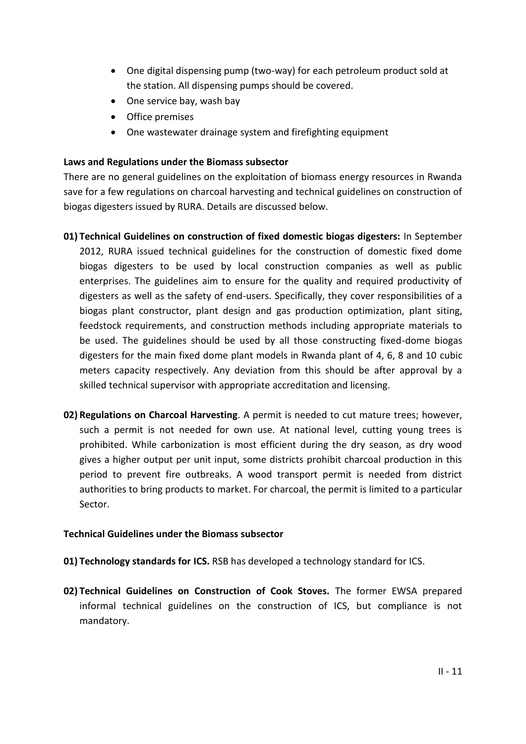- One digital dispensing pump (two-way) for each petroleum product sold at the station. All dispensing pumps should be covered.
- One service bay, wash bay
- Office premises
- One wastewater drainage system and firefighting equipment

**Laws and Regulations under the Biomass subsector**

There are no general guidelines on the exploitation of biomass energy resources in Rwanda save for a few regulations on charcoal harvesting and technical guidelines on construction of biogas digesters issued by RURA. Details are discussed below.

01) **Technical Guidelines on construction of fixed domestic biogas digesters:** In September 2012, RURA issued technical guidelines for the construction of domestic fixed dome biogas digesters to be used by local construction companies as well as public enterprises. The guidelines aim to ensure for the quality and required productivity of digesters as well as the safety of end-users. Specifically, they cover responsibilities of a biogas plant constructor, plant design and gas production optimization, plant siting, feedstock requirements, and construction methods including appropriate materials to be used. The guidelines should be used by all those constructing fixed-dome biogas digesters for the main fixed dome plant models in Rwanda plant of 4, 6, 8 and 10 cubic meters capacity respectively. Any deviation from this should be after approval by a skilled technical supervisor with appropriate accreditation and licensing.

02) **Regulations on Charcoal Harvesting**. A permit is needed to cut mature trees; however, such a permit is not needed for own use. At national level, cutting young trees is prohibited. While carbonization is most efficient during the dry season, as dry wood gives a higher output per unit input, some districts prohibit charcoal production in this period to prevent fire outbreaks. A wood transport permit is needed from district authorities to bring products to market. For charcoal, the permit is limited to a particular Sector.

**Technical Guidelines under the Biomass subsector**

01) **Technology standards for ICS.** RSB has developed a technology standard for ICS.

02) **Technical Guidelines on Construction of Cook Stoves.** The former EWSA prepared informal technical guidelines on the construction of ICS, but compliance is not mandatory.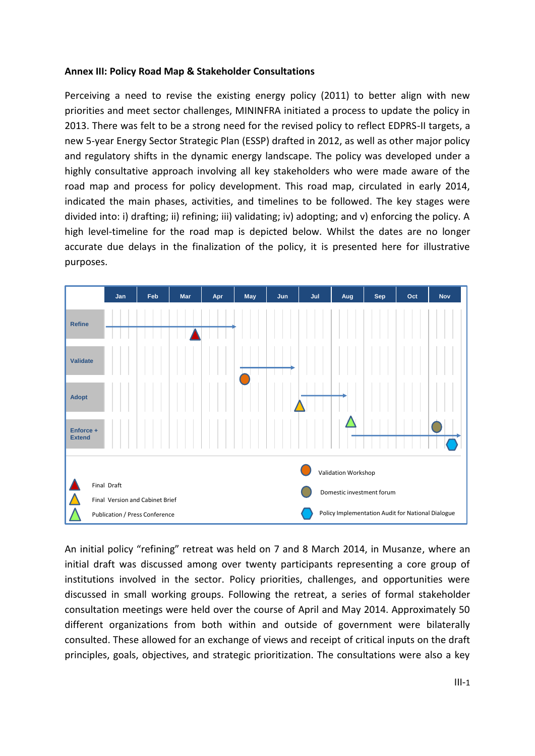**Annex III: Policy Road Map & Stakeholder Consultations**

Perceiving a need to revise the existing energy policy (2011) to better align with new priorities and meet sector challenges, MININFRA initiated a process to update the policy in 2013. There was felt to be a strong need for the revised policy to reflect EDPRS-II targets, a new 5-year Energy Sector Strategic Plan (ESSP) drafted in 2012, as well as other major policy and regulatory shifts in the dynamic energy landscape. The policy was developed under a highly consultative approach involving all key stakeholders who were made aware of the road map and process for policy development. This road map, circulated in early 2014, indicated the main phases, activities, and timelines to be followed. The key stages were divided into: i) drafting; ii) refining; iii) validating; iv) adopting; and v) enforcing the policy. A high level-timeline for the road map is depicted below. Whilst the dates are no longer accurate due delays in the finalization of the policy, it is presented here for illustrative purposes.

| | Jan | Feb | Mar | Apr | May | Jun | Jul | Aug | Sep | Oct | Nov |
|---|---|---|---|---|---|---|---|---|---|---|---|
| Refine | | | | | | | | | | | |
| Validate | | | | | | | | | | | |
| Adopt | | | | | | | | | | | |
| Enforce + Extend | | | | | | | | | | | |

Legend:

- Final Draft
- Final Version and Cabinet Brief
- Publication / Press Conference
- Validation Workshop
- Domestic investment forum
- Policy Implementation Audit for National Dialogue

An initial policy "refining" retreat was held on 7 and 8 March 2014, in Musanze, where an initial draft was discussed among over twenty participants representing a core group of institutions involved in the sector. Policy priorities, challenges, and opportunities were discussed in small working groups. Following the retreat, a series of formal stakeholder consultation meetings were held over the course of April and May 2014. Approximately 50 different organizations from both within and outside of government were bilaterally consulted. These allowed for an exchange of views and receipt of critical inputs on the draft principles, goals, objectives, and strategic prioritization. The consultations were also a key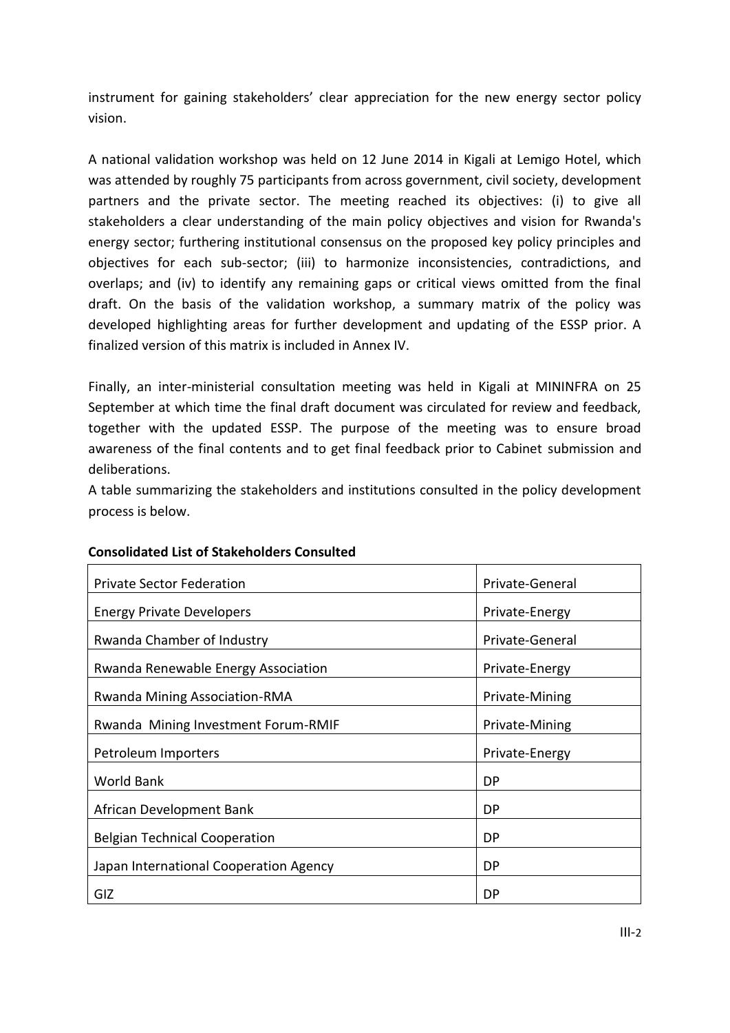instrument for gaining stakeholders' clear appreciation for the new energy sector policy vision.

A national validation workshop was held on 12 June 2014 in Kigali at Lemigo Hotel, which was attended by roughly 75 participants from across government, civil society, development partners and the private sector. The meeting reached its objectives: (i) to give all stakeholders a clear understanding of the main policy objectives and vision for Rwanda's energy sector; furthering institutional consensus on the proposed key policy principles and objectives for each sub-sector; (iii) to harmonize inconsistencies, contradictions, and overlaps; and (iv) to identify any remaining gaps or critical views omitted from the final draft. On the basis of the validation workshop, a summary matrix of the policy was developed highlighting areas for further development and updating of the ESSP prior. A finalized version of this matrix is included in Annex IV.

Finally, an inter-ministerial consultation meeting was held in Kigali at MININFRA on 25 September at which time the final draft document was circulated for review and feedback, together with the updated ESSP. The purpose of the meeting was to ensure broad awareness of the final contents and to get final feedback prior to Cabinet submission and deliberations.

A table summarizing the stakeholders and institutions consulted in the policy development process is below.

**Consolidated List of Stakeholders Consulted**

| | |
|---|---|
| Private Sector Federation | Private-General |
| Energy Private Developers | Private-Energy |
| Rwanda Chamber of Industry | Private-General |
| Rwanda Renewable Energy Association | Private-Energy |
| Rwanda Mining Association-RMA | Private-Mining |
| Rwanda Mining Investment Forum-RMIF | Private-Mining |
| Petroleum Importers | Private-Energy |
| World Bank | DP |
| African Development Bank | DP |
| Belgian Technical Cooperation | DP |
| Japan International Cooperation Agency | DP |
| GIZ | DP |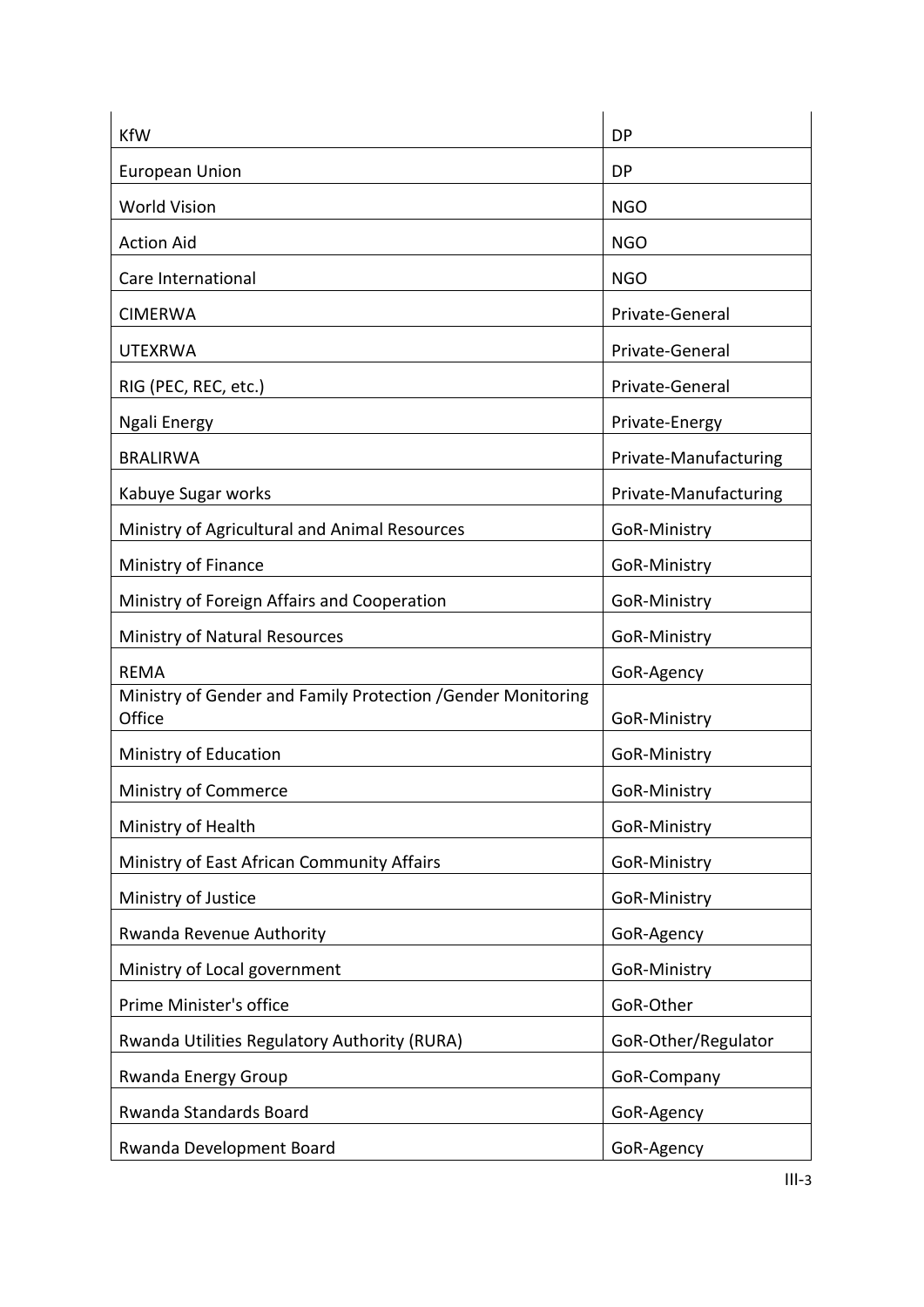| KfW | DP |
|---|---|
| European Union | DP |
| World Vision | NGO |
| Action Aid | NGO |
| Care International | NGO |
| CIMERWA | Private-General |
| UTEXRWA | Private-General |
| RIG (PEC, REC, etc.) | Private-General |
| Ngali Energy | Private-Energy |
| BRALIRWA | Private-Manufacturing |
| Kabuye Sugar works | Private-Manufacturing |
| Ministry of Agricultural and Animal Resources | GoR-Ministry |
| Ministry of Finance | GoR-Ministry |
| Ministry of Foreign Affairs and Cooperation | GoR-Ministry |
| Ministry of Natural Resources | GoR-Ministry |
| REMA | GoR-Agency |
| Ministry of Gender and Family Protection /Gender Monitoring Office | GoR-Ministry |
| Ministry of Education | GoR-Ministry |
| Ministry of Commerce | GoR-Ministry |
| Ministry of Health | GoR-Ministry |
| Ministry of East African Community Affairs | GoR-Ministry |
| Ministry of Justice | GoR-Ministry |
| Rwanda Revenue Authority | GoR-Agency |
| Ministry of Local government | GoR-Ministry |
| Prime Minister's office | GoR-Other |
| Rwanda Utilities Regulatory Authority (RURA) | GoR-Other/Regulator |
| Rwanda Energy Group | GoR-Company |
| Rwanda Standards Board | GoR-Agency |
| Rwanda Development Board | GoR-Agency |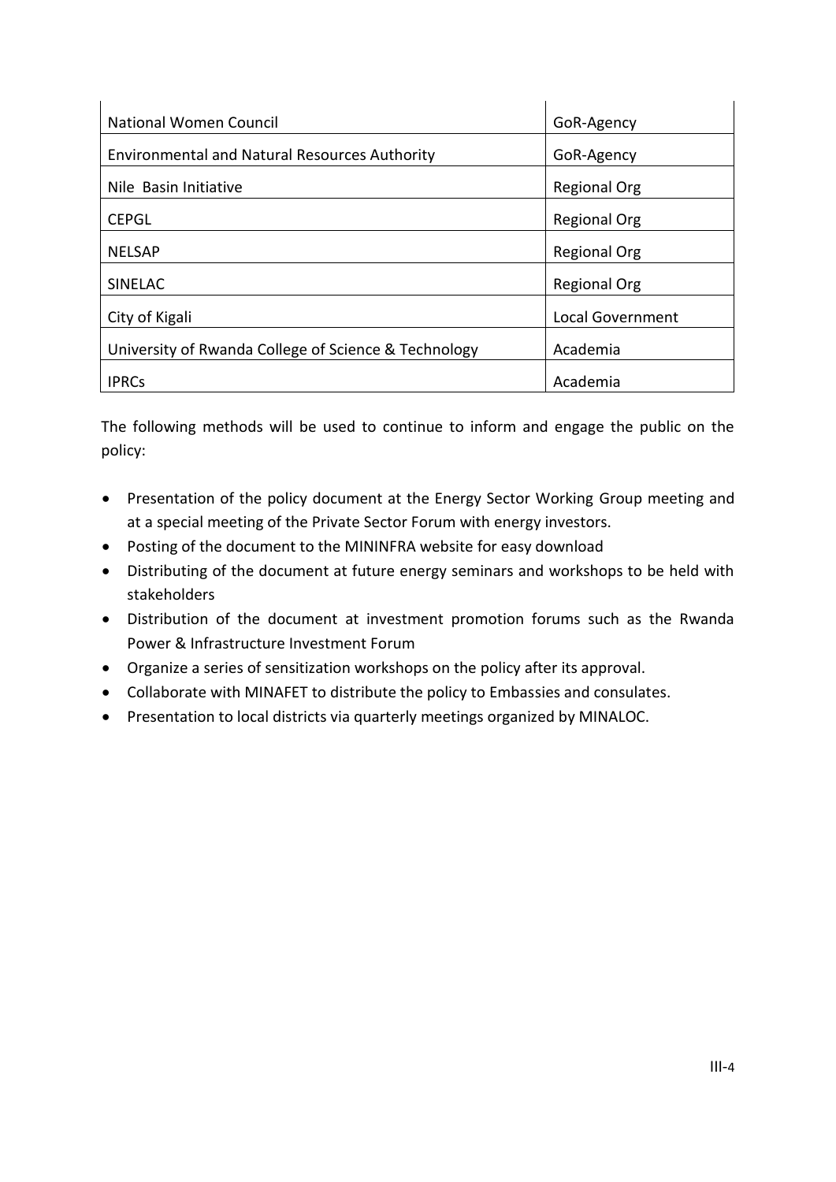| | |
|---|---|
| National Women Council | GoR-Agency |
| Environmental and Natural Resources Authority | GoR-Agency |
| Nile  Basin Initiative | Regional Org |
| CEPGL | Regional Org |
| NELSAP | Regional Org |
| SINELAC | Regional Org |
| City of Kigali | Local Government |
| University of Rwanda College of Science & Technology | Academia |
| IPRCs | Academia |

The following methods will be used to continue to inform and engage the public on the policy:

- Presentation of the policy document at the Energy Sector Working Group meeting and at a special meeting of the Private Sector Forum with energy investors.
- Posting of the document to the MININFRA website for easy download
- Distributing of the document at future energy seminars and workshops to be held with stakeholders
- Distribution of the document at investment promotion forums such as the Rwanda Power & Infrastructure Investment Forum
- Organize a series of sensitization workshops on the policy after its approval.
- Collaborate with MINAFET to distribute the policy to Embassies and consulates.
- Presentation to local districts via quarterly meetings organized by MINALOC.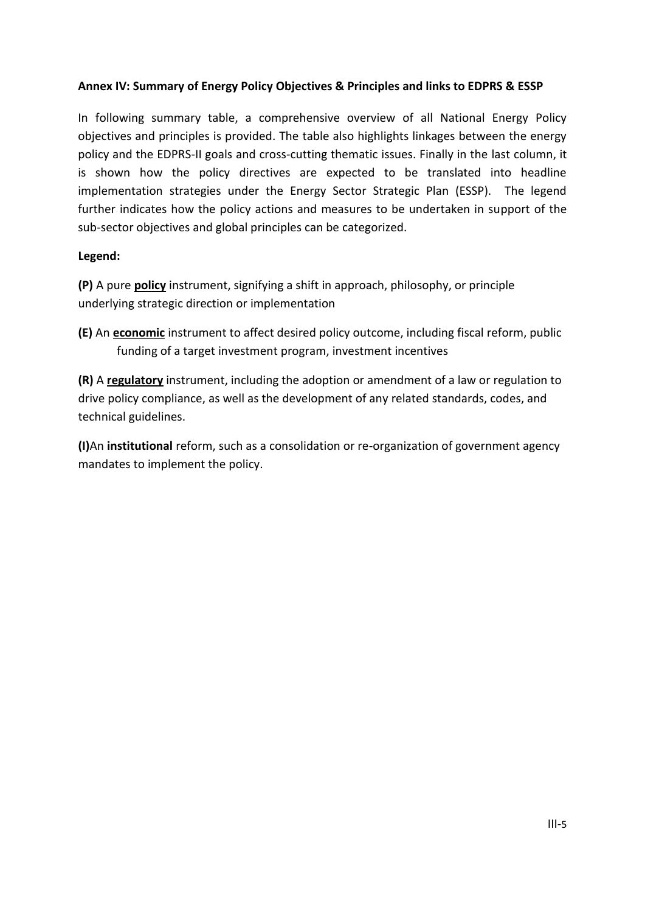**Annex IV: Summary of Energy Policy Objectives & Principles and links to EDPRS & ESSP**

In following summary table, a comprehensive overview of all National Energy Policy objectives and principles is provided. The table also highlights linkages between the energy policy and the EDPRS-II goals and cross-cutting thematic issues. Finally in the last column, it is shown how the policy directives are expected to be translated into headline implementation strategies under the Energy Sector Strategic Plan (ESSP). The legend further indicates how the policy actions and measures to be undertaken in support of the sub-sector objectives and global principles can be categorized.

**Legend:**

**(P)** A pure **policy** instrument, signifying a shift in approach, philosophy, or principle underlying strategic direction or implementation

**(E)** An **economic** instrument to affect desired policy outcome, including fiscal reform, public funding of a target investment program, investment incentives

**(R)** A **regulatory** instrument, including the adoption or amendment of a law or regulation to drive policy compliance, as well as the development of any related standards, codes, and technical guidelines.

**(I)**An **institutional** reform, such as a consolidation or re-organization of government agency mandates to implement the policy.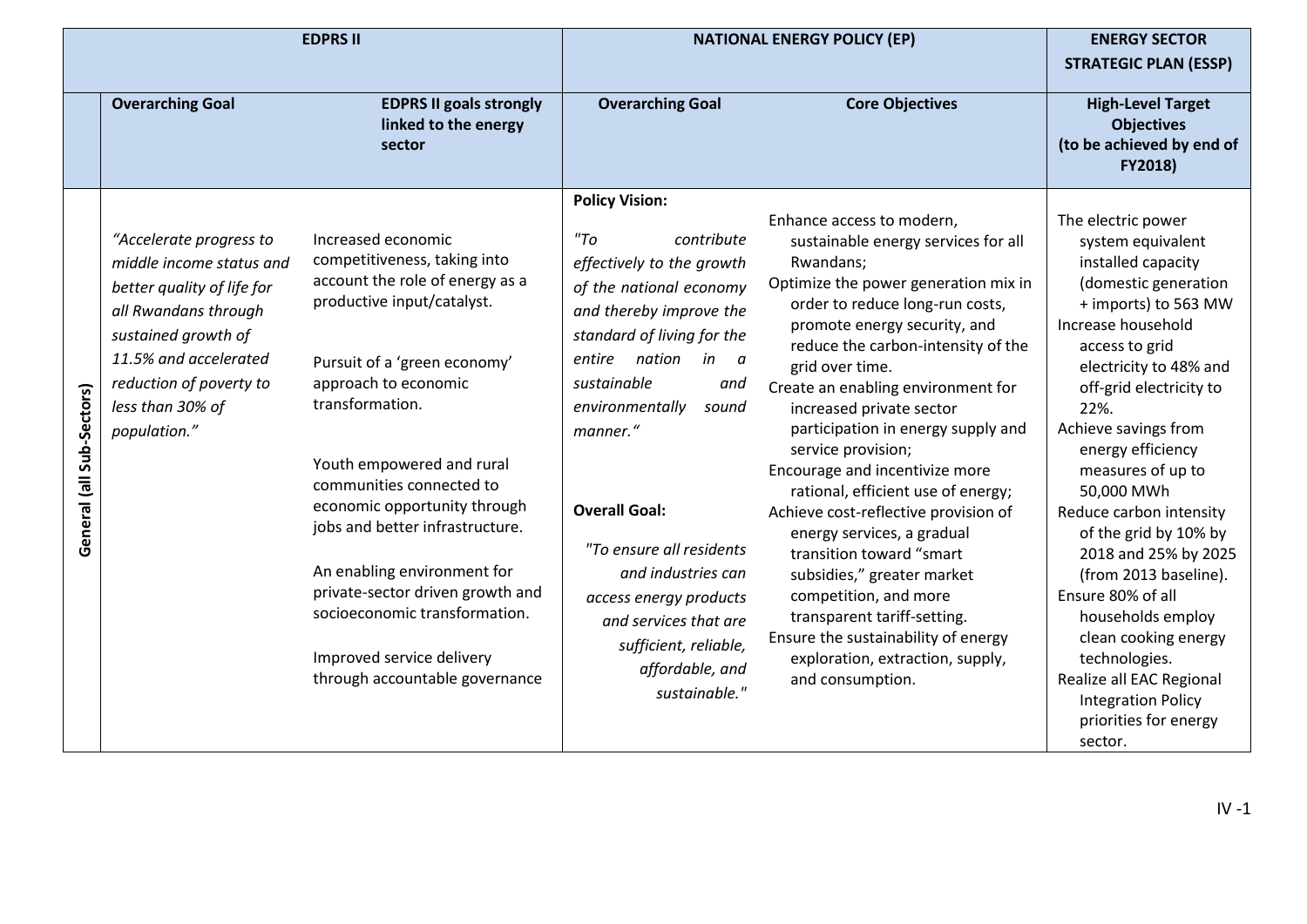| | EDPRS II | | NATIONAL ENERGY POLICY (EP) | | ENERGY SECTOR STRATEGIC PLAN (ESSP) |
|---|---|---|---|---|---|
| | **Overarching Goal** | **EDPRS II goals strongly linked to the energy sector** | **Overarching Goal** | **Core Objectives** | **High-Level Target Objectives (to be achieved by end of FY2018)** |
| **General (all Sub-Sectors)** | *“Accelerate progress to middle income status and better quality of life for all Rwandans through sustained growth of 11.5% and accelerated reduction of poverty to less than 30% of population.”* | Increased economic competitiveness, taking into account the role of energy as a productive input/catalyst.<br><br>Pursuit of a ‘green economy’ approach to economic transformation.<br><br>Youth empowered and rural communities connected to economic opportunity through jobs and better infrastructure.<br><br>An enabling environment for private-sector driven growth and socioeconomic transformation.<br><br>Improved service delivery through accountable governance | **Policy Vision:**<br><br>*"To contribute effectively to the growth of the national economy and thereby improve the standard of living for the entire nation in a sustainable and environmentally sound manner.“*<br><br>**Overall Goal:**<br><br>*"To ensure all residents and industries can access energy products and services that are sufficient, reliable, affordable, and sustainable."* | Enhance access to modern, sustainable energy services for all Rwandans;<br>Optimize the power generation mix in order to reduce long-run costs, promote energy security, and reduce the carbon-intensity of the grid over time.<br>Create an enabling environment for increased private sector participation in energy supply and service provision;<br>Encourage and incentivize more rational, efficient use of energy;<br>Achieve cost-reflective provision of energy services, a gradual transition toward “smart subsidies,” greater market competition, and more transparent tariff-setting.<br>Ensure the sustainability of energy exploration, extraction, supply, and consumption. | The electric power system equivalent installed capacity (domestic generation + imports) to 563 MW<br>Increase household access to grid electricity to 48% and off-grid electricity to 22%.<br>Achieve savings from energy efficiency measures of up to 50,000 MWh<br>Reduce carbon intensity of the grid by 10% by 2018 and 25% by 2025 (from 2013 baseline).<br>Ensure 80% of all households employ clean cooking energy technologies.<br>Realize all EAC Regional Integration Policy priorities for energy sector. |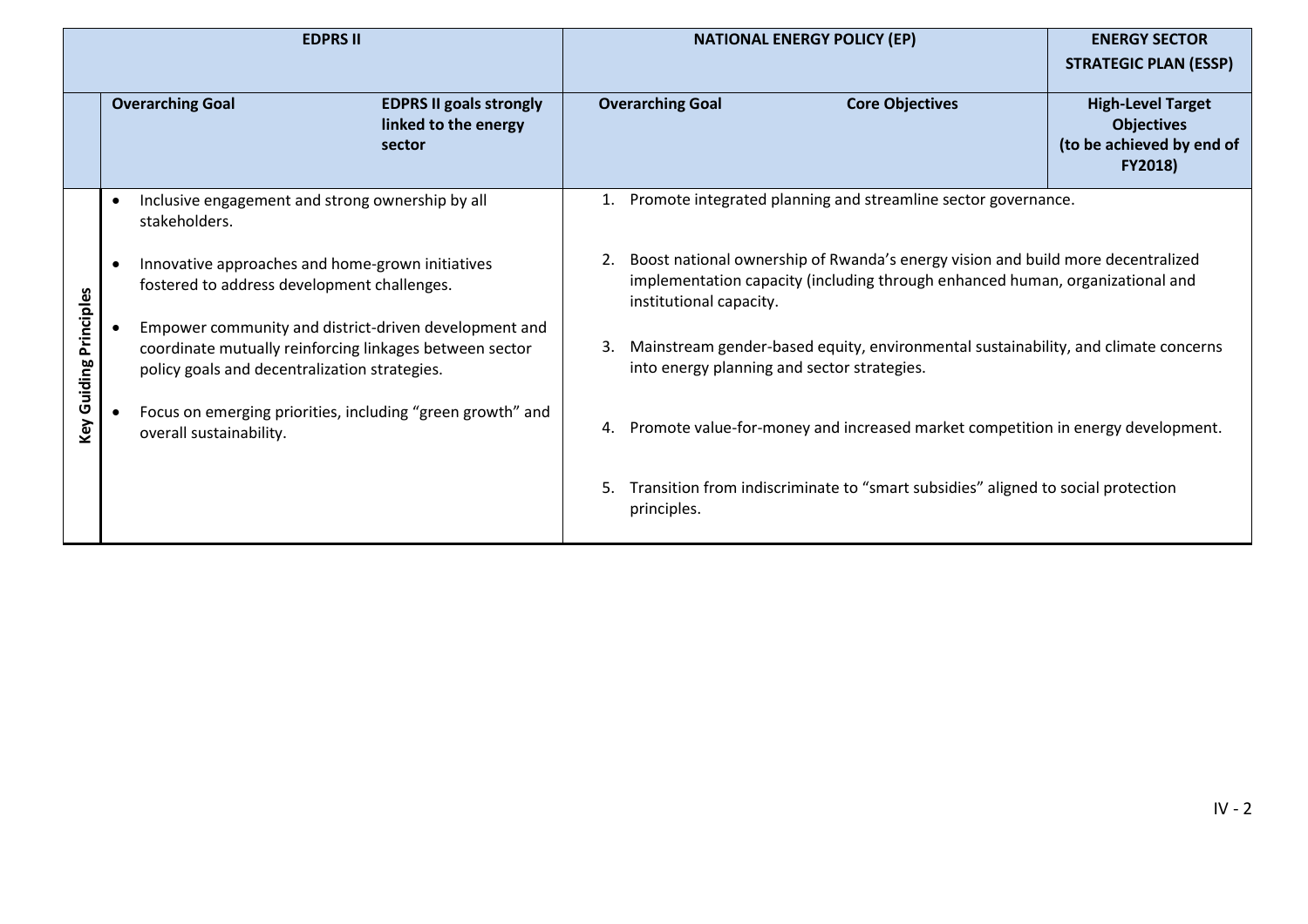| | EDPRS II | | NATIONAL ENERGY POLICY (EP) | | ENERGY SECTOR STRATEGIC PLAN (ESSP) |
|---|---|---|---|---|---|
| | **Overarching Goal** | **EDPRS II goals strongly linked to the energy sector** | **Overarching Goal** | **Core Objectives** | **High-Level Target Objectives (to be achieved by end of FY2018)** |
| **Key Guiding Principles** | • Inclusive engagement and strong ownership by all stakeholders.<br>• Innovative approaches and home-grown initiatives fostered to address development challenges.<br>• Empower community and district-driven development and coordinate mutually reinforcing linkages between sector policy goals and decentralization strategies.<br>• Focus on emerging priorities, including "green growth" and overall sustainability. | | 1. Promote integrated planning and streamline sector governance.<br>2. Boost national ownership of Rwanda's energy vision and build more decentralized implementation capacity (including through enhanced human, organizational and institutional capacity.<br>3. Mainstream gender-based equity, environmental sustainability, and climate concerns into energy planning and sector strategies.<br>4. Promote value-for-money and increased market competition in energy development.<br>5. Transition from indiscriminate to "smart subsidies" aligned to social protection principles. | | |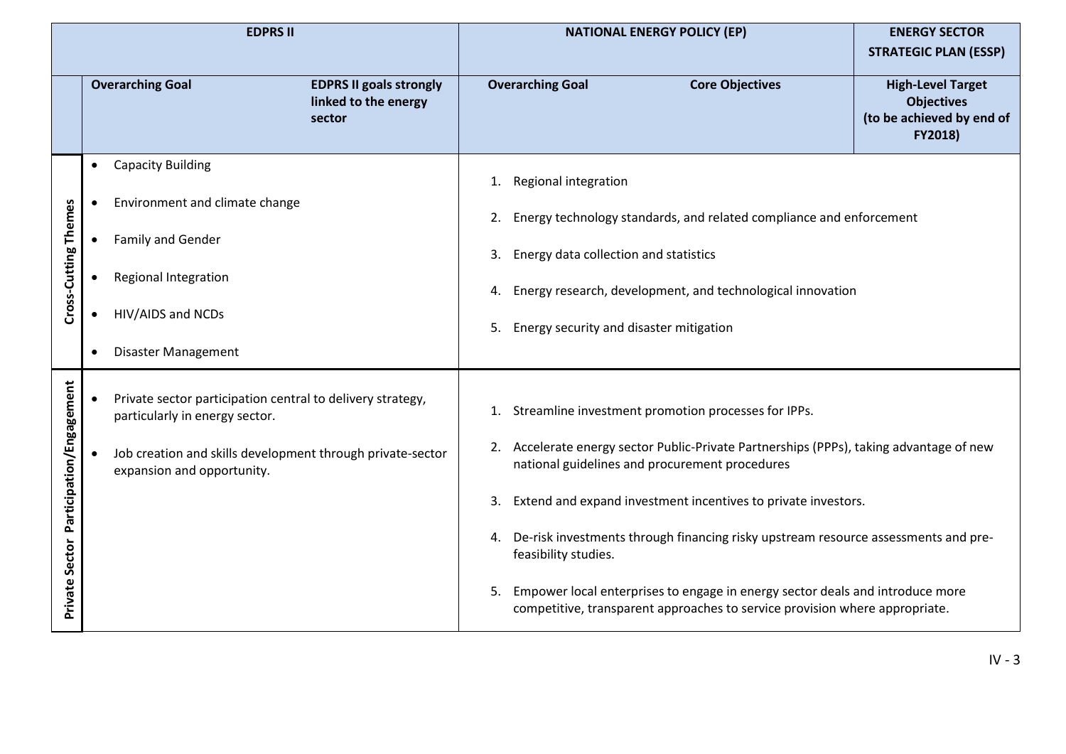| | EDPRS II | | NATIONAL ENERGY POLICY (EP) | | ENERGY SECTOR STRATEGIC PLAN (ESSP) |
|---|---|---|---|---|---|
| | **Overarching Goal** | **EDPRS II goals strongly linked to the energy sector** | **Overarching Goal** | **Core Objectives** | **High-Level Target Objectives (to be achieved by end of FY2018)** |
| **Cross-Cutting Themes** | • Capacity Building<br>• Environment and climate change<br>• Family and Gender<br>• Regional Integration<br>• HIV/AIDS and NCDs<br>• Disaster Management | | 1. Regional integration<br>2. Energy technology standards, and related compliance and enforcement<br>3. Energy data collection and statistics<br>4. Energy research, development, and technological innovation<br>5. Energy security and disaster mitigation | | |
| **Private Sector Participation/Engagement** | • Private sector participation central to delivery strategy, particularly in energy sector.<br>• Job creation and skills development through private-sector expansion and opportunity. | | 1. Streamline investment promotion processes for IPPs.<br>2. Accelerate energy sector Public-Private Partnerships (PPPs), taking advantage of new national guidelines and procurement procedures<br>3. Extend and expand investment incentives to private investors.<br>4. De-risk investments through financing risky upstream resource assessments and pre-feasibility studies.<br>5. Empower local enterprises to engage in energy sector deals and introduce more competitive, transparent approaches to service provision where appropriate. | | |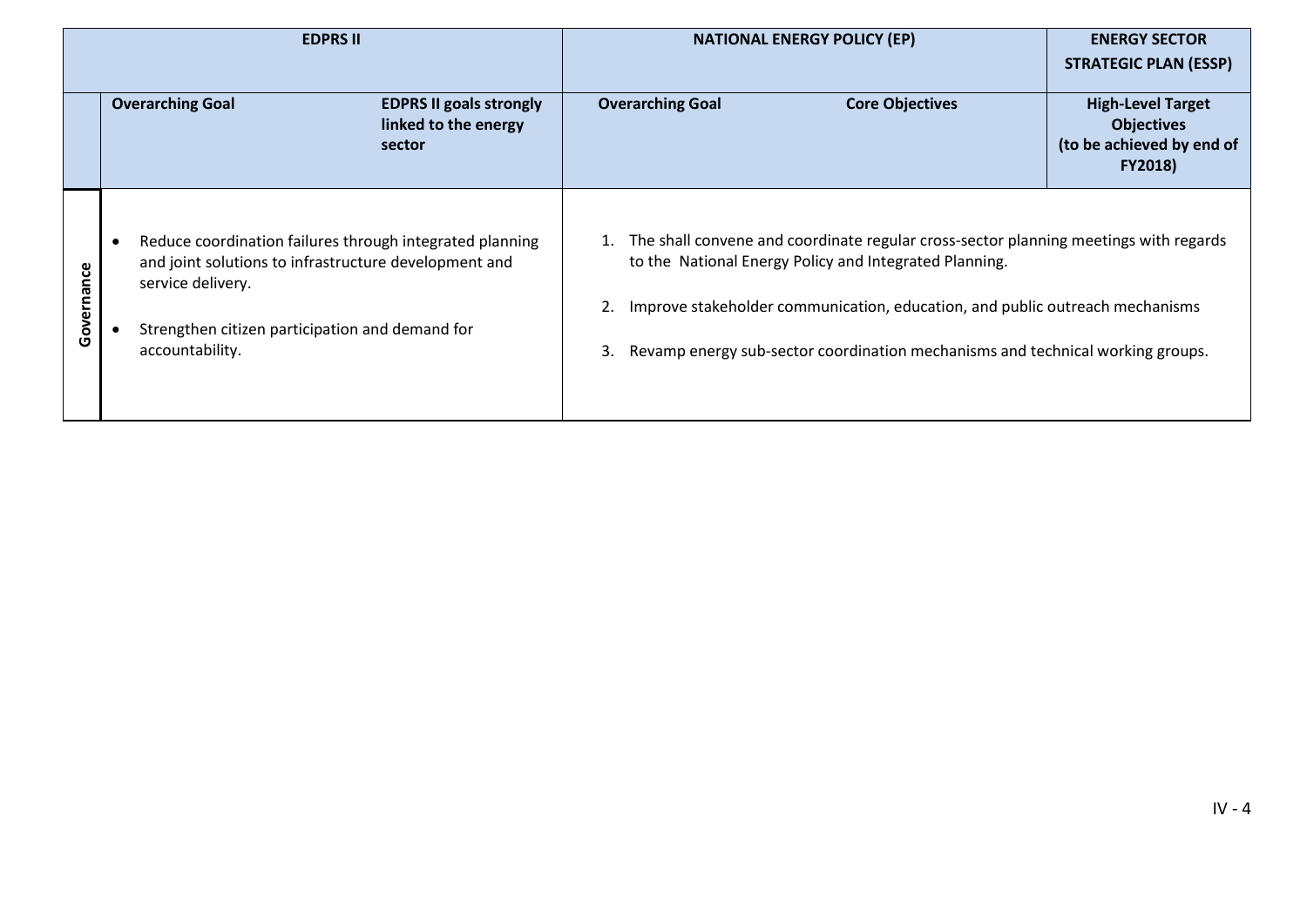| | EDPRS II | | NATIONAL ENERGY POLICY (EP) | | ENERGY SECTOR STRATEGIC PLAN (ESSP) |
|---|---|---|---|---|---|
| | **Overarching Goal** | **EDPRS II goals strongly linked to the energy sector** | **Overarching Goal** | **Core Objectives** | **High-Level Target Objectives (to be achieved by end of FY2018)** |
| **Governance** | • Reduce coordination failures through integrated planning and joint solutions to infrastructure development and service delivery.<br><br>• Strengthen citizen participation and demand for accountability. | | 1. The shall convene and coordinate regular cross-sector planning meetings with regards to the National Energy Policy and Integrated Planning.<br><br>2. Improve stakeholder communication, education, and public outreach mechanisms<br><br>3. Revamp energy sub-sector coordination mechanisms and technical working groups. | | |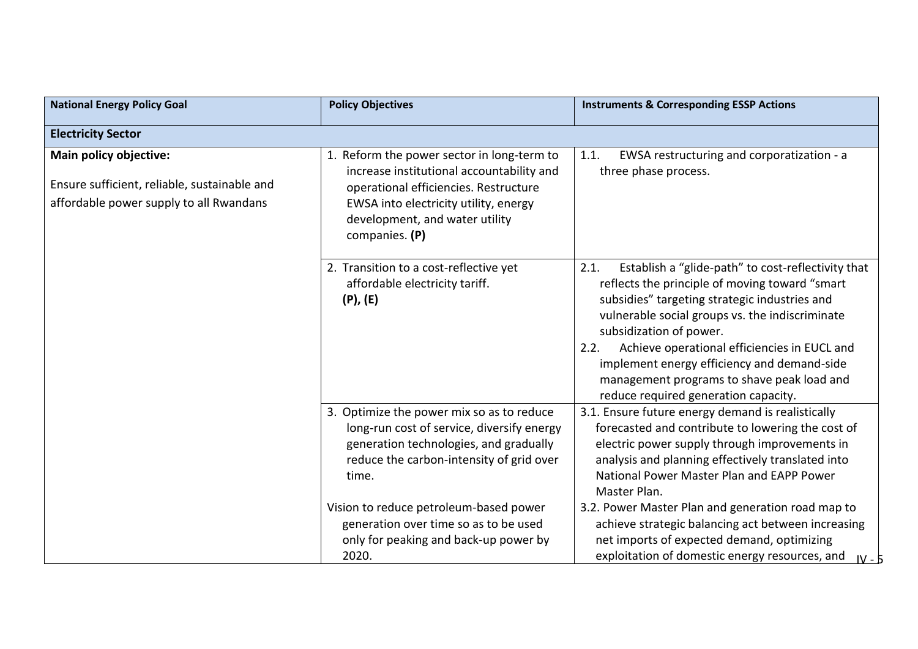| National Energy Policy Goal | Policy Objectives | Instruments & Corresponding ESSP Actions |
|---|---|---|
| **Electricity Sector** | | |
| **Main policy objective:**<br><br>Ensure sufficient, reliable, sustainable and affordable power supply to all Rwandans | 1. Reform the power sector in long-term to increase institutional accountability and operational efficiencies. Restructure EWSA into electricity utility, energy development, and water utility companies. **(P)** | 1.1. EWSA restructuring and corporatization - a three phase process. |
| | 2. Transition to a cost-reflective yet affordable electricity tariff. **(P), (E)** | 2.1. Establish a "glide-path" to cost-reflectivity that reflects the principle of moving toward "smart subsidies" targeting strategic industries and vulnerable social groups vs. the indiscriminate subsidization of power.<br>2.2. Achieve operational efficiencies in EUCL and implement energy efficiency and demand-side management programs to shave peak load and reduce required generation capacity. |
| | 3. Optimize the power mix so as to reduce long-run cost of service, diversify energy generation technologies, and gradually reduce the carbon-intensity of grid over time.<br><br>Vision to reduce petroleum-based power generation over time so as to be used only for peaking and back-up power by 2020. | 3.1. Ensure future energy demand is realistically forecasted and contribute to lowering the cost of electric power supply through improvements in analysis and planning effectively translated into National Power Master Plan and EAPP Power Master Plan.<br>3.2. Power Master Plan and generation road map to achieve strategic balancing act between increasing net imports of expected demand, optimizing exploitation of domestic energy resources, and |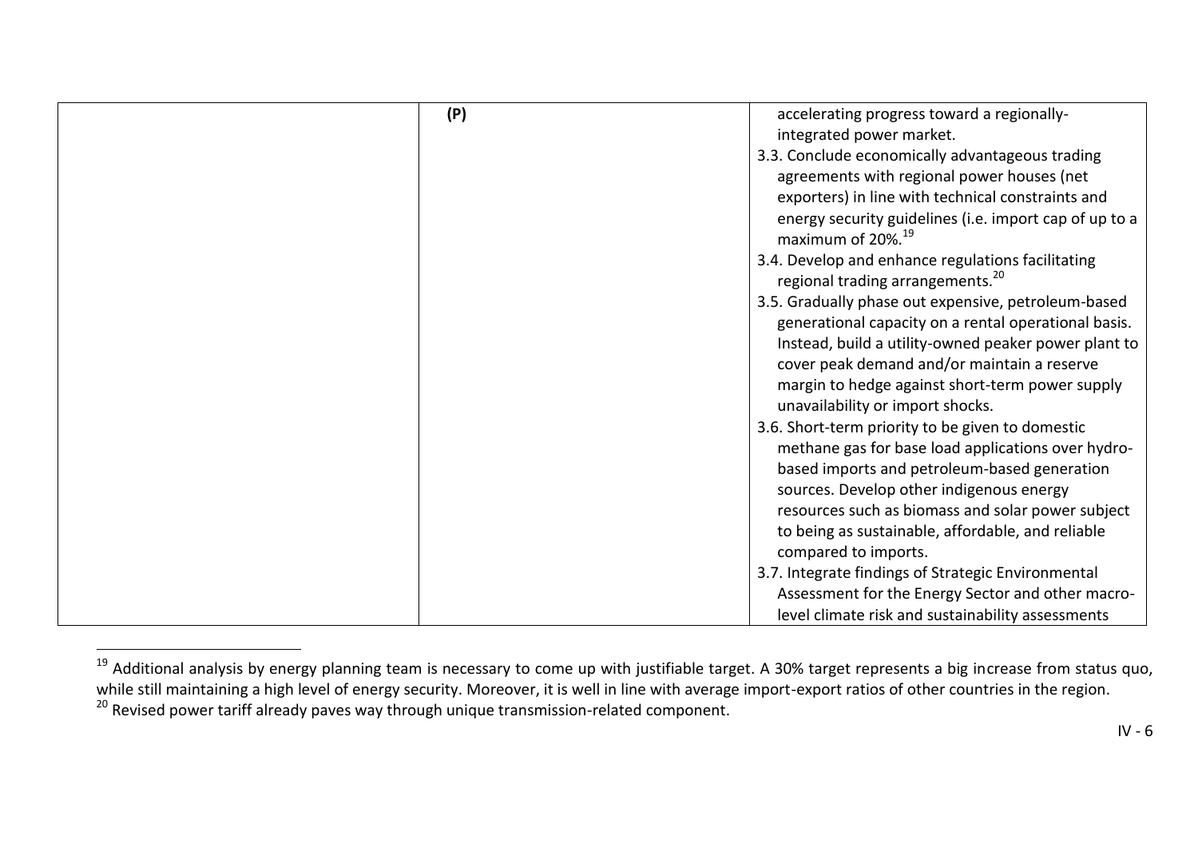| | | |
|---|---|---|
| | **(P)** | accelerating progress toward a regionally-integrated power market.<br>3.3. Conclude economically advantageous trading agreements with regional power houses (net exporters) in line with technical constraints and energy security guidelines (i.e. import cap of up to a maximum of 20%.[19]<br>3.4. Develop and enhance regulations facilitating regional trading arrangements.[20]<br>3.5. Gradually phase out expensive, petroleum-based generational capacity on a rental operational basis. Instead, build a utility-owned peaker power plant to cover peak demand and/or maintain a reserve margin to hedge against short-term power supply unavailability or import shocks.<br>3.6. Short-term priority to be given to domestic methane gas for base load applications over hydro-based imports and petroleum-based generation sources. Develop other indigenous energy resources such as biomass and solar power subject to being as sustainable, affordable, and reliable compared to imports.<br>3.7. Integrate findings of Strategic Environmental Assessment for the Energy Sector and other macro-level climate risk and sustainability assessments |

[19] Additional analysis by energy planning team is necessary to come up with justifiable target. A 30% target represents a big increase from status quo, while still maintaining a high level of energy security. Moreover, it is well in line with average import-export ratios of other countries in the region.

[20] Revised power tariff already paves way through unique transmission-related component.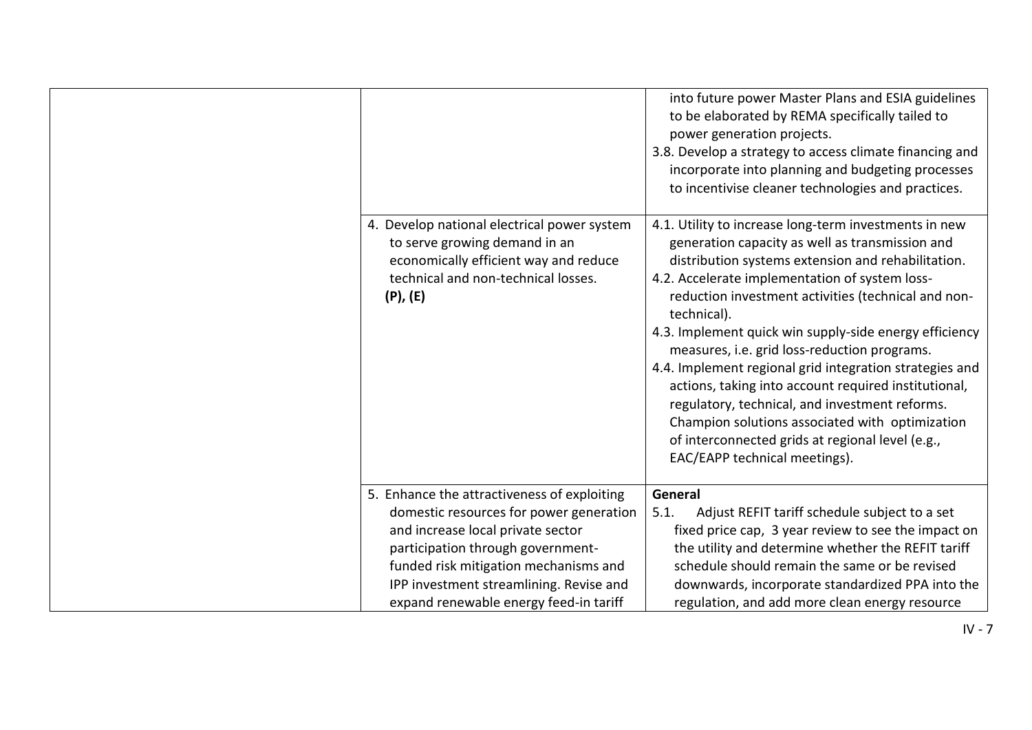| | | |
|---|---|---|
| | | into future power Master Plans and ESIA guidelines to be elaborated by REMA specifically tailed to power generation projects.<br>3.8. Develop a strategy to access climate financing and incorporate into planning and budgeting processes to incentivise cleaner technologies and practices. |
| | 4. Develop national electrical power system to serve growing demand in an economically efficient way and reduce technical and non-technical losses. **(P), (E)** | 4.1. Utility to increase long-term investments in new generation capacity as well as transmission and distribution systems extension and rehabilitation.<br>4.2. Accelerate implementation of system loss-reduction investment activities (technical and non-technical).<br>4.3. Implement quick win supply-side energy efficiency measures, i.e. grid loss-reduction programs.<br>4.4. Implement regional grid integration strategies and actions, taking into account required institutional, regulatory, technical, and investment reforms. Champion solutions associated with optimization of interconnected grids at regional level (e.g., EAC/EAPP technical meetings). |
| | 5. Enhance the attractiveness of exploiting domestic resources for power generation and increase local private sector participation through government-funded risk mitigation mechanisms and IPP investment streamlining. Revise and expand renewable energy feed-in tariff | **General**<br>5.1. Adjust REFIT tariff schedule subject to a set fixed price cap, 3 year review to see the impact on the utility and determine whether the REFIT tariff schedule should remain the same or be revised downwards, incorporate standardized PPA into the regulation, and add more clean energy resource |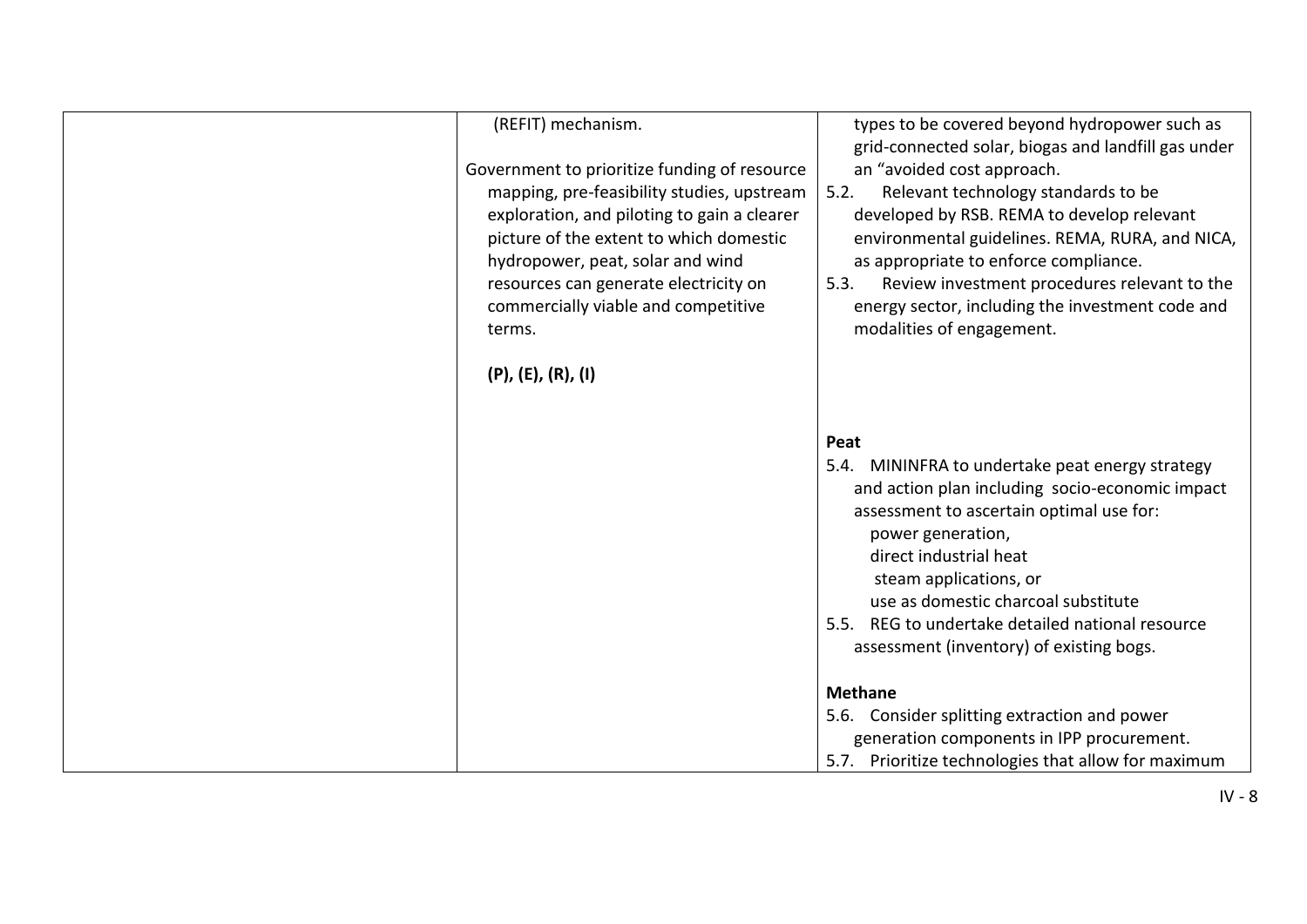| | | |
|---|---|---|
| | (REFIT) mechanism.<br><br>Government to prioritize funding of resource mapping, pre-feasibility studies, upstream exploration, and piloting to gain a clearer picture of the extent to which domestic hydropower, peat, solar and wind resources can generate electricity on commercially viable and competitive terms.<br><br>**(P), (E), (R), (I)** | types to be covered beyond hydropower such as grid-connected solar, biogas and landfill gas under an "avoided cost approach.<br>5.2. Relevant technology standards to be developed by RSB. REMA to develop relevant environmental guidelines. REMA, RURA, and NICA, as appropriate to enforce compliance.<br>5.3. Review investment procedures relevant to the energy sector, including the investment code and modalities of engagement.<br><br>**Peat**<br>5.4. MININFRA to undertake peat energy strategy and action plan including socio-economic impact assessment to ascertain optimal use for:<br>power generation,<br>direct industrial heat<br>steam applications, or<br>use as domestic charcoal substitute<br>5.5. REG to undertake detailed national resource assessment (inventory) of existing bogs.<br><br>**Methane**<br>5.6. Consider splitting extraction and power generation components in IPP procurement.<br>5.7. Prioritize technologies that allow for maximum |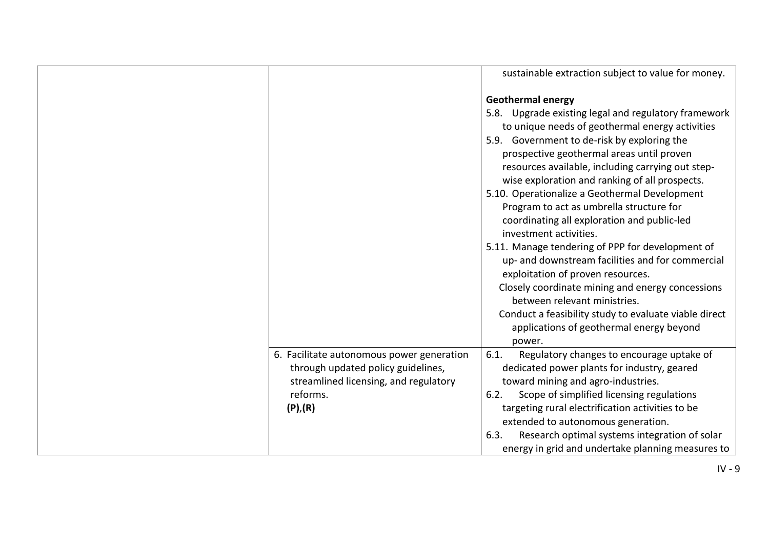| | | |
|---|---|---|
| | | sustainable extraction subject to value for money.<br><br>**Geothermal energy**<br>5.8. Upgrade existing legal and regulatory framework to unique needs of geothermal energy activities<br>5.9. Government to de-risk by exploring the prospective geothermal areas until proven resources available, including carrying out step-wise exploration and ranking of all prospects.<br>5.10. Operationalize a Geothermal Development Program to act as umbrella structure for coordinating all exploration and public-led investment activities.<br>5.11. Manage tendering of PPP for development of up- and downstream facilities and for commercial exploitation of proven resources.<br>Closely coordinate mining and energy concessions between relevant ministries.<br>Conduct a feasibility study to evaluate viable direct applications of geothermal energy beyond power. |
| | 6. Facilitate autonomous power generation through updated policy guidelines, streamlined licensing, and regulatory reforms.<br>**(P)**,**(R)** | 6.1. Regulatory changes to encourage uptake of dedicated power plants for industry, geared toward mining and agro-industries.<br>6.2. Scope of simplified licensing regulations targeting rural electrification activities to be extended to autonomous generation.<br>6.3. Research optimal systems integration of solar energy in grid and undertake planning measures to |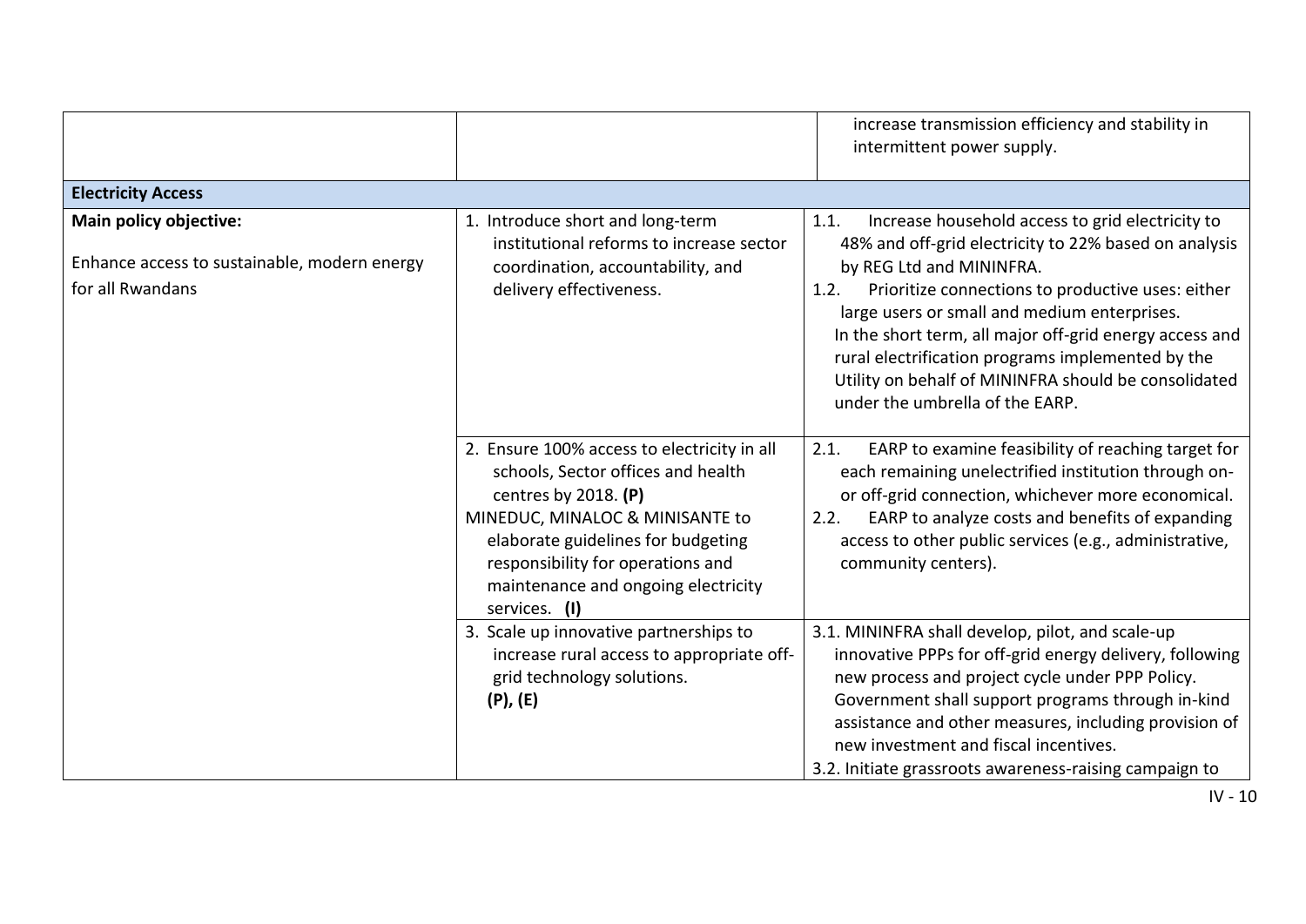| | | |
|---|---|---|
| | | increase transmission efficiency and stability in intermittent power supply. |
| **Electricity Access** | | |
| **Main policy objective:**<br><br>Enhance access to sustainable, modern energy for all Rwandans | 1. Introduce short and long-term institutional reforms to increase sector coordination, accountability, and delivery effectiveness. | 1.1. Increase household access to grid electricity to 48% and off-grid electricity to 22% based on analysis by REG Ltd and MININFRA.<br>1.2. Prioritize connections to productive uses: either large users or small and medium enterprises.<br>In the short term, all major off-grid energy access and rural electrification programs implemented by the Utility on behalf of MININFRA should be consolidated under the umbrella of the EARP. |
| | 2. Ensure 100% access to electricity in all schools, Sector offices and health centres by 2018. **(P)**<br>MINEDUC, MINALOC & MINISANTE to elaborate guidelines for budgeting responsibility for operations and maintenance and ongoing electricity services. **(I)** | 2.1. EARP to examine feasibility of reaching target for each remaining unelectrified institution through on- or off-grid connection, whichever more economical.<br>2.2. EARP to analyze costs and benefits of expanding access to other public services (e.g., administrative, community centers). |
| | 3. Scale up innovative partnerships to increase rural access to appropriate off-grid technology solutions. **(P), (E)** | 3.1. MININFRA shall develop, pilot, and scale-up innovative PPPs for off-grid energy delivery, following new process and project cycle under PPP Policy. Government shall support programs through in-kind assistance and other measures, including provision of new investment and fiscal incentives.<br>3.2. Initiate grassroots awareness-raising campaign to |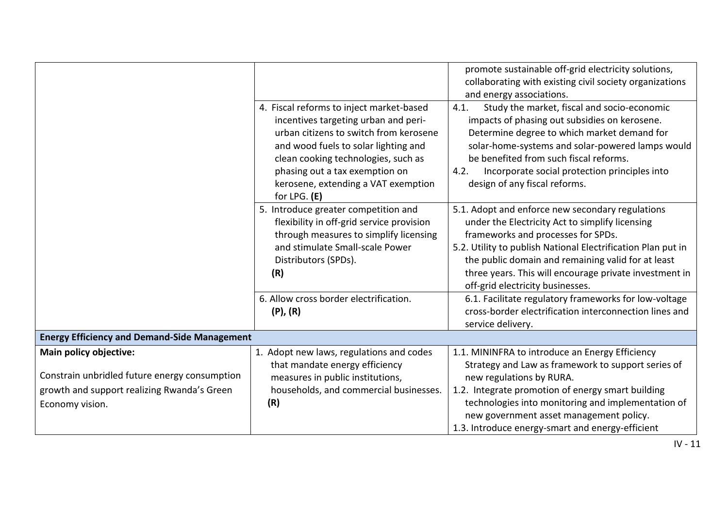| | | |
|---|---|---|
| | | promote sustainable off-grid electricity solutions, collaborating with existing civil society organizations and energy associations. |
| | 4. Fiscal reforms to inject market-based incentives targeting urban and peri-urban citizens to switch from kerosene and wood fuels to solar lighting and clean cooking technologies, such as phasing out a tax exemption on kerosene, extending a VAT exemption for LPG. **(E)** | 4.1. Study the market, fiscal and socio-economic impacts of phasing out subsidies on kerosene. Determine degree to which market demand for solar-home-systems and solar-powered lamps would be benefited from such fiscal reforms.<br>4.2. Incorporate social protection principles into design of any fiscal reforms. |
| | 5. Introduce greater competition and flexibility in off-grid service provision through measures to simplify licensing and stimulate Small-scale Power Distributors (SPDs). **(R)** | 5.1. Adopt and enforce new secondary regulations under the Electricity Act to simplify licensing frameworks and processes for SPDs.<br>5.2. Utility to publish National Electrification Plan put in the public domain and remaining valid for at least three years. This will encourage private investment in off-grid electricity businesses. |
| | 6. Allow cross border electrification. **(P), (R)** | 6.1. Facilitate regulatory frameworks for low-voltage cross-border electrification interconnection lines and service delivery. |
| **Energy Efficiency and Demand-Side Management** | | |
| **Main policy objective:**<br><br>Constrain unbridled future energy consumption growth and support realizing Rwanda's Green Economy vision. | 1. Adopt new laws, regulations and codes that mandate energy efficiency measures in public institutions, households, and commercial businesses. **(R)** | 1.1. MININFRA to introduce an Energy Efficiency Strategy and Law as framework to support series of new regulations by RURA.<br>1.2. Integrate promotion of energy smart building technologies into monitoring and implementation of new government asset management policy.<br>1.3. Introduce energy-smart and energy-efficient |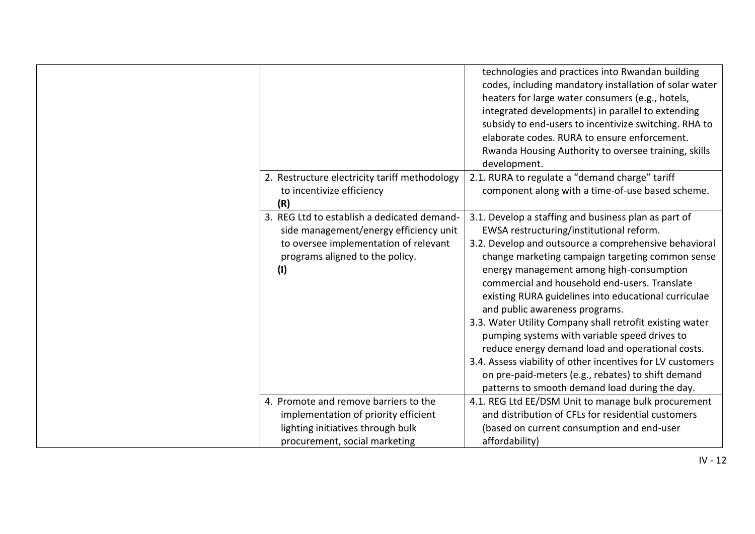| | | |
|---|---|---|
| | | technologies and practices into Rwandan building codes, including mandatory installation of solar water heaters for large water consumers (e.g., hotels, integrated developments) in parallel to extending subsidy to end-users to incentivize switching. RHA to elaborate codes. RURA to ensure enforcement. Rwanda Housing Authority to oversee training, skills development. |
| | 2. Restructure electricity tariff methodology to incentivize efficiency **(R)** | 2.1. RURA to regulate a "demand charge" tariff component along with a time-of-use based scheme. |
| | 3. REG Ltd to establish a dedicated demand-side management/energy efficiency unit to oversee implementation of relevant programs aligned to the policy. **(I)** | 3.1. Develop a staffing and business plan as part of EWSA restructuring/institutional reform.<br>3.2. Develop and outsource a comprehensive behavioral change marketing campaign targeting common sense energy management among high-consumption commercial and household end-users. Translate existing RURA guidelines into educational curriculae and public awareness programs.<br>3.3. Water Utility Company shall retrofit existing water pumping systems with variable speed drives to reduce energy demand load and operational costs.<br>3.4. Assess viability of other incentives for LV customers on pre-paid-meters (e.g., rebates) to shift demand patterns to smooth demand load during the day. |
| | 4. Promote and remove barriers to the implementation of priority efficient lighting initiatives through bulk procurement, social marketing | 4.1. REG Ltd EE/DSM Unit to manage bulk procurement and distribution of CFLs for residential customers (based on current consumption and end-user affordability) |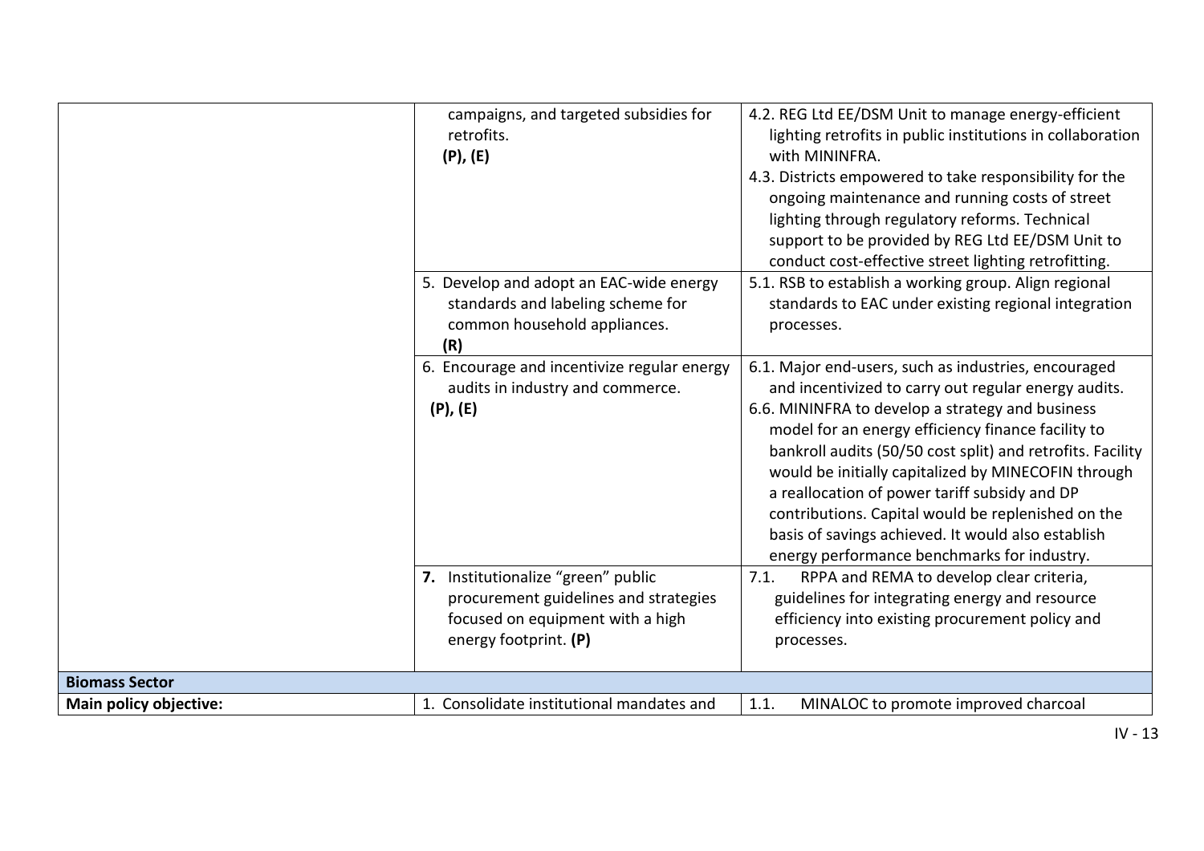| | | |
|---|---|---|
| | campaigns, and targeted subsidies for retrofits. **(P), (E)** | 4.2. REG Ltd EE/DSM Unit to manage energy-efficient lighting retrofits in public institutions in collaboration with MININFRA.<br>4.3. Districts empowered to take responsibility for the ongoing maintenance and running costs of street lighting through regulatory reforms. Technical support to be provided by REG Ltd EE/DSM Unit to conduct cost-effective street lighting retrofitting. |
| | 5. Develop and adopt an EAC-wide energy standards and labeling scheme for common household appliances. **(R)** | 5.1. RSB to establish a working group. Align regional standards to EAC under existing regional integration processes. |
| | 6. Encourage and incentivize regular energy audits in industry and commerce. **(P), (E)** | 6.1. Major end-users, such as industries, encouraged and incentivized to carry out regular energy audits.<br>6.6. MININFRA to develop a strategy and business model for an energy efficiency finance facility to bankroll audits (50/50 cost split) and retrofits. Facility would be initially capitalized by MINECOFIN through a reallocation of power tariff subsidy and DP contributions. Capital would be replenished on the basis of savings achieved. It would also establish energy performance benchmarks for industry. |
| | **7.** Institutionalize "green" public procurement guidelines and strategies focused on equipment with a high energy footprint. **(P)** | 7.1. RPPA and REMA to develop clear criteria, guidelines for integrating energy and resource efficiency into existing procurement policy and processes. |
| **Biomass Sector** | | |
| **Main policy objective:** | 1. Consolidate institutional mandates and | 1.1. MINALOC to promote improved charcoal |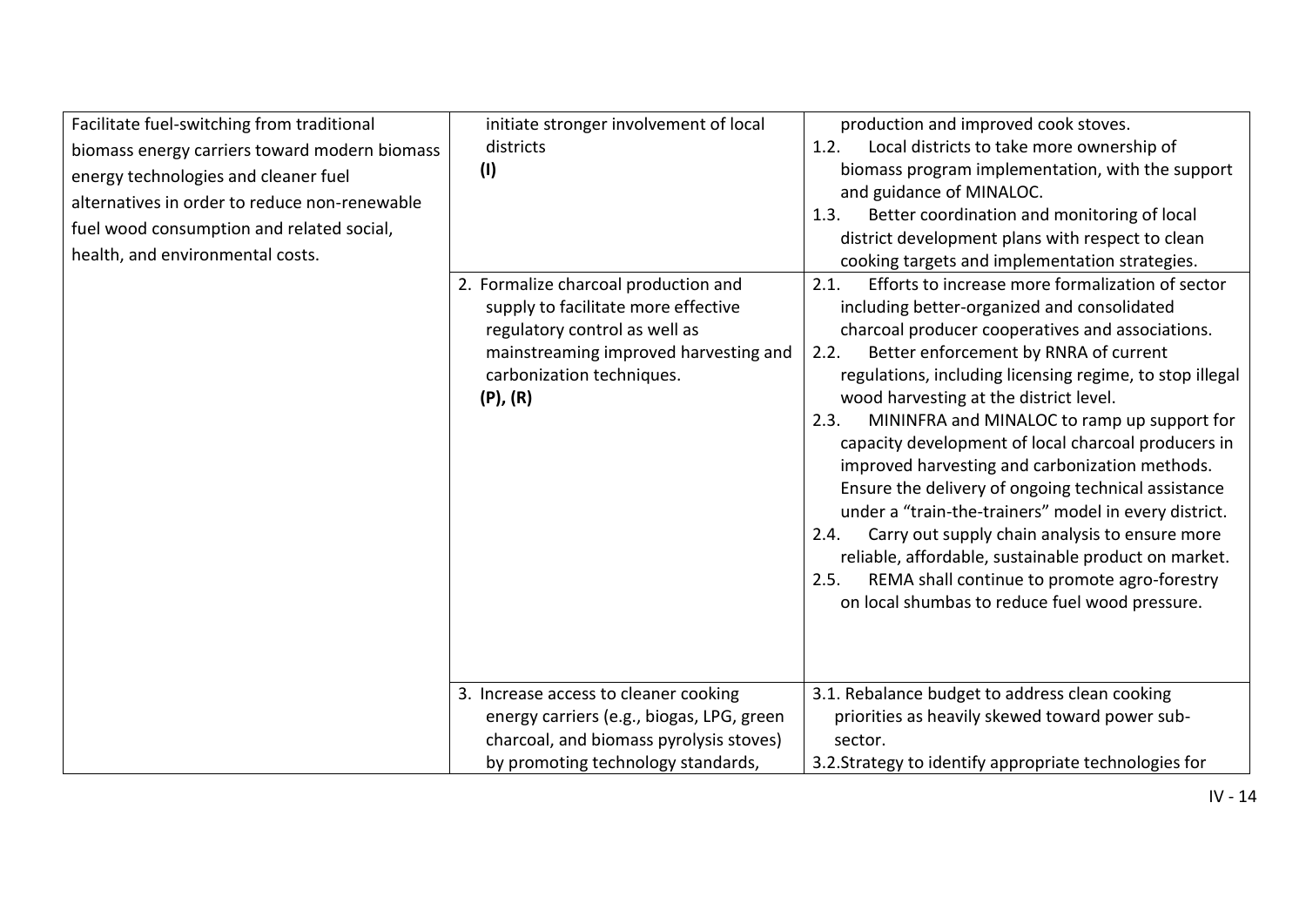| | | |
|---|---|---|
| Facilitate fuel-switching from traditional biomass energy carriers toward modern biomass energy technologies and cleaner fuel alternatives in order to reduce non-renewable fuel wood consumption and related social, health, and environmental costs. | initiate stronger involvement of local districts **(I)** | production and improved cook stoves.<br>1.2. Local districts to take more ownership of biomass program implementation, with the support and guidance of MINALOC.<br>1.3. Better coordination and monitoring of local district development plans with respect to clean cooking targets and implementation strategies. |
| | 2. Formalize charcoal production and supply to facilitate more effective regulatory control as well as mainstreaming improved harvesting and carbonization techniques. **(P), (R)** | 2.1. Efforts to increase more formalization of sector including better-organized and consolidated charcoal producer cooperatives and associations.<br>2.2. Better enforcement by RNRA of current regulations, including licensing regime, to stop illegal wood harvesting at the district level.<br>2.3. MININFRA and MINALOC to ramp up support for capacity development of local charcoal producers in improved harvesting and carbonization methods. Ensure the delivery of ongoing technical assistance under a "train-the-trainers" model in every district.<br>2.4. Carry out supply chain analysis to ensure more reliable, affordable, sustainable product on market.<br>2.5. REMA shall continue to promote agro-forestry on local shumbas to reduce fuel wood pressure. |
| | 3. Increase access to cleaner cooking energy carriers (e.g., biogas, LPG, green charcoal, and biomass pyrolysis stoves) by promoting technology standards, | 3.1. Rebalance budget to address clean cooking priorities as heavily skewed toward power sub-sector.<br>3.2.Strategy to identify appropriate technologies for |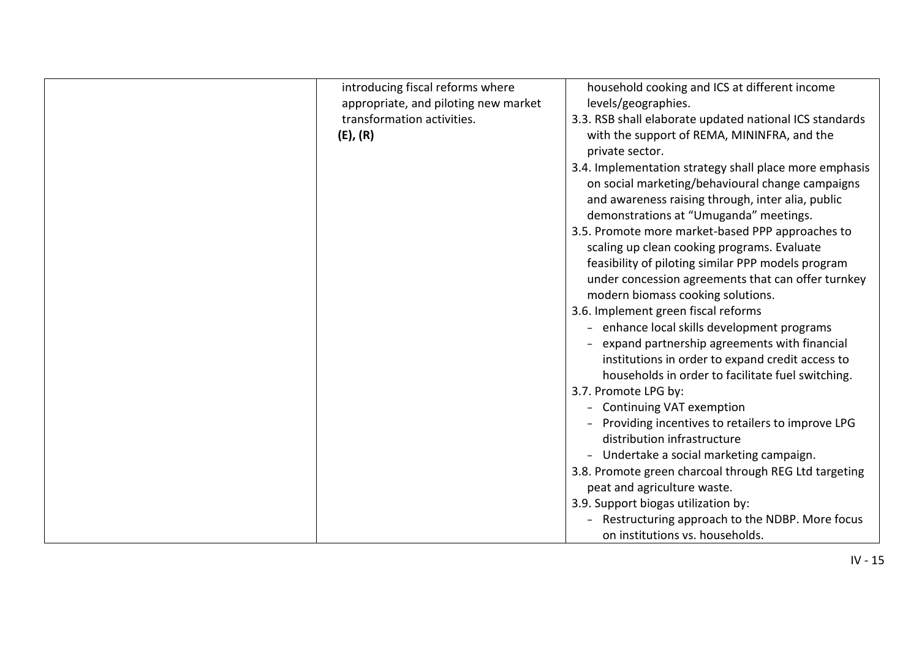| | | |
|---|---|---|
| | introducing fiscal reforms where appropriate, and piloting new market transformation activities. **(E), (R)** | household cooking and ICS at different income levels/geographies.<br>3.3. RSB shall elaborate updated national ICS standards with the support of REMA, MININFRA, and the private sector.<br>3.4. Implementation strategy shall place more emphasis on social marketing/behavioural change campaigns and awareness raising through, inter alia, public demonstrations at "Umuganda" meetings.<br>3.5. Promote more market-based PPP approaches to scaling up clean cooking programs. Evaluate feasibility of piloting similar PPP models program under concession agreements that can offer turnkey modern biomass cooking solutions.<br>3.6. Implement green fiscal reforms<br>- enhance local skills development programs<br>- expand partnership agreements with financial institutions in order to expand credit access to households in order to facilitate fuel switching.<br>3.7. Promote LPG by:<br>- Continuing VAT exemption<br>- Providing incentives to retailers to improve LPG distribution infrastructure<br>- Undertake a social marketing campaign.<br>3.8. Promote green charcoal through REG Ltd targeting peat and agriculture waste.<br>3.9. Support biogas utilization by:<br>- Restructuring approach to the NDBP. More focus on institutions vs. households. |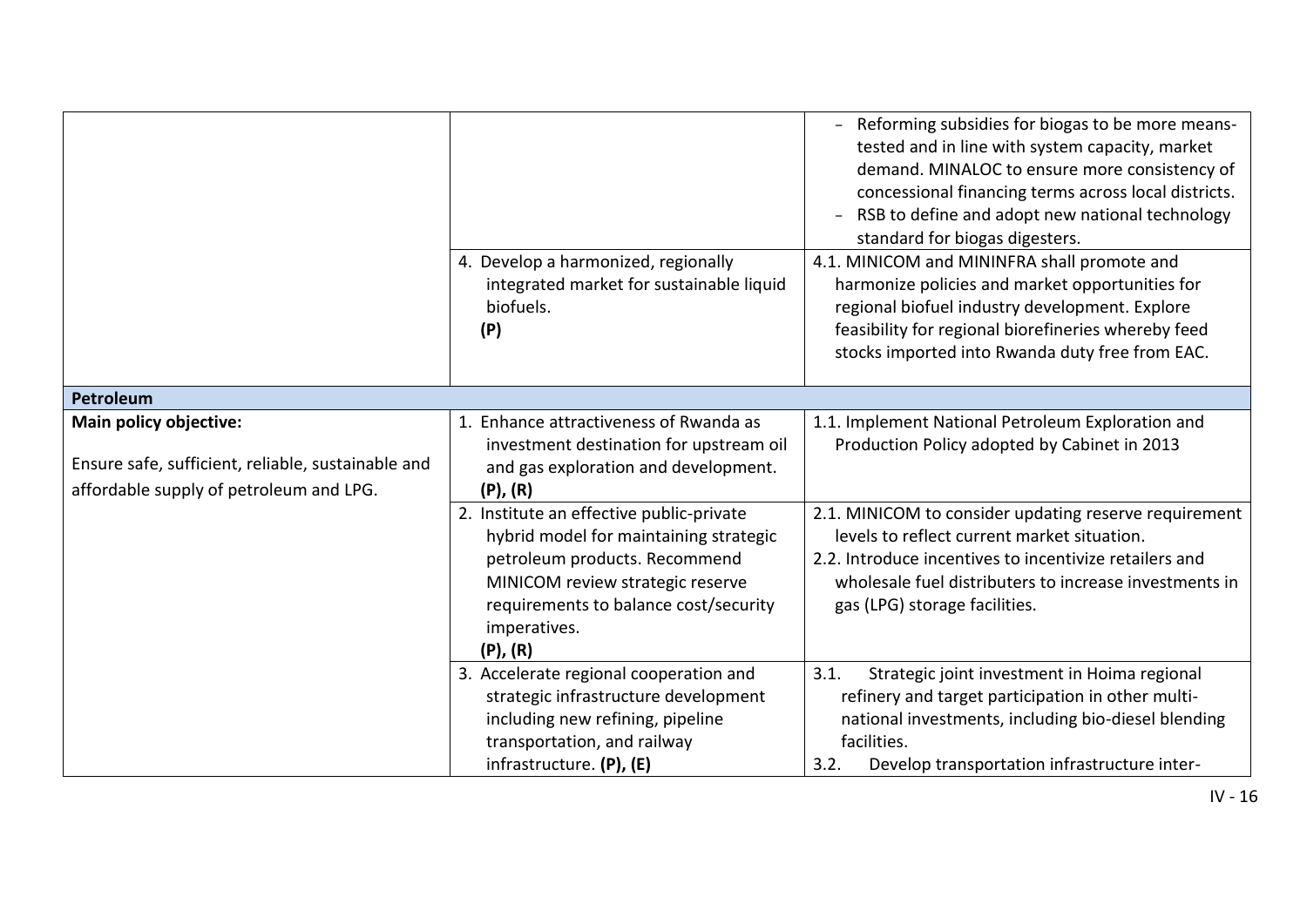| | | |
|---|---|---|
| | | - Reforming subsidies for biogas to be more means-tested and in line with system capacity, market demand. MINALOC to ensure more consistency of concessional financing terms across local districts.<br>- RSB to define and adopt new national technology standard for biogas digesters. |
| | 4. Develop a harmonized, regionally integrated market for sustainable liquid biofuels.<br>**(P)** | 4.1. MINICOM and MININFRA shall promote and harmonize policies and market opportunities for regional biofuel industry development. Explore feasibility for regional biorefineries whereby feed stocks imported into Rwanda duty free from EAC. |
| **Petroleum** | | |
| **Main policy objective:**<br><br>Ensure safe, sufficient, reliable, sustainable and affordable supply of petroleum and LPG. | 1. Enhance attractiveness of Rwanda as investment destination for upstream oil and gas exploration and development.<br>**(P), (R)** | 1.1. Implement National Petroleum Exploration and Production Policy adopted by Cabinet in 2013 |
| | 2. Institute an effective public-private hybrid model for maintaining strategic petroleum products. Recommend MINICOM review strategic reserve requirements to balance cost/security imperatives.<br>**(P), (R)** | 2.1. MINICOM to consider updating reserve requirement levels to reflect current market situation.<br>2.2. Introduce incentives to incentivize retailers and wholesale fuel distributers to increase investments in gas (LPG) storage facilities. |
| | 3. Accelerate regional cooperation and strategic infrastructure development including new refining, pipeline transportation, and railway infrastructure. **(P), (E)** | 3.1. Strategic joint investment in Hoima regional refinery and target participation in other multi-national investments, including bio-diesel blending facilities.<br>3.2. Develop transportation infrastructure inter- |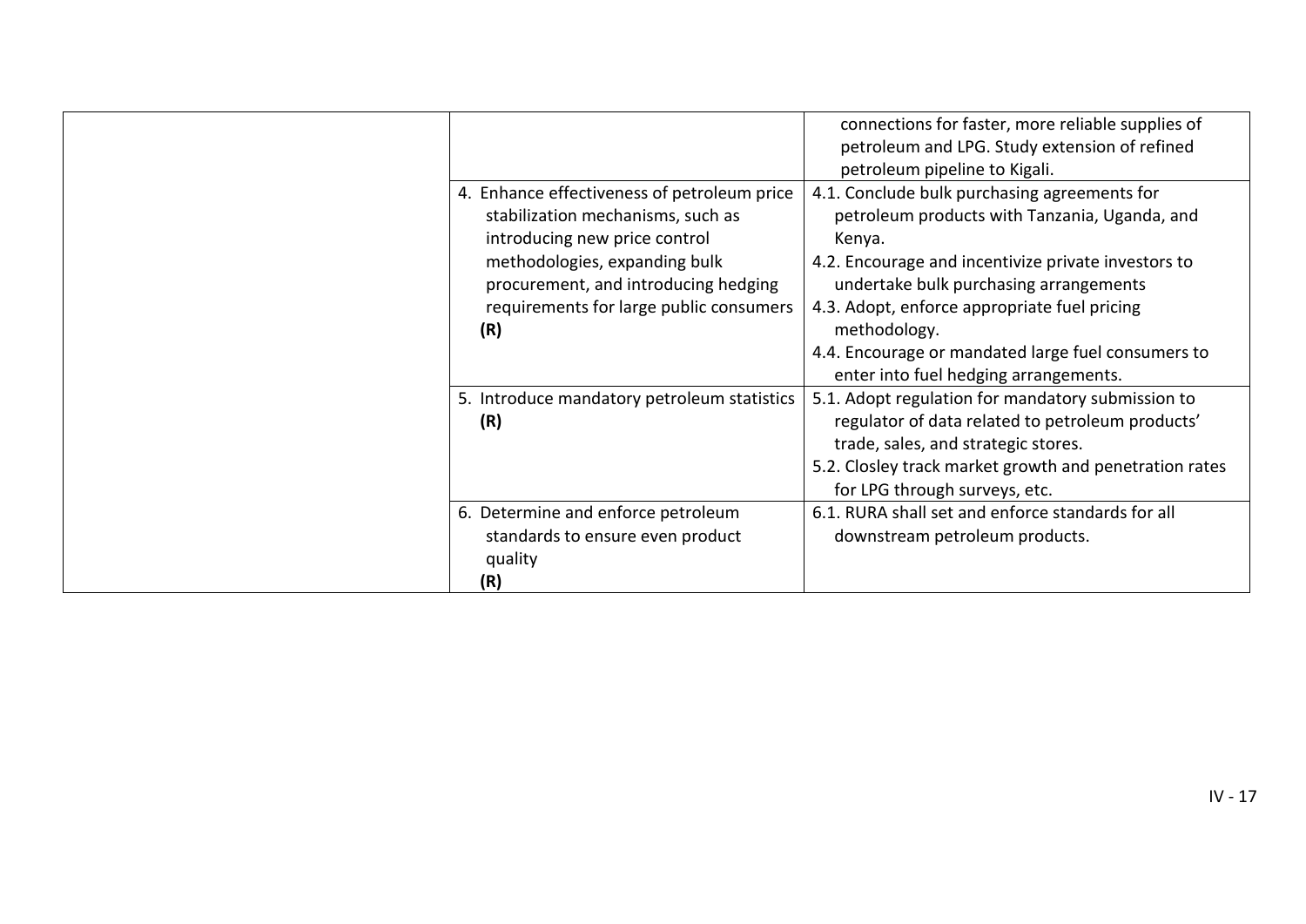| | | |
|---|---|---|
| | | connections for faster, more reliable supplies of petroleum and LPG. Study extension of refined petroleum pipeline to Kigali. |
| | 4. Enhance effectiveness of petroleum price stabilization mechanisms, such as introducing new price control methodologies, expanding bulk procurement, and introducing hedging requirements for large public consumers **(R)** | 4.1. Conclude bulk purchasing agreements for petroleum products with Tanzania, Uganda, and Kenya.<br>4.2. Encourage and incentivize private investors to undertake bulk purchasing arrangements<br>4.3. Adopt, enforce appropriate fuel pricing methodology.<br>4.4. Encourage or mandated large fuel consumers to enter into fuel hedging arrangements. |
| | 5. Introduce mandatory petroleum statistics **(R)** | 5.1. Adopt regulation for mandatory submission to regulator of data related to petroleum products' trade, sales, and strategic stores.<br>5.2. Closley track market growth and penetration rates for LPG through surveys, etc. |
| | 6. Determine and enforce petroleum standards to ensure even product quality **(R)** | 6.1. RURA shall set and enforce standards for all downstream petroleum products. |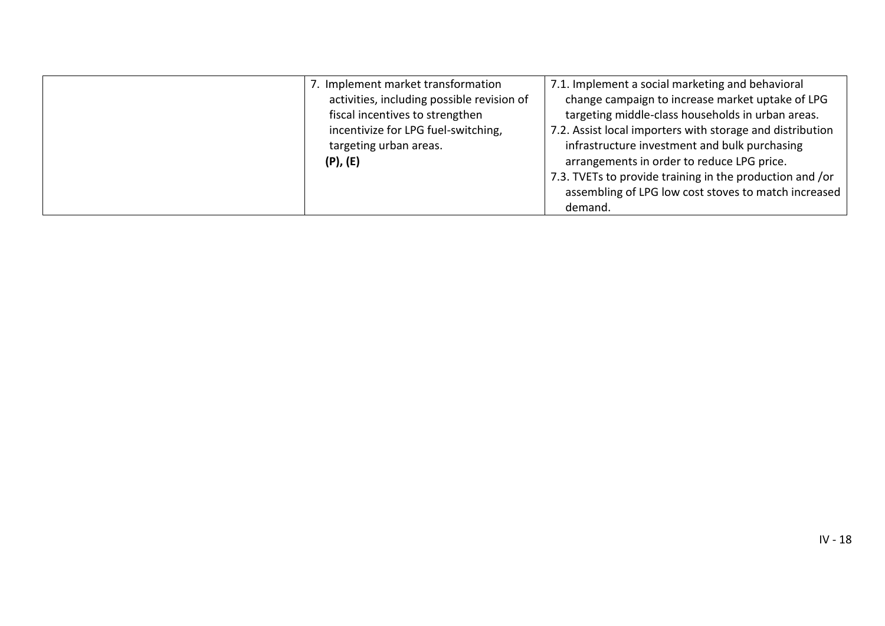| | | |
|---|---|---|
| | 7. Implement market transformation activities, including possible revision of fiscal incentives to strengthen incentivize for LPG fuel-switching, targeting urban areas. **(P), (E)** | 7.1. Implement a social marketing and behavioral change campaign to increase market uptake of LPG targeting middle-class households in urban areas.<br>7.2. Assist local importers with storage and distribution infrastructure investment and bulk purchasing arrangements in order to reduce LPG price.<br>7.3. TVETs to provide training in the production and /or assembling of LPG low cost stoves to match increased demand. |